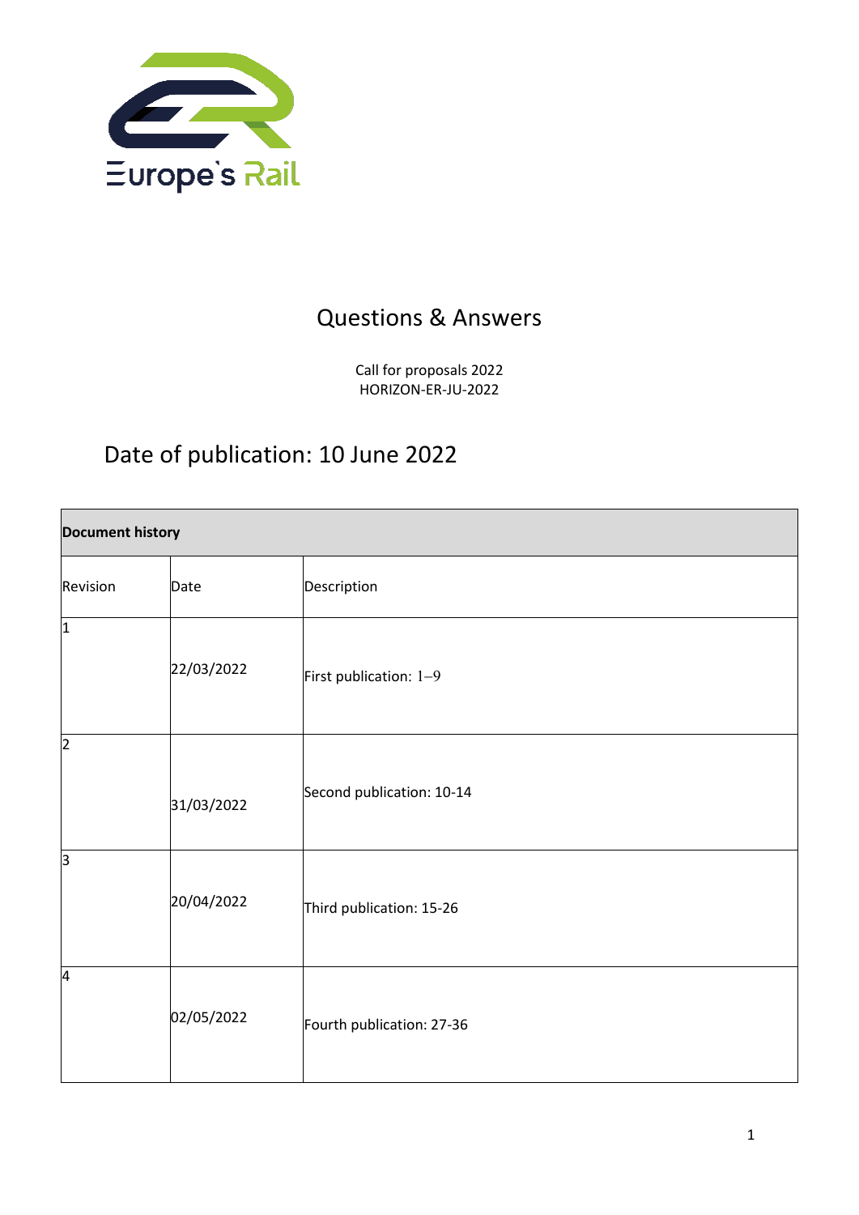Europe's Rail

# Questions & Answers

Call for proposals 2022
HORIZON-ER-JU-2022

## Date of publication: 10 June 2022

| Document history | | |
|---|---|---|
| Revision | Date | Description |
| 1 | 22/03/2022 | First publication: 1–9 |
| 2 | 31/03/2022 | Second publication: 10-14 |
| 3 | 20/04/2022 | Third publication: 15-26 |
| 4 | 02/05/2022 | Fourth publication: 27-36 |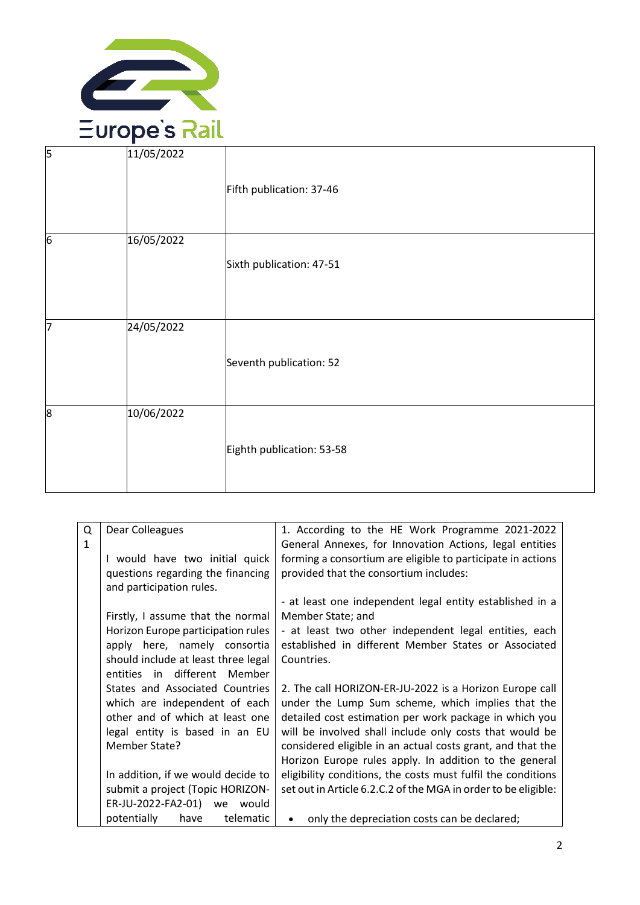| | | |
|---|---|---|
| 5 | 11/05/2022 | Fifth publication: 37-46 |
| 6 | 16/05/2022 | Sixth publication: 47-51 |
| 7 | 24/05/2022 | Seventh publication: 52 |
| 8 | 10/06/2022 | Eighth publication: 53-58 |

| | | |
|---|---|---|
| Q 1 | Dear Colleagues<br><br>I would have two initial quick questions regarding the financing and participation rules.<br><br>Firstly, I assume that the normal Horizon Europe participation rules apply here, namely consortia should include at least three legal entities in different Member States and Associated Countries which are independent of each other and of which at least one legal entity is based in an EU Member State?<br><br>In addition, if we would decide to submit a project (Topic HORIZON-ER-JU-2022-FA2-01) we would potentially have telematic | 1. According to the HE Work Programme 2021-2022 General Annexes, for Innovation Actions, legal entities forming a consortium are eligible to participate in actions provided that the consortium includes:<br><br>- at least one independent legal entity established in a Member State; and<br>- at least two other independent legal entities, each established in different Member States or Associated Countries.<br><br>2. The call HORIZON-ER-JU-2022 is a Horizon Europe call under the Lump Sum scheme, which implies that the detailed cost estimation per work package in which you will be involved shall include only costs that would be considered eligible in an actual costs grant, and that the Horizon Europe rules apply. In addition to the general eligibility conditions, the costs must fulfil the conditions set out in Article 6.2.C.2 of the MGA in order to be eligible:<br><br>• only the depreciation costs can be declared; |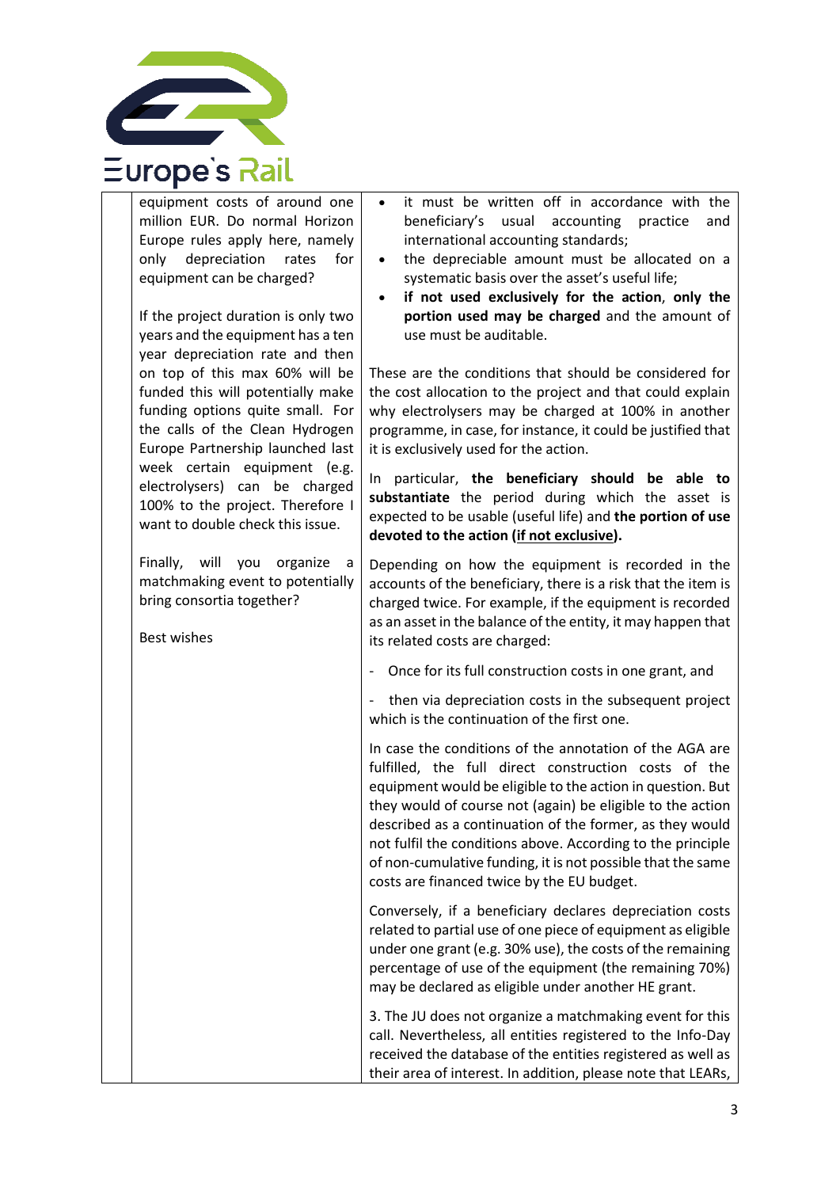| | | |
|---|---|---|
| | equipment costs of around one million EUR. Do normal Horizon Europe rules apply here, namely only depreciation rates for equipment can be charged?<br><br>If the project duration is only two years and the equipment has a ten year depreciation rate and then on top of this max 60% will be funded this will potentially make funding options quite small. For the calls of the Clean Hydrogen Europe Partnership launched last week certain equipment (e.g. electrolysers) can be charged 100% to the project. Therefore I want to double check this issue.<br><br>Finally, will you organize a matchmaking event to potentially bring consortia together?<br><br>Best wishes | • it must be written off in accordance with the beneficiary's usual accounting practice and international accounting standards;<br>• the depreciable amount must be allocated on a systematic basis over the asset's useful life;<br>• **if not used exclusively for the action**, **only the portion used may be charged** and the amount of use must be auditable.<br><br>These are the conditions that should be considered for the cost allocation to the project and that could explain why electrolysers may be charged at 100% in another programme, in case, for instance, it could be justified that it is exclusively used for the action.<br><br>In particular, **the beneficiary should be able to substantiate** the period during which the asset is expected to be usable (useful life) and **the portion of use devoted to the action (<u>if not exclusive</u>).**<br><br>Depending on how the equipment is recorded in the accounts of the beneficiary, there is a risk that the item is charged twice. For example, if the equipment is recorded as an asset in the balance of the entity, it may happen that its related costs are charged:<br><br>- Once for its full construction costs in one grant, and<br><br>- then via depreciation costs in the subsequent project which is the continuation of the first one.<br><br>In case the conditions of the annotation of the AGA are fulfilled, the full direct construction costs of the equipment would be eligible to the action in question. But they would of course not (again) be eligible to the action described as a continuation of the former, as they would not fulfil the conditions above. According to the principle of non-cumulative funding, it is not possible that the same costs are financed twice by the EU budget.<br><br>Conversely, if a beneficiary declares depreciation costs related to partial use of one piece of equipment as eligible under one grant (e.g. 30% use), the costs of the remaining percentage of use of the equipment (the remaining 70%) may be declared as eligible under another HE grant.<br><br>3. The JU does not organize a matchmaking event for this call. Nevertheless, all entities registered to the Info-Day received the database of the entities registered as well as their area of interest. In addition, please note that LEARs, |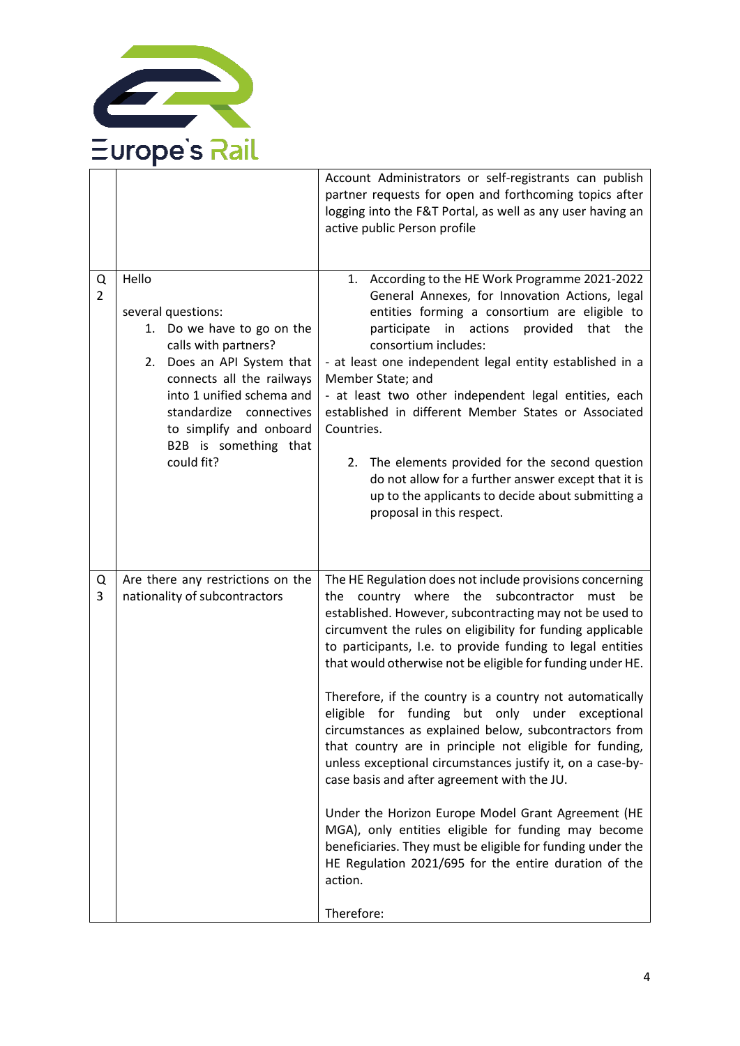| | | |
|---|---|---|
| | | Account Administrators or self-registrants can publish partner requests for open and forthcoming topics after logging into the F&T Portal, as well as any user having an active public Person profile |
| Q 2 | Hello<br><br>several questions:<br>1. Do we have to go on the calls with partners?<br>2. Does an API System that connects all the railways into 1 unified schema and standardize connectives to simplify and onboard B2B is something that could fit? | 1. According to the HE Work Programme 2021-2022 General Annexes, for Innovation Actions, legal entities forming a consortium are eligible to participate in actions provided that the consortium includes:<br>- at least one independent legal entity established in a Member State; and<br>- at least two other independent legal entities, each established in different Member States or Associated Countries.<br><br>2. The elements provided for the second question do not allow for a further answer except that it is up to the applicants to decide about submitting a proposal in this respect. |
| Q 3 | Are there any restrictions on the nationality of subcontractors | The HE Regulation does not include provisions concerning the country where the subcontractor must be established. However, subcontracting may not be used to circumvent the rules on eligibility for funding applicable to participants, I.e. to provide funding to legal entities that would otherwise not be eligible for funding under HE.<br><br>Therefore, if the country is a country not automatically eligible for funding but only under exceptional circumstances as explained below, subcontractors from that country are in principle not eligible for funding, unless exceptional circumstances justify it, on a case-by-case basis and after agreement with the JU.<br><br>Under the Horizon Europe Model Grant Agreement (HE MGA), only entities eligible for funding may become beneficiaries. They must be eligible for funding under the HE Regulation 2021/695 for the entire duration of the action.<br><br>Therefore: |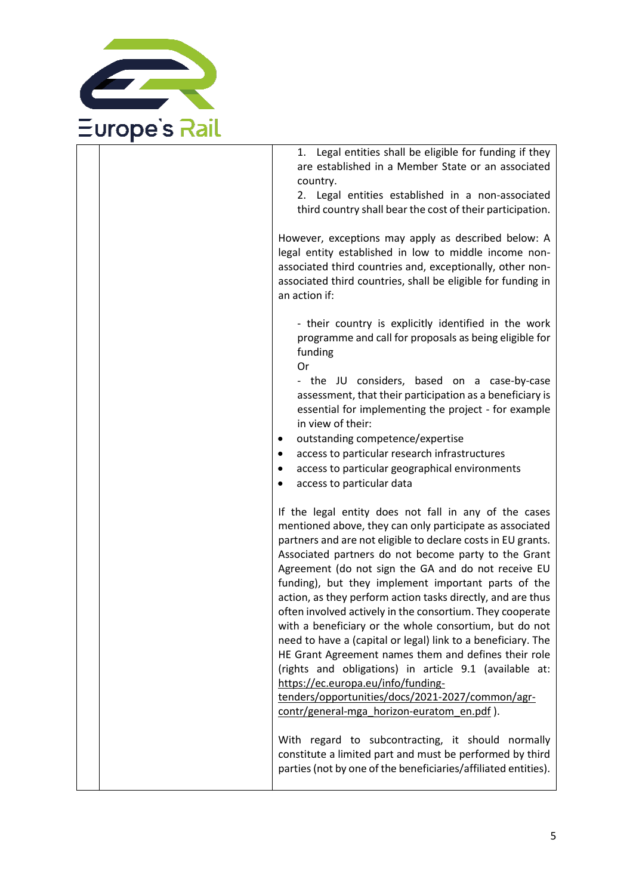| | | 1. Legal entities shall be eligible for funding if they are established in a Member State or an associated country.<br>2. Legal entities established in a non-associated third country shall bear the cost of their participation.<br><br>However, exceptions may apply as described below: A legal entity established in low to middle income non-associated third countries and, exceptionally, other non-associated third countries, shall be eligible for funding in an action if:<br><br>- their country is explicitly identified in the work programme and call for proposals as being eligible for funding<br>Or<br>- the JU considers, based on a case-by-case assessment, that their participation as a beneficiary is essential for implementing the project - for example in view of their:<br>• outstanding competence/expertise<br>• access to particular research infrastructures<br>• access to particular geographical environments<br>• access to particular data<br><br>If the legal entity does not fall in any of the cases mentioned above, they can only participate as associated partners and are not eligible to declare costs in EU grants. Associated partners do not become party to the Grant Agreement (do not sign the GA and do not receive EU funding), but they implement important parts of the action, as they perform action tasks directly, and are thus often involved actively in the consortium. They cooperate with a beneficiary or the whole consortium, but do not need to have a (capital or legal) link to a beneficiary. The HE Grant Agreement names them and defines their role (rights and obligations) in article 9.1 (available at: https://ec.europa.eu/info/funding-tenders/opportunities/docs/2021-2027/common/agr-contr/general-mga_horizon-euratom_en.pdf ).<br><br>With regard to subcontracting, it should normally constitute a limited part and must be performed by third parties (not by one of the beneficiaries/affiliated entities). |
|---|---|---|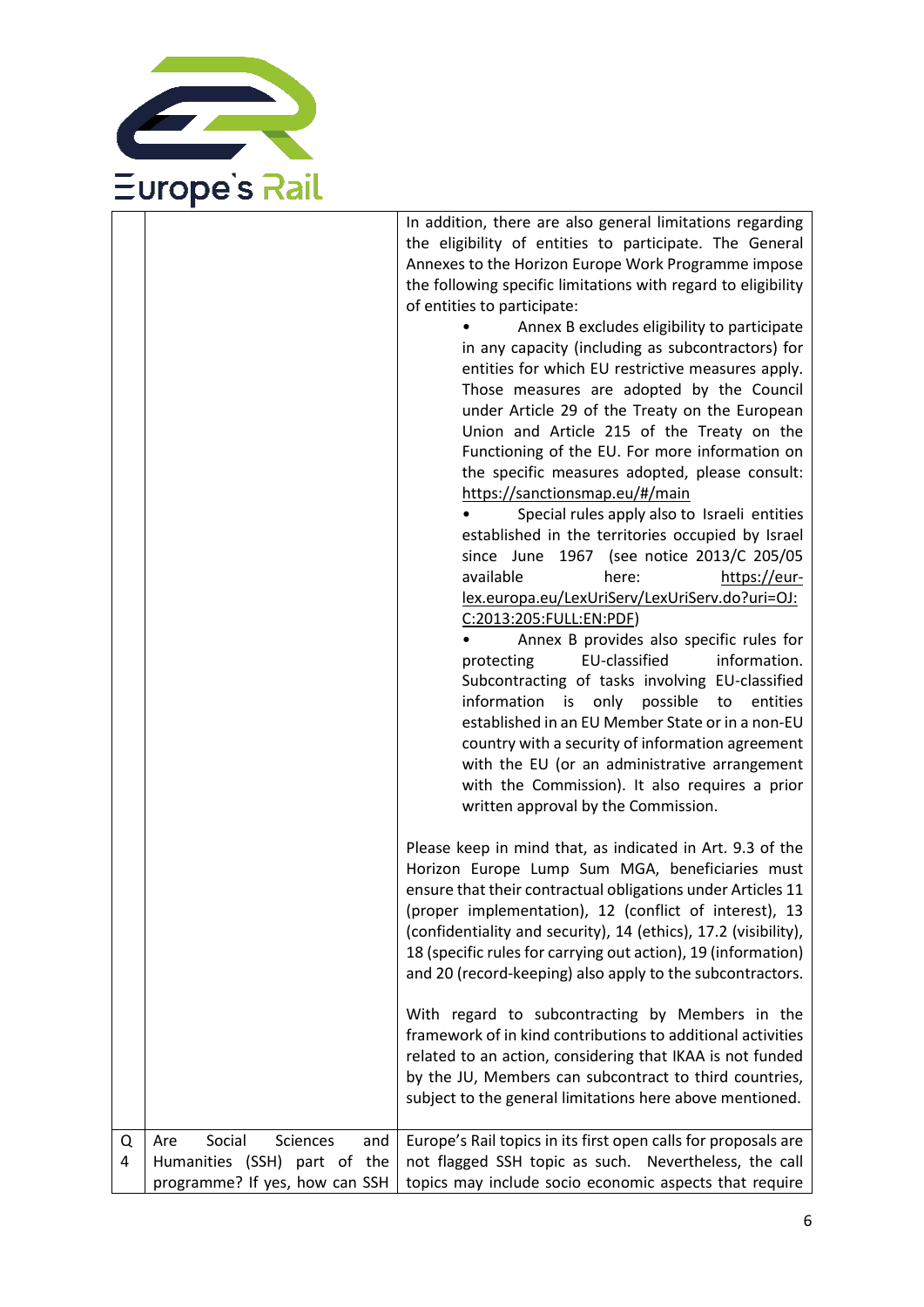| | | |
|---|---|---|
| | | In addition, there are also general limitations regarding the eligibility of entities to participate. The General Annexes to the Horizon Europe Work Programme impose the following specific limitations with regard to eligibility of entities to participate:<br>• Annex B excludes eligibility to participate in any capacity (including as subcontractors) for entities for which EU restrictive measures apply. Those measures are adopted by the Council under Article 29 of the Treaty on the European Union and Article 215 of the Treaty on the Functioning of the EU. For more information on the specific measures adopted, please consult: https://sanctionsmap.eu/#/main<br>• Special rules apply also to Israeli entities established in the territories occupied by Israel since June 1967 (see notice 2013/C 205/05 available here: https://eur-lex.europa.eu/LexUriServ/LexUriServ.do?uri=OJ:C:2013:205:FULL:EN:PDF)<br>• Annex B provides also specific rules for protecting EU-classified information. Subcontracting of tasks involving EU-classified information is only possible to entities established in an EU Member State or in a non-EU country with a security of information agreement with the EU (or an administrative arrangement with the Commission). It also requires a prior written approval by the Commission.<br><br>Please keep in mind that, as indicated in Art. 9.3 of the Horizon Europe Lump Sum MGA, beneficiaries must ensure that their contractual obligations under Articles 11 (proper implementation), 12 (conflict of interest), 13 (confidentiality and security), 14 (ethics), 17.2 (visibility), 18 (specific rules for carrying out action), 19 (information) and 20 (record-keeping) also apply to the subcontractors.<br><br>With regard to subcontracting by Members in the framework of in kind contributions to additional activities related to an action, considering that IKAA is not funded by the JU, Members can subcontract to third countries, subject to the general limitations here above mentioned. |
| Q 4 | Are Social Sciences and Humanities (SSH) part of the programme? If yes, how can SSH | Europe's Rail topics in its first open calls for proposals are not flagged SSH topic as such. Nevertheless, the call topics may include socio economic aspects that require |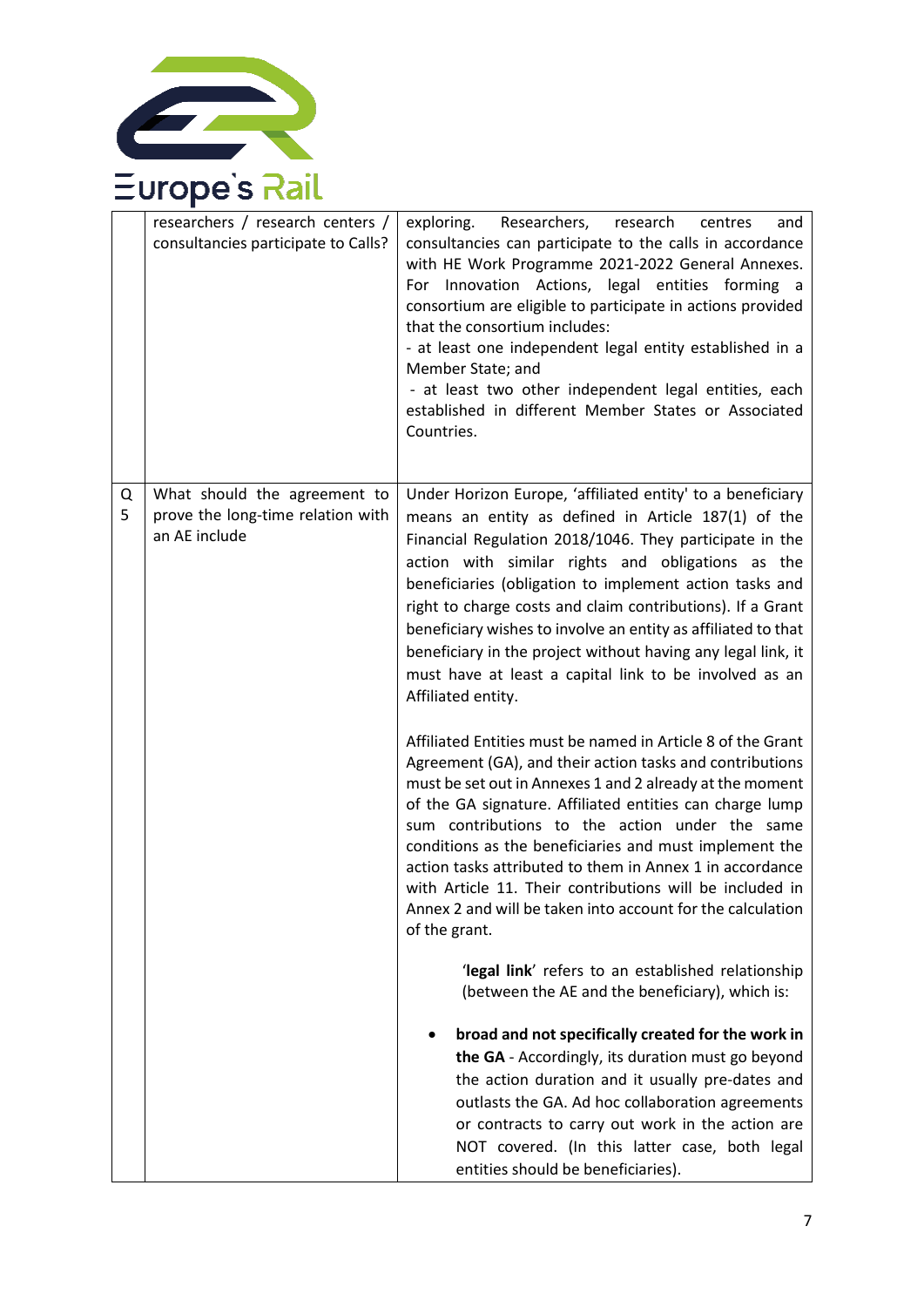| | | |
|---|---|---|
| | researchers / research centers / consultancies participate to Calls? | exploring. Researchers, research centres and consultancies can participate to the calls in accordance with HE Work Programme 2021-2022 General Annexes. For Innovation Actions, legal entities forming a consortium are eligible to participate in actions provided that the consortium includes:<br>- at least one independent legal entity established in a Member State; and<br>- at least two other independent legal entities, each established in different Member States or Associated Countries. |
| Q 5 | What should the agreement to prove the long-time relation with an AE include | Under Horizon Europe, 'affiliated entity' to a beneficiary means an entity as defined in Article 187(1) of the Financial Regulation 2018/1046. They participate in the action with similar rights and obligations as the beneficiaries (obligation to implement action tasks and right to charge costs and claim contributions). If a Grant beneficiary wishes to involve an entity as affiliated to that beneficiary in the project without having any legal link, it must have at least a capital link to be involved as an Affiliated entity.<br><br>Affiliated Entities must be named in Article 8 of the Grant Agreement (GA), and their action tasks and contributions must be set out in Annexes 1 and 2 already at the moment of the GA signature. Affiliated entities can charge lump sum contributions to the action under the same conditions as the beneficiaries and must implement the action tasks attributed to them in Annex 1 in accordance with Article 11. Their contributions will be included in Annex 2 and will be taken into account for the calculation of the grant.<br><br>'**legal link**' refers to an established relationship (between the AE and the beneficiary), which is:<br><br>• **broad and not specifically created for the work in the GA** - Accordingly, its duration must go beyond the action duration and it usually pre-dates and outlasts the GA. Ad hoc collaboration agreements or contracts to carry out work in the action are NOT covered. (In this latter case, both legal entities should be beneficiaries). |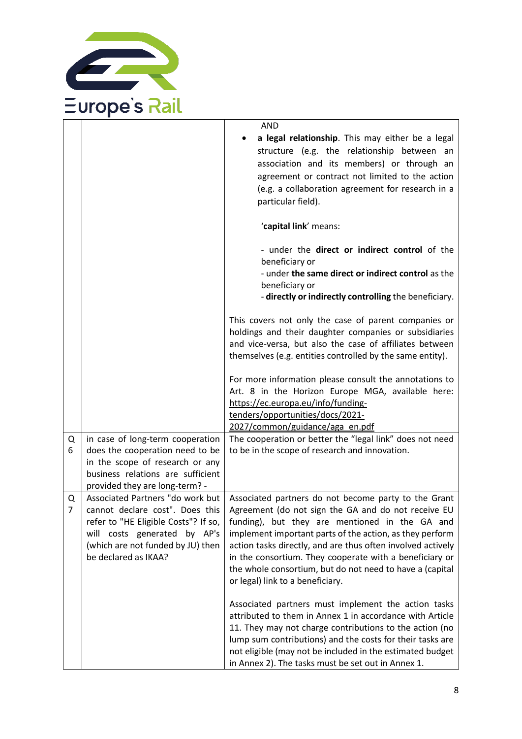| | | |
|---|---|---|
| | | AND<br>• **a legal relationship**. This may either be a legal structure (e.g. the relationship between an association and its members) or through an agreement or contract not limited to the action (e.g. a collaboration agreement for research in a particular field).<br><br>'**capital link**' means:<br><br>- under the **direct or indirect control** of the beneficiary or<br>- under **the same direct or indirect control** as the beneficiary or<br>- **directly or indirectly controlling** the beneficiary.<br><br>This covers not only the case of parent companies or holdings and their daughter companies or subsidiaries and vice-versa, but also the case of affiliates between themselves (e.g. entities controlled by the same entity).<br><br>For more information please consult the annotations to Art. 8 in the Horizon Europe MGA, available here: https://ec.europa.eu/info/funding-tenders/opportunities/docs/2021-2027/common/guidance/aga_en.pdf |
| Q 6 | in case of long-term cooperation does the cooperation need to be in the scope of research or any business relations are sufficient provided they are long-term? - | The cooperation or better the "legal link" does not need to be in the scope of research and innovation. |
| Q 7 | Associated Partners "do work but cannot declare cost". Does this refer to "HE Eligible Costs"? If so, will costs generated by AP's (which are not funded by JU) then be declared as IKAA? | Associated partners do not become party to the Grant Agreement (do not sign the GA and do not receive EU funding), but they are mentioned in the GA and implement important parts of the action, as they perform action tasks directly, and are thus often involved actively in the consortium. They cooperate with a beneficiary or the whole consortium, but do not need to have a (capital or legal) link to a beneficiary.<br><br>Associated partners must implement the action tasks attributed to them in Annex 1 in accordance with Article 11. They may not charge contributions to the action (no lump sum contributions) and the costs for their tasks are not eligible (may not be included in the estimated budget in Annex 2). The tasks must be set out in Annex 1. |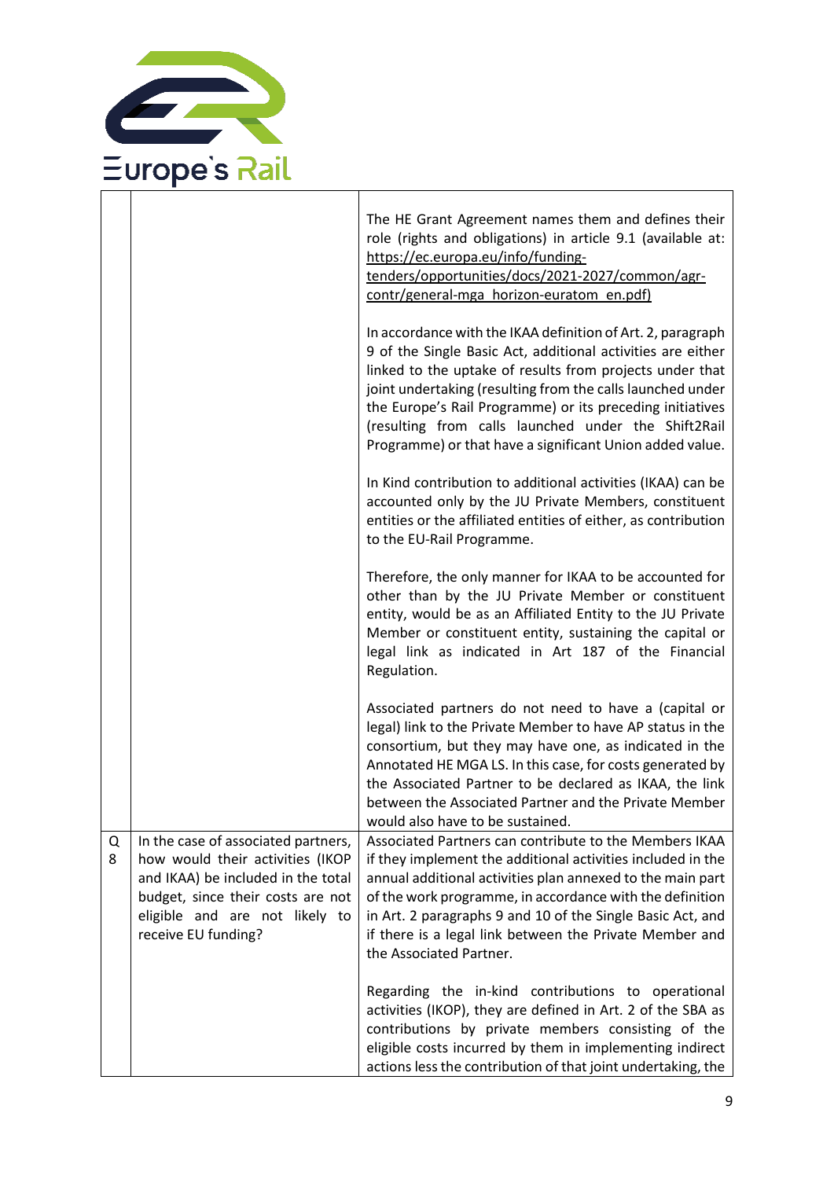| | | |
|---|---|---|
| | | The HE Grant Agreement names them and defines their role (rights and obligations) in article 9.1 (available at: https://ec.europa.eu/info/funding-tenders/opportunities/docs/2021-2027/common/agr-contr/general-mga_horizon-euratom_en.pdf)<br><br>In accordance with the IKAA definition of Art. 2, paragraph 9 of the Single Basic Act, additional activities are either linked to the uptake of results from projects under that joint undertaking (resulting from the calls launched under the Europe's Rail Programme) or its preceding initiatives (resulting from calls launched under the Shift2Rail Programme) or that have a significant Union added value.<br><br>In Kind contribution to additional activities (IKAA) can be accounted only by the JU Private Members, constituent entities or the affiliated entities of either, as contribution to the EU-Rail Programme.<br><br>Therefore, the only manner for IKAA to be accounted for other than by the JU Private Member or constituent entity, would be as an Affiliated Entity to the JU Private Member or constituent entity, sustaining the capital or legal link as indicated in Art 187 of the Financial Regulation.<br><br>Associated partners do not need to have a (capital or legal) link to the Private Member to have AP status in the consortium, but they may have one, as indicated in the Annotated HE MGA LS. In this case, for costs generated by the Associated Partner to be declared as IKAA, the link between the Associated Partner and the Private Member would also have to be sustained. |
| Q 8 | In the case of associated partners, how would their activities (IKOP and IKAA) be included in the total budget, since their costs are not eligible and are not likely to receive EU funding? | Associated Partners can contribute to the Members IKAA if they implement the additional activities included in the annual additional activities plan annexed to the main part of the work programme, in accordance with the definition in Art. 2 paragraphs 9 and 10 of the Single Basic Act, and if there is a legal link between the Private Member and the Associated Partner.<br><br>Regarding the in-kind contributions to operational activities (IKOP), they are defined in Art. 2 of the SBA as contributions by private members consisting of the eligible costs incurred by them in implementing indirect actions less the contribution of that joint undertaking, the |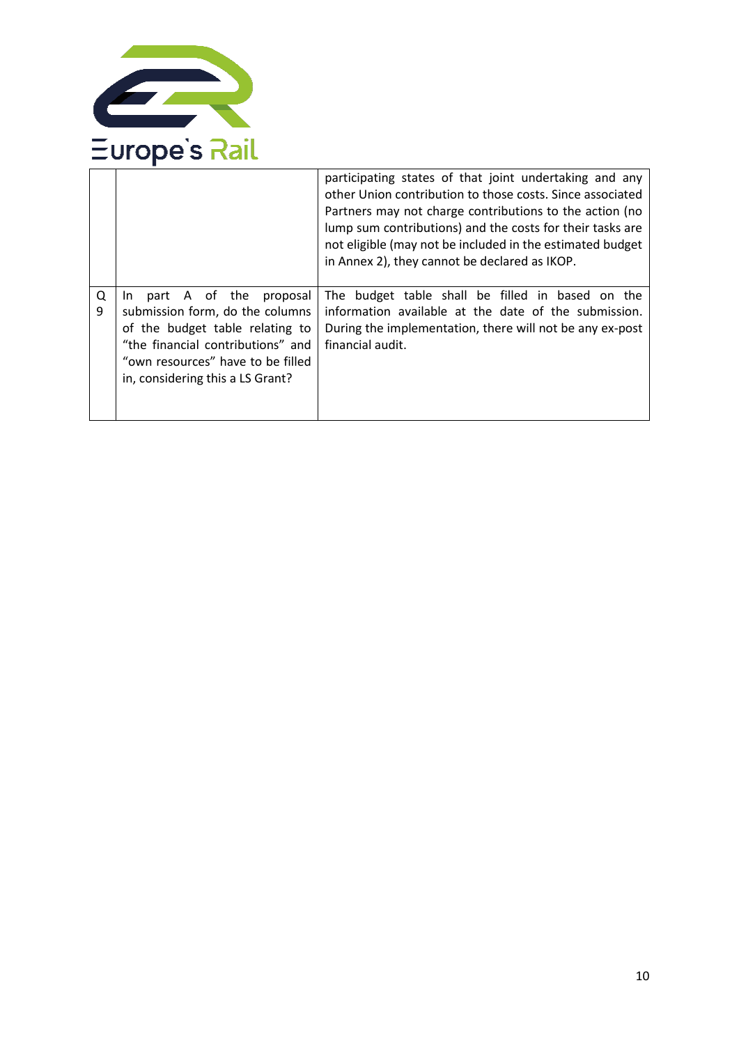| | | |
|---|---|---|
| | | participating states of that joint undertaking and any other Union contribution to those costs. Since associated Partners may not charge contributions to the action (no lump sum contributions) and the costs for their tasks are not eligible (may not be included in the estimated budget in Annex 2), they cannot be declared as IKOP. |
| Q 9 | In part A of the proposal submission form, do the columns of the budget table relating to "the financial contributions" and "own resources" have to be filled in, considering this a LS Grant? | The budget table shall be filled in based on the information available at the date of the submission. During the implementation, there will not be any ex-post financial audit. |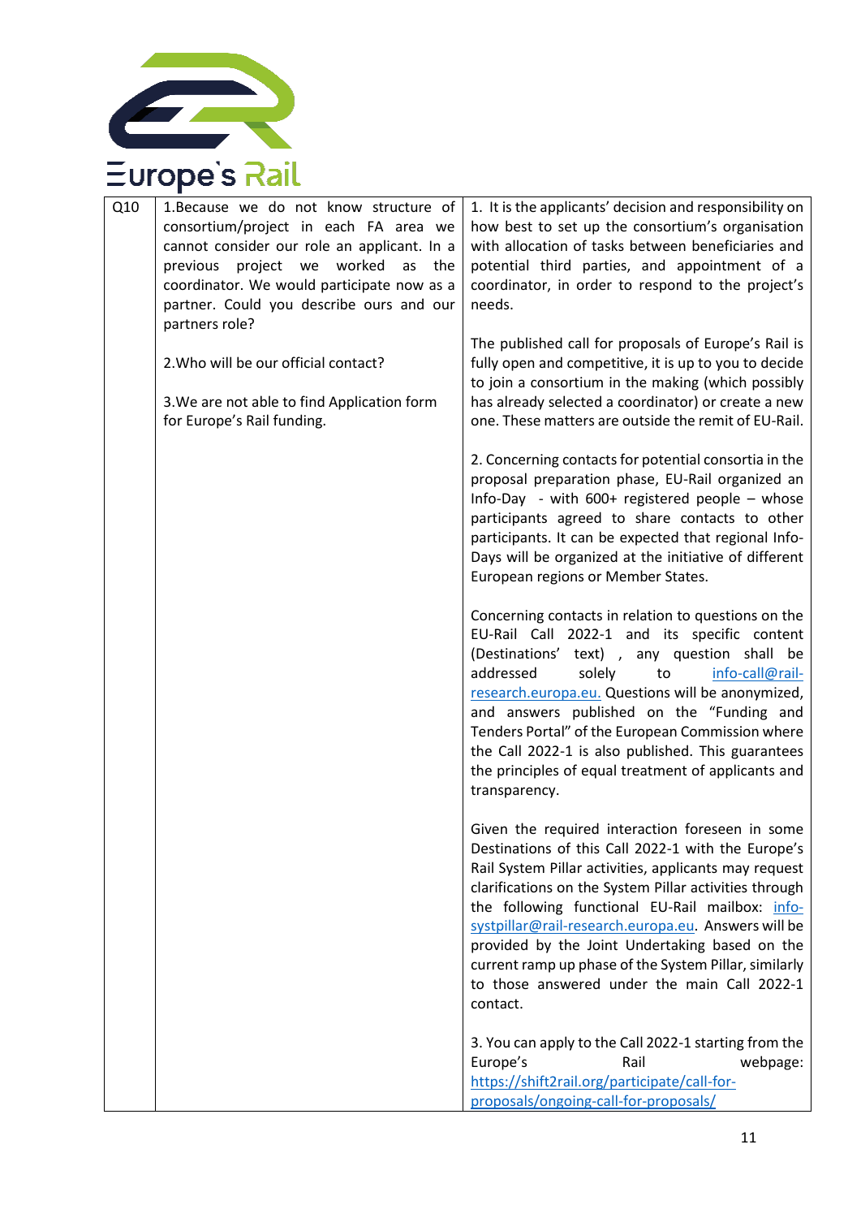| Q10 | 1.Because we do not know structure of consortium/project in each FA area we cannot consider our role an applicant. In a previous project we worked as the coordinator. We would participate now as a partner. Could you describe ours and our partners role?<br><br>2.Who will be our official contact?<br><br>3.We are not able to find Application form for Europe's Rail funding. | 1. It is the applicants' decision and responsibility on how best to set up the consortium's organisation with allocation of tasks between beneficiaries and potential third parties, and appointment of a coordinator, in order to respond to the project's needs.<br><br>The published call for proposals of Europe's Rail is fully open and competitive, it is up to you to decide to join a consortium in the making (which possibly has already selected a coordinator) or create a new one. These matters are outside the remit of EU-Rail.<br><br>2. Concerning contacts for potential consortia in the proposal preparation phase, EU-Rail organized an Info-Day - with 600+ registered people – whose participants agreed to share contacts to other participants. It can be expected that regional Info-Days will be organized at the initiative of different European regions or Member States.<br><br>Concerning contacts in relation to questions on the EU-Rail Call 2022-1 and its specific content (Destinations' text) , any question shall be addressed solely to info-call@rail-research.europa.eu. Questions will be anonymized, and answers published on the "Funding and Tenders Portal" of the European Commission where the Call 2022-1 is also published. This guarantees the principles of equal treatment of applicants and transparency.<br><br>Given the required interaction foreseen in some Destinations of this Call 2022-1 with the Europe's Rail System Pillar activities, applicants may request clarifications on the System Pillar activities through the following functional EU-Rail mailbox: info-systpillar@rail-research.europa.eu. Answers will be provided by the Joint Undertaking based on the current ramp up phase of the System Pillar, similarly to those answered under the main Call 2022-1 contact.<br><br>3. You can apply to the Call 2022-1 starting from the Europe's Rail webpage: https://shift2rail.org/participate/call-for-proposals/ongoing-call-for-proposals/ |
|---|---|---|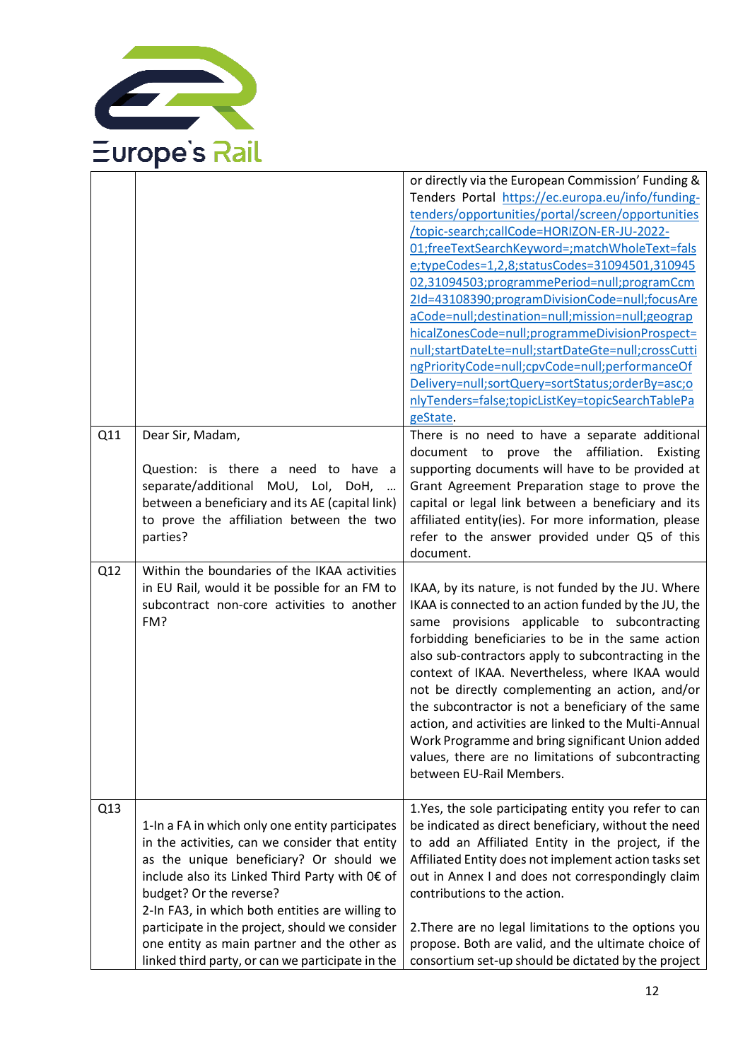| | | |
|---|---|---|
| | | or directly via the European Commission' Funding & Tenders Portal https://ec.europa.eu/info/funding-tenders/opportunities/portal/screen/opportunities/topic-search;callCode=HORIZON-ER-JU-2022-01;freeTextSearchKeyword=;matchWholeText=false;typeCodes=1,2,8;statusCodes=31094501,31094502,31094503;programmePeriod=null;programCcm2Id=43108390;programDivisionCode=null;focusAreaCode=null;destination=null;mission=null;geographicalZonesCode=null;programmeDivisionProspect=null;startDateLte=null;startDateGte=null;crossCuttingPriorityCode=null;cpvCode=null;performanceOfDelivery=null;sortQuery=sortStatus;orderBy=asc;onlyTenders=false;topicListKey=topicSearchTablePageState. |
| Q11 | Dear Sir, Madam,<br><br>Question: is there a need to have a separate/additional MoU, LoI, DoH, … between a beneficiary and its AE (capital link) to prove the affiliation between the two parties? | There is no need to have a separate additional document to prove the affiliation. Existing supporting documents will have to be provided at Grant Agreement Preparation stage to prove the capital or legal link between a beneficiary and its affiliated entity(ies). For more information, please refer to the answer provided under Q5 of this document. |
| Q12 | Within the boundaries of the IKAA activities in EU Rail, would it be possible for an FM to subcontract non-core activities to another FM? | IKAA, by its nature, is not funded by the JU. Where IKAA is connected to an action funded by the JU, the same provisions applicable to subcontracting forbidding beneficiaries to be in the same action also sub-contractors apply to subcontracting in the context of IKAA. Nevertheless, where IKAA would not be directly complementing an action, and/or the subcontractor is not a beneficiary of the same action, and activities are linked to the Multi-Annual Work Programme and bring significant Union added values, there are no limitations of subcontracting between EU-Rail Members. |
| Q13 | 1-In a FA in which only one entity participates in the activities, can we consider that entity as the unique beneficiary? Or should we include also its Linked Third Party with 0€ of budget? Or the reverse?<br>2-In FA3, in which both entities are willing to participate in the project, should we consider one entity as main partner and the other as linked third party, or can we participate in the | 1.Yes, the sole participating entity you refer to can be indicated as direct beneficiary, without the need to add an Affiliated Entity in the project, if the Affiliated Entity does not implement action tasks set out in Annex I and does not correspondingly claim contributions to the action.<br><br>2.There are no legal limitations to the options you propose. Both are valid, and the ultimate choice of consortium set-up should be dictated by the project |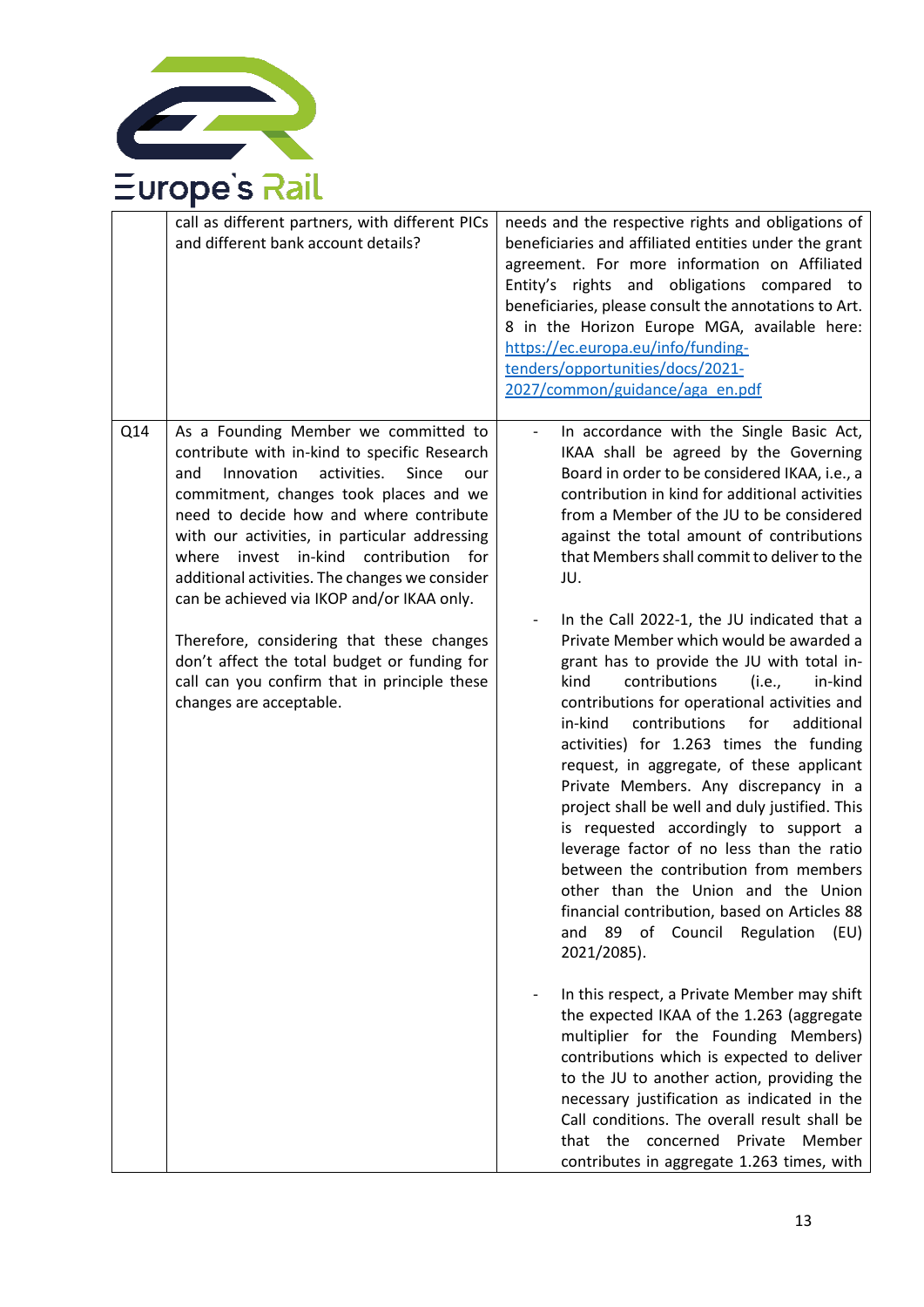| | | |
|---|---|---|
| | call as different partners, with different PICs and different bank account details? | needs and the respective rights and obligations of beneficiaries and affiliated entities under the grant agreement. For more information on Affiliated Entity's rights and obligations compared to beneficiaries, please consult the annotations to Art. 8 in the Horizon Europe MGA, available here: https://ec.europa.eu/info/funding-tenders/opportunities/docs/2021-2027/common/guidance/aga_en.pdf |
| Q14 | As a Founding Member we committed to contribute with in-kind to specific Research and Innovation activities. Since our commitment, changes took places and we need to decide how and where contribute with our activities, in particular addressing where invest in-kind contribution for additional activities. The changes we consider can be achieved via IKOP and/or IKAA only.<br><br>Therefore, considering that these changes don't affect the total budget or funding for call can you confirm that in principle these changes are acceptable. | - In accordance with the Single Basic Act, IKAA shall be agreed by the Governing Board in order to be considered IKAA, i.e., a contribution in kind for additional activities from a Member of the JU to be considered against the total amount of contributions that Members shall commit to deliver to the JU.<br><br>- In the Call 2022-1, the JU indicated that a Private Member which would be awarded a grant has to provide the JU with total in-kind contributions (i.e., in-kind contributions for operational activities and in-kind contributions for additional activities) for 1.263 times the funding request, in aggregate, of these applicant Private Members. Any discrepancy in a project shall be well and duly justified. This is requested accordingly to support a leverage factor of no less than the ratio between the contribution from members other than the Union and the Union financial contribution, based on Articles 88 and 89 of Council Regulation (EU) 2021/2085).<br><br>- In this respect, a Private Member may shift the expected IKAA of the 1.263 (aggregate multiplier for the Founding Members) contributions which is expected to deliver to the JU to another action, providing the necessary justification as indicated in the Call conditions. The overall result shall be that the concerned Private Member contributes in aggregate 1.263 times, with |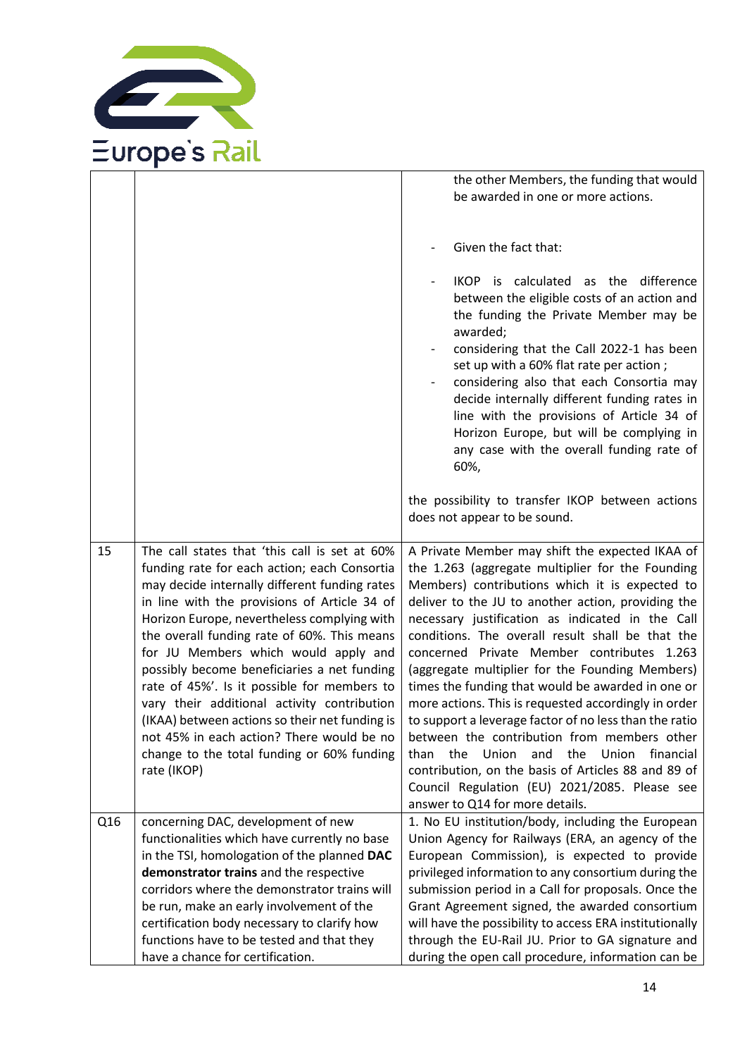| | | |
|---|---|---|
| | | the other Members, the funding that would be awarded in one or more actions.<br><br>- Given the fact that:<br>- IKOP is calculated as the difference between the eligible costs of an action and the funding the Private Member may be awarded;<br>- considering that the Call 2022-1 has been set up with a 60% flat rate per action ;<br>- considering also that each Consortia may decide internally different funding rates in line with the provisions of Article 34 of Horizon Europe, but will be complying in any case with the overall funding rate of 60%,<br><br>the possibility to transfer IKOP between actions does not appear to be sound. |
| 15 | The call states that 'this call is set at 60% funding rate for each action; each Consortia may decide internally different funding rates in line with the provisions of Article 34 of Horizon Europe, nevertheless complying with the overall funding rate of 60%. This means for JU Members which would apply and possibly become beneficiaries a net funding rate of 45%'. Is it possible for members to vary their additional activity contribution (IKAA) between actions so their net funding is not 45% in each action? There would be no change to the total funding or 60% funding rate (IKOP) | A Private Member may shift the expected IKAA of the 1.263 (aggregate multiplier for the Founding Members) contributions which it is expected to deliver to the JU to another action, providing the necessary justification as indicated in the Call conditions. The overall result shall be that the concerned Private Member contributes 1.263 (aggregate multiplier for the Founding Members) times the funding that would be awarded in one or more actions. This is requested accordingly in order to support a leverage factor of no less than the ratio between the contribution from members other than the Union and the Union financial contribution, on the basis of Articles 88 and 89 of Council Regulation (EU) 2021/2085. Please see answer to Q14 for more details. |
| Q16 | concerning DAC, development of new functionalities which have currently no base in the TSI, homologation of the planned **DAC demonstrator trains** and the respective corridors where the demonstrator trains will be run, make an early involvement of the certification body necessary to clarify how functions have to be tested and that they have a chance for certification. | 1. No EU institution/body, including the European Union Agency for Railways (ERA, an agency of the European Commission), is expected to provide privileged information to any consortium during the submission period in a Call for proposals. Once the Grant Agreement signed, the awarded consortium will have the possibility to access ERA institutionally through the EU-Rail JU. Prior to GA signature and during the open call procedure, information can be |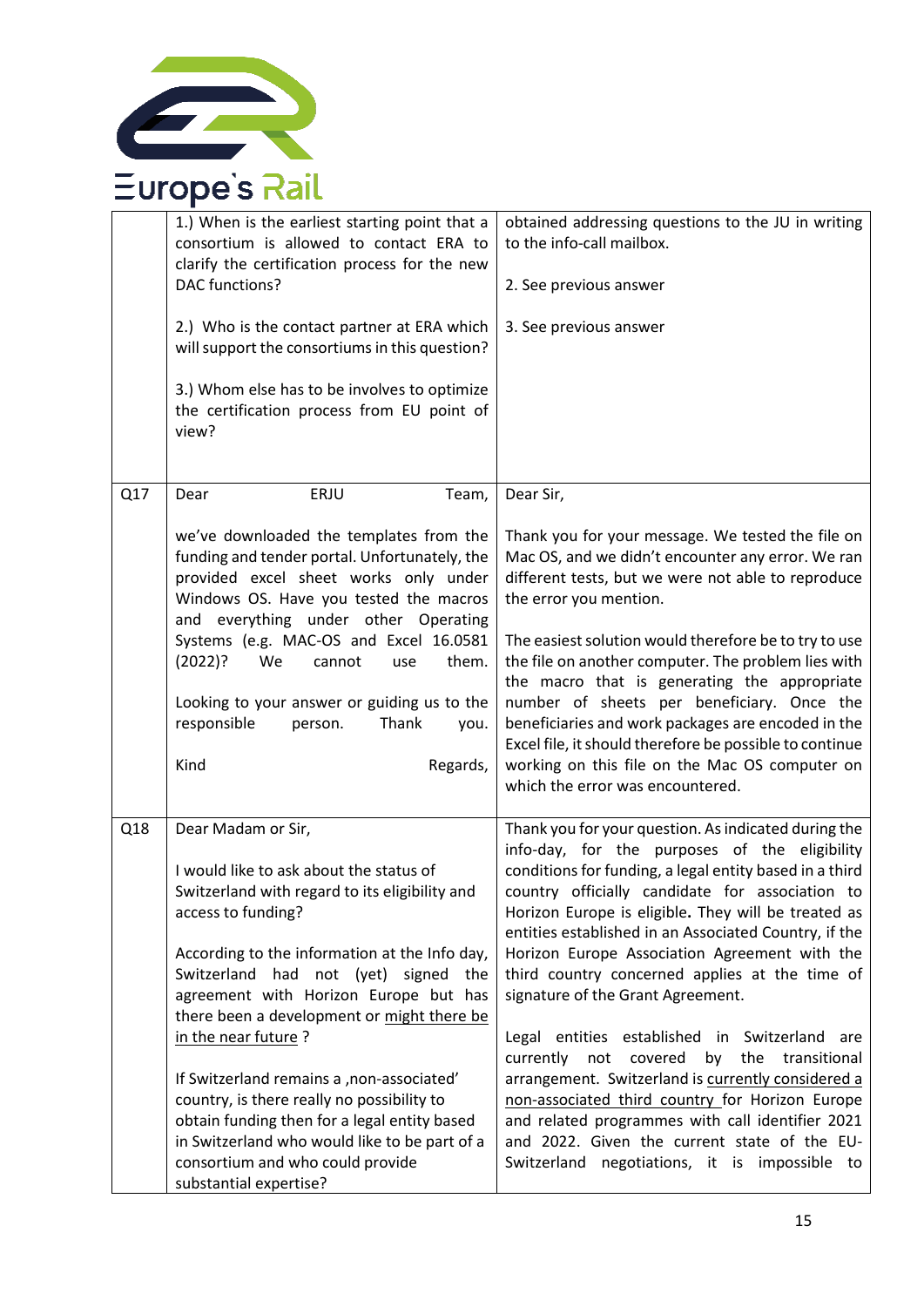| | | |
|---|---|---|
| | 1.) When is the earliest starting point that a consortium is allowed to contact ERA to clarify the certification process for the new DAC functions?<br><br>2.) Who is the contact partner at ERA which will support the consortiums in this question?<br><br>3.) Whom else has to be involves to optimize the certification process from EU point of view? | obtained addressing questions to the JU in writing to the info-call mailbox.<br><br>2. See previous answer<br><br>3. See previous answer |
| Q17 | Dear ERJU Team,<br><br>we've downloaded the templates from the funding and tender portal. Unfortunately, the provided excel sheet works only under Windows OS. Have you tested the macros and everything under other Operating Systems (e.g. MAC-OS and Excel 16.0581 (2022)? We cannot use them.<br><br>Looking to your answer or guiding us to the responsible person. Thank you.<br><br>Kind Regards, | Dear Sir,<br><br>Thank you for your message. We tested the file on Mac OS, and we didn't encounter any error. We ran different tests, but we were not able to reproduce the error you mention.<br><br>The easiest solution would therefore be to try to use the file on another computer. The problem lies with the macro that is generating the appropriate number of sheets per beneficiary. Once the beneficiaries and work packages are encoded in the Excel file, it should therefore be possible to continue working on this file on the Mac OS computer on which the error was encountered. |
| Q18 | Dear Madam or Sir,<br><br>I would like to ask about the status of Switzerland with regard to its eligibility and access to funding?<br><br>According to the information at the Info day, Switzerland had not (yet) signed the agreement with Horizon Europe but has there been a development or might there be in the near future ?<br><br>If Switzerland remains a ‚non-associated' country, is there really no possibility to obtain funding then for a legal entity based in Switzerland who would like to be part of a consortium and who could provide substantial expertise? | Thank you for your question. As indicated during the info-day, for the purposes of the eligibility conditions for funding, a legal entity based in a third country officially candidate for association to Horizon Europe is eligible**.** They will be treated as entities established in an Associated Country, if the Horizon Europe Association Agreement with the third country concerned applies at the time of signature of the Grant Agreement.<br><br>Legal entities established in Switzerland are currently not covered by the transitional arrangement. Switzerland is currently considered a non-associated third country for Horizon Europe and related programmes with call identifier 2021 and 2022. Given the current state of the EU-Switzerland negotiations, it is impossible to |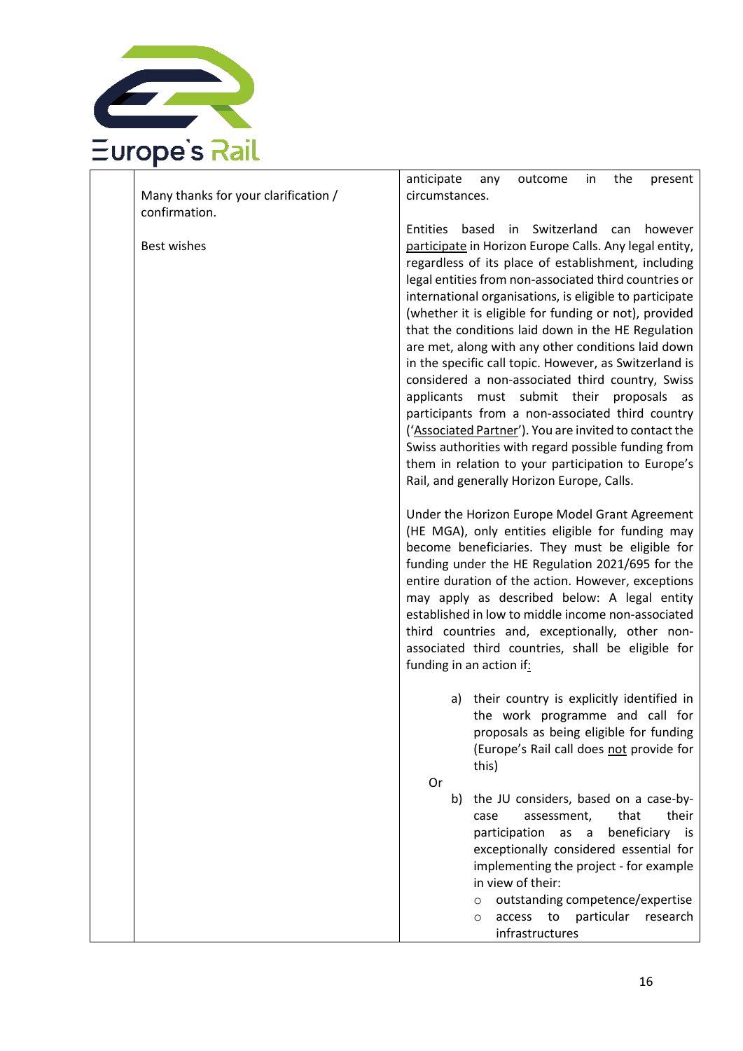| | | |
|---|---|---|
| | Many thanks for your clarification / confirmation.<br><br>Best wishes | anticipate any outcome in the present circumstances.<br><br>Entities based in Switzerland can however participate in Horizon Europe Calls. Any legal entity, regardless of its place of establishment, including legal entities from non-associated third countries or international organisations, is eligible to participate (whether it is eligible for funding or not), provided that the conditions laid down in the HE Regulation are met, along with any other conditions laid down in the specific call topic. However, as Switzerland is considered a non-associated third country, Swiss applicants must submit their proposals as participants from a non-associated third country ('Associated Partner'). You are invited to contact the Swiss authorities with regard possible funding from them in relation to your participation to Europe's Rail, and generally Horizon Europe, Calls.<br><br>Under the Horizon Europe Model Grant Agreement (HE MGA), only entities eligible for funding may become beneficiaries. They must be eligible for funding under the HE Regulation 2021/695 for the entire duration of the action. However, exceptions may apply as described below: A legal entity established in low to middle income non-associated third countries and, exceptionally, other non-associated third countries, shall be eligible for funding in an action if:<br><br>a) their country is explicitly identified in the work programme and call for proposals as being eligible for funding (Europe's Rail call does not provide for this)<br><br>Or<br><br>b) the JU considers, based on a case-by-case assessment, that their participation as a beneficiary is exceptionally considered essential for implementing the project - for example in view of their:<br>- outstanding competence/expertise<br>- access to particular research infrastructures |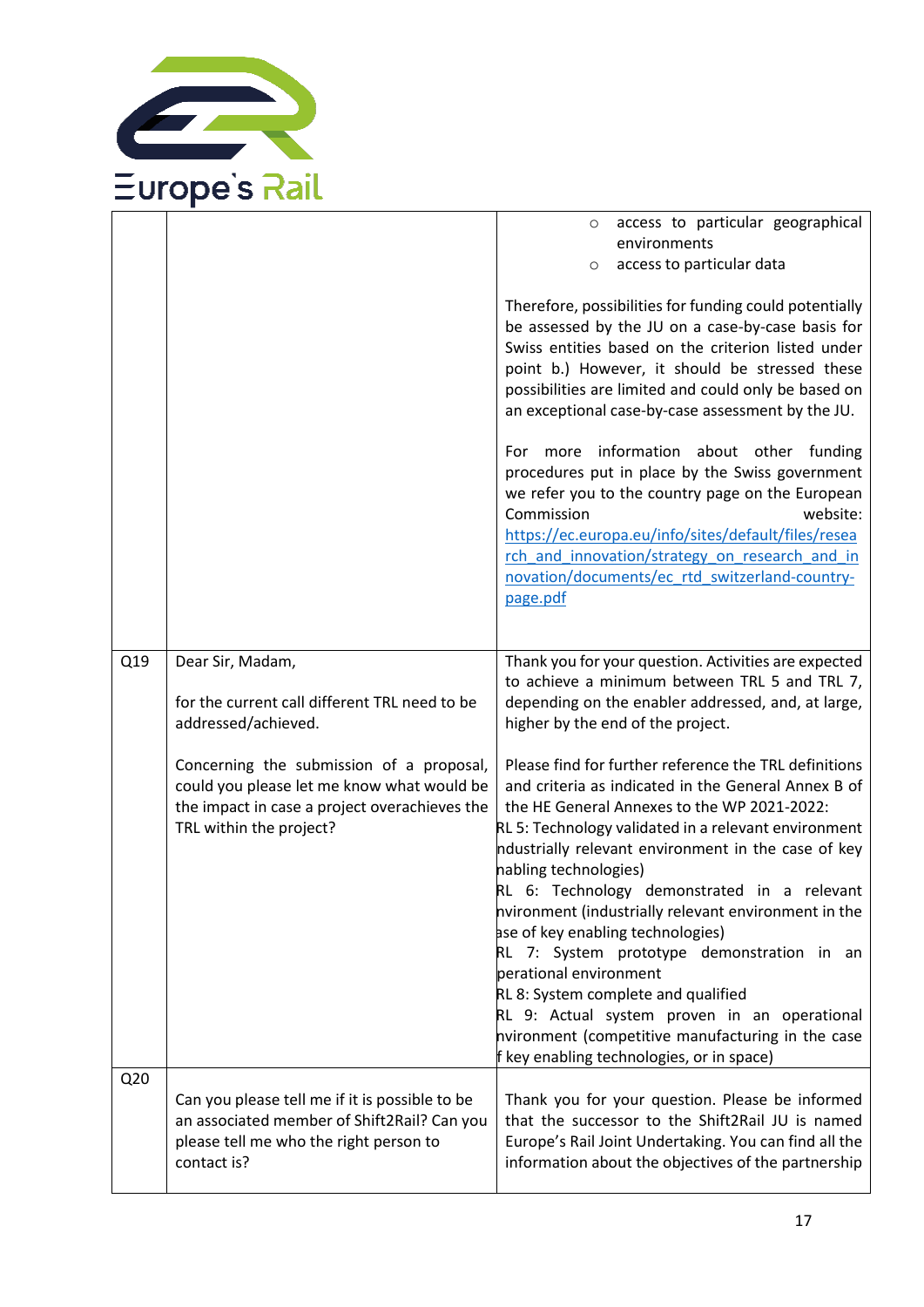| | | |
|---|---|---|
| | | ○ access to particular geographical environments<br>○ access to particular data<br><br>Therefore, possibilities for funding could potentially be assessed by the JU on a case-by-case basis for Swiss entities based on the criterion listed under point b.) However, it should be stressed these possibilities are limited and could only be based on an exceptional case-by-case assessment by the JU.<br><br>For more information about other funding procedures put in place by the Swiss government we refer you to the country page on the European Commission website: [https://ec.europa.eu/info/sites/default/files/research_and_innovation/strategy_on_research_and_innovation/documents/ec_rtd_switzerland-country-page.pdf](https://ec.europa.eu/info/sites/default/files/research_and_innovation/strategy_on_research_and_innovation/documents/ec_rtd_switzerland-country-page.pdf) |
| Q19 | Dear Sir, Madam,<br><br>for the current call different TRL need to be addressed/achieved.<br><br>Concerning the submission of a proposal, could you please let me know what would be the impact in case a project overachieves the TRL within the project? | Thank you for your question. Activities are expected to achieve a minimum between TRL 5 and TRL 7, depending on the enabler addressed, and, at large, higher by the end of the project.<br><br>Please find for further reference the TRL definitions and criteria as indicated in the General Annex B of the HE General Annexes to the WP 2021-2022:<br>RL 5: Technology validated in a relevant environment ndustrially relevant environment in the case of key nabling technologies)<br>RL 6: Technology demonstrated in a relevant nvironment (industrially relevant environment in the ase of key enabling technologies)<br>RL 7: System prototype demonstration in an perational environment<br>RL 8: System complete and qualified<br>RL 9: Actual system proven in an operational nvironment (competitive manufacturing in the case f key enabling technologies, or in space) |
| Q20 | Can you please tell me if it is possible to be an associated member of Shift2Rail? Can you please tell me who the right person to contact is? | Thank you for your question. Please be informed that the successor to the Shift2Rail JU is named Europe's Rail Joint Undertaking. You can find all the information about the objectives of the partnership |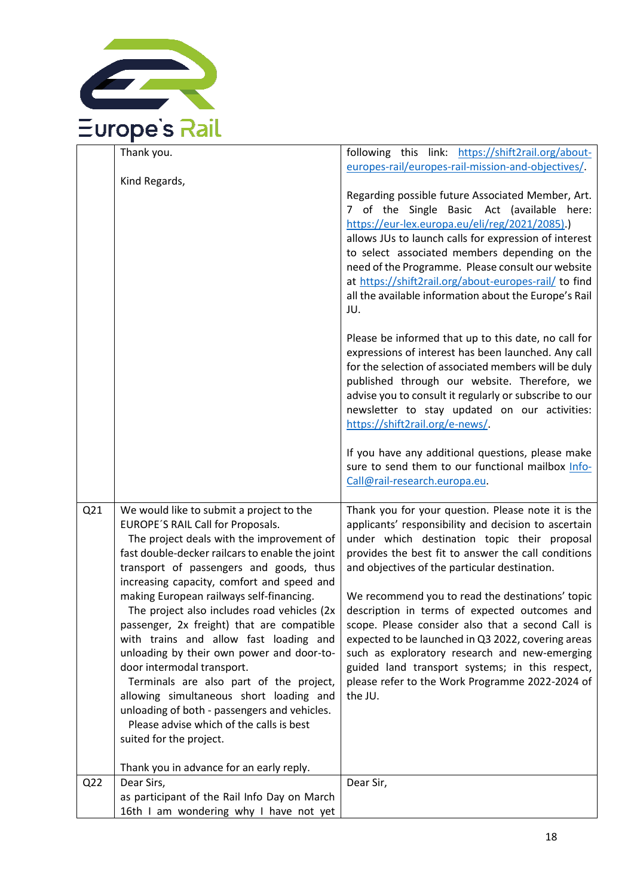| | | |
|---|---|---|
| | Thank you.<br><br>Kind Regards, | following this link: https://shift2rail.org/about-europes-rail/europes-rail-mission-and-objectives/.<br><br>Regarding possible future Associated Member, Art. 7 of the Single Basic Act (available here: https://eur-lex.europa.eu/eli/reg/2021/2085).) allows JUs to launch calls for expression of interest to select associated members depending on the need of the Programme. Please consult our website at https://shift2rail.org/about-europes-rail/ to find all the available information about the Europe's Rail JU.<br><br>Please be informed that up to this date, no call for expressions of interest has been launched. Any call for the selection of associated members will be duly published through our website. Therefore, we advise you to consult it regularly or subscribe to our newsletter to stay updated on our activities: https://shift2rail.org/e-news/.<br><br>If you have any additional questions, please make sure to send them to our functional mailbox Info-Call@rail-research.europa.eu. |
| Q21 | We would like to submit a project to the EUROPE´S RAIL Call for Proposals.<br>The project deals with the improvement of fast double-decker railcars to enable the joint transport of passengers and goods, thus increasing capacity, comfort and speed and making European railways self-financing.<br>The project also includes road vehicles (2x passenger, 2x freight) that are compatible with trains and allow fast loading and unloading by their own power and door-to-door intermodal transport.<br>Terminals are also part of the project, allowing simultaneous short loading and unloading of both - passengers and vehicles.<br>Please advise which of the calls is best suited for the project.<br><br>Thank you in advance for an early reply. | Thank you for your question. Please note it is the applicants' responsibility and decision to ascertain under which destination topic their proposal provides the best fit to answer the call conditions and objectives of the particular destination.<br><br>We recommend you to read the destinations' topic description in terms of expected outcomes and scope. Please consider also that a second Call is expected to be launched in Q3 2022, covering areas such as exploratory research and new-emerging guided land transport systems; in this respect, please refer to the Work Programme 2022-2024 of the JU. |
| Q22 | Dear Sirs,<br>as participant of the Rail Info Day on March 16th I am wondering why I have not yet | Dear Sir, |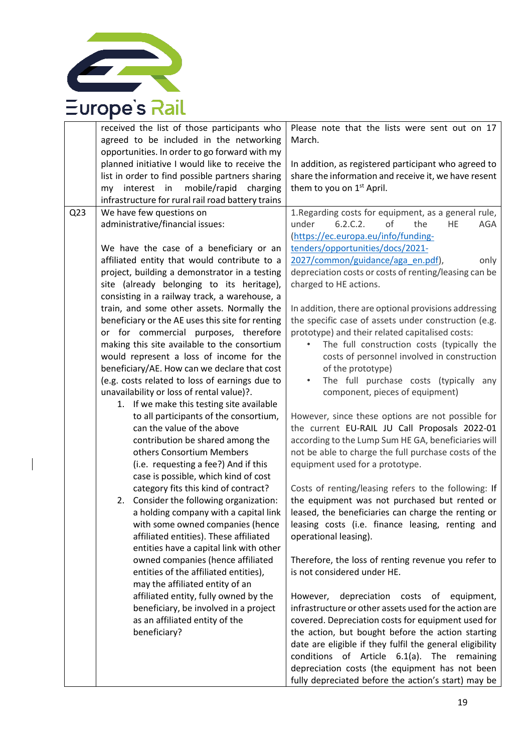| | | |
|---|---|---|
| | received the list of those participants who agreed to be included in the networking opportunities. In order to go forward with my planned initiative I would like to receive the list in order to find possible partners sharing my interest in mobile/rapid charging infrastructure for rural rail road battery trains | Please note that the lists were sent out on 17 March.<br><br>In addition, as registered participant who agreed to share the information and receive it, we have resent them to you on 1st April. |
| Q23 | We have few questions on administrative/financial issues:<br><br>We have the case of a beneficiary or an affiliated entity that would contribute to a project, building a demonstrator in a testing site (already belonging to its heritage), consisting in a railway track, a warehouse, a train, and some other assets. Normally the beneficiary or the AE uses this site for renting or for commercial purposes, therefore making this site available to the consortium would represent a loss of income for the beneficiary/AE. How can we declare that cost (e.g. costs related to loss of earnings due to unavailability or loss of rental value)?.<br>1. If we make this testing site available to all participants of the consortium, can the value of the above contribution be shared among the others Consortium Members (i.e. requesting a fee?) And if this case is possible, which kind of cost category fits this kind of contract?<br>2. Consider the following organization: a holding company with a capital link with some owned companies (hence affiliated entities). These affiliated entities have a capital link with other owned companies (hence affiliated entities of the affiliated entities), may the affiliated entity of an affiliated entity, fully owned by the beneficiary, be involved in a project as an affiliated entity of the beneficiary? | 1.Regarding costs for equipment, as a general rule, under 6.2.C.2. of the HE AGA (https://ec.europa.eu/info/funding-tenders/opportunities/docs/2021-2027/common/guidance/aga_en.pdf), only depreciation costs or costs of renting/leasing can be charged to HE actions.<br><br>In addition, there are optional provisions addressing the specific case of assets under construction (e.g. prototype) and their related capitalised costs:<br>• The full construction costs (typically the costs of personnel involved in construction of the prototype)<br>• The full purchase costs (typically any component, pieces of equipment)<br><br>However, since these options are not possible for the current EU-RAIL JU Call Proposals 2022-01 according to the Lump Sum HE GA, beneficiaries will not be able to charge the full purchase costs of the equipment used for a prototype.<br><br>Costs of renting/leasing refers to the following: If the equipment was not purchased but rented or leased, the beneficiaries can charge the renting or leasing costs (i.e. finance leasing, renting and operational leasing).<br><br>Therefore, the loss of renting revenue you refer to is not considered under HE.<br><br>However, depreciation costs of equipment, infrastructure or other assets used for the action are covered. Depreciation costs for equipment used for the action, but bought before the action starting date are eligible if they fulfil the general eligibility conditions of Article 6.1(a). The remaining depreciation costs (the equipment has not been fully depreciated before the action's start) may be |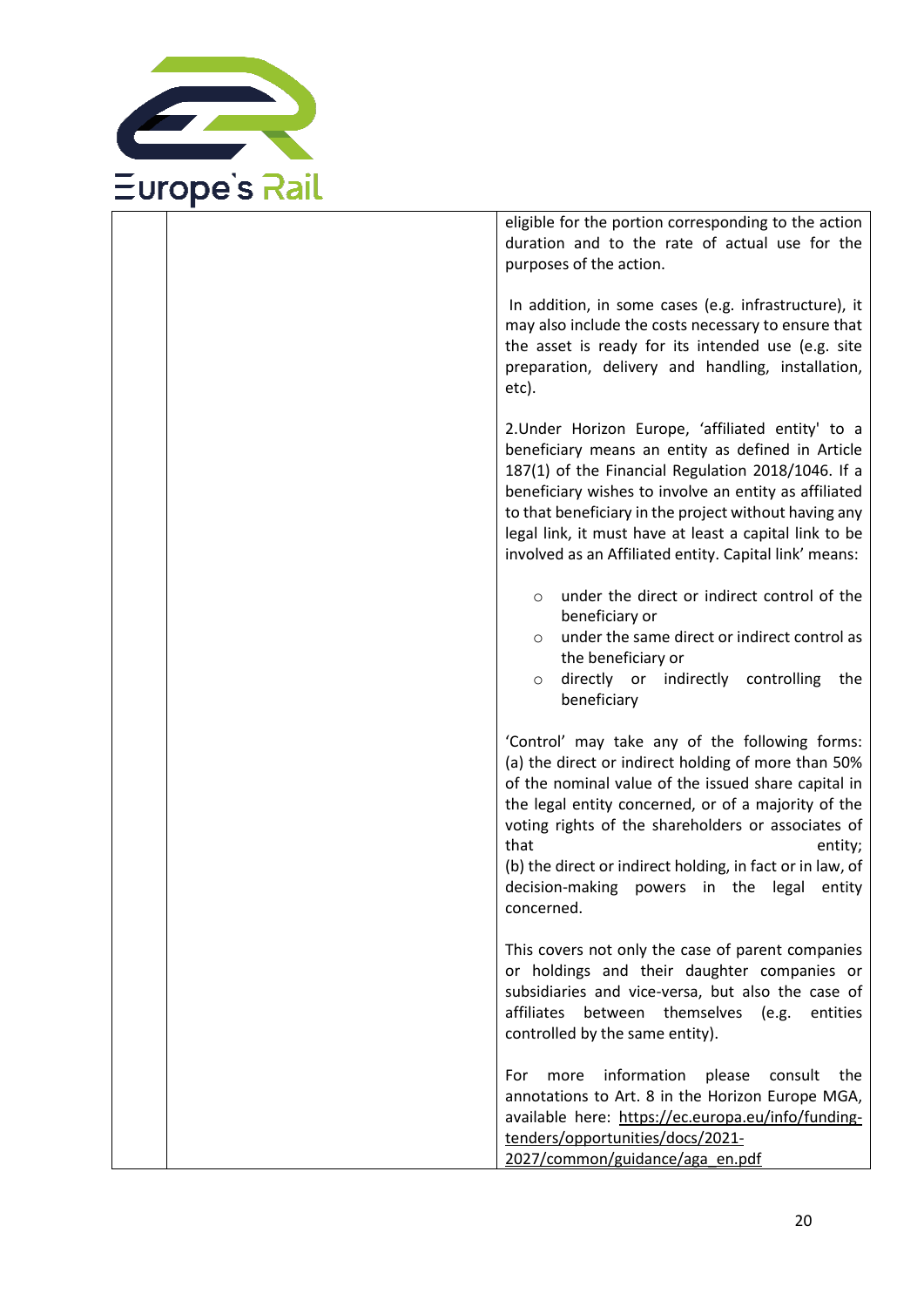| | | |
|---|---|---|
| | | eligible for the portion corresponding to the action duration and to the rate of actual use for the purposes of the action.<br><br>In addition, in some cases (e.g. infrastructure), it may also include the costs necessary to ensure that the asset is ready for its intended use (e.g. site preparation, delivery and handling, installation, etc).<br><br>2.Under Horizon Europe, 'affiliated entity' to a beneficiary means an entity as defined in Article 187(1) of the Financial Regulation 2018/1046. If a beneficiary wishes to involve an entity as affiliated to that beneficiary in the project without having any legal link, it must have at least a capital link to be involved as an Affiliated entity. Capital link' means:<br><br>○ under the direct or indirect control of the beneficiary or<br>○ under the same direct or indirect control as the beneficiary or<br>○ directly or indirectly controlling the beneficiary<br><br>'Control' may take any of the following forms: (a) the direct or indirect holding of more than 50% of the nominal value of the issued share capital in the legal entity concerned, or of a majority of the voting rights of the shareholders or associates of that entity;<br>(b) the direct or indirect holding, in fact or in law, of decision-making powers in the legal entity concerned.<br><br>This covers not only the case of parent companies or holdings and their daughter companies or subsidiaries and vice-versa, but also the case of affiliates between themselves (e.g. entities controlled by the same entity).<br><br>For more information please consult the annotations to Art. 8 in the Horizon Europe MGA, available here: https://ec.europa.eu/info/funding-tenders/opportunities/docs/2021-2027/common/guidance/aga_en.pdf |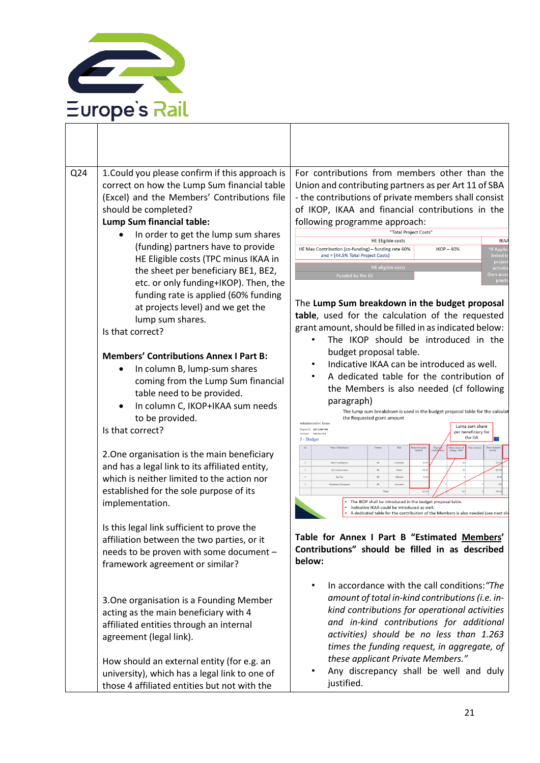| | | |
|---|---|---|
| | | |
| Q24 | 1.Could you please confirm if this approach is correct on how the Lump Sum financial table (Excel) and the Members' Contributions file should be completed?<br>**Lump Sum financial table:**<br>• In order to get the lump sum shares (funding) partners have to provide HE Eligible costs (TPC minus IKAA in the sheet per beneficiary BE1, BE2, etc. or only funding+IKOP). Then, the funding rate is applied (60% funding at projects level) and we get the lump sum shares.<br>Is that correct?<br><br>**Members' Contributions Annex I Part B:**<br>• In column B, lump-sum shares coming from the Lump Sum financial table need to be provided.<br>• In column C, IKOP+IKAA sum needs to be provided.<br>Is that correct?<br><br>2.One organisation is the main beneficiary and has a legal link to its affiliated entity, which is neither limited to the action nor established for the sole purpose of its implementation.<br><br>Is this legal link sufficient to prove the affiliation between the two parties, or it needs to be proven with some document – framework agreement or similar?<br><br>3.One organisation is a Founding Member acting as the main beneficiary with 4 affiliated entities through an internal agreement (legal link).<br><br>How should an external entity (for e.g. an university), which has a legal link to one of those 4 affiliated entities but not with the | For contributions from members other than the Union and contributing partners as per Art 11 of SBA - the contributions of private members shall consist of IKOP, IKAA and financial contributions in the following programme approach:<br>"Total Project Costs"<br>HE Eligible costs \| IKAA<br>HE Max Contribution (co-funding) – funding rate 60% and = [44.5% Total Project Costs] \| IKOP – 40% \| "If Applic... linked to project activitie... Own acco... practi...<br>HE eligible costs<br>Funded by the JU<br><br>The **Lump Sum breakdown in the budget proposal table**, used for the calculation of the requested grant amount, should be filled in as indicated below:<br>• The IKOP should be introduced in the budget proposal table.<br>• Indicative IKAA can be introduced as well.<br>• A dedicated table for the contribution of the Members is also needed (cf following paragraph)<br>The lump sum breakdown is used in the budget proposal table for the calculat... the Requested grant amount<br>Lump sum share per beneficiary for the GA<br>• The IKOP shall be introduced in the budget proposal table.<br>• Indicative IKAA could be introduced as well.<br>• A dedicated table for the contribution of the Members is also needed (see next sli...<br><br>**Table for Annex I Part B "Estimated <u>Members</u>' Contributions" should be filled in as described below:**<br><br>• In accordance with the call conditions: *"The amount of total in-kind contributions (i.e. in-kind contributions for operational activities and in-kind contributions for additional activities) should be no less than 1.263 times the funding request, in aggregate, of these applicant Private Members."*<br>• Any discrepancy shall be well and duly justified. |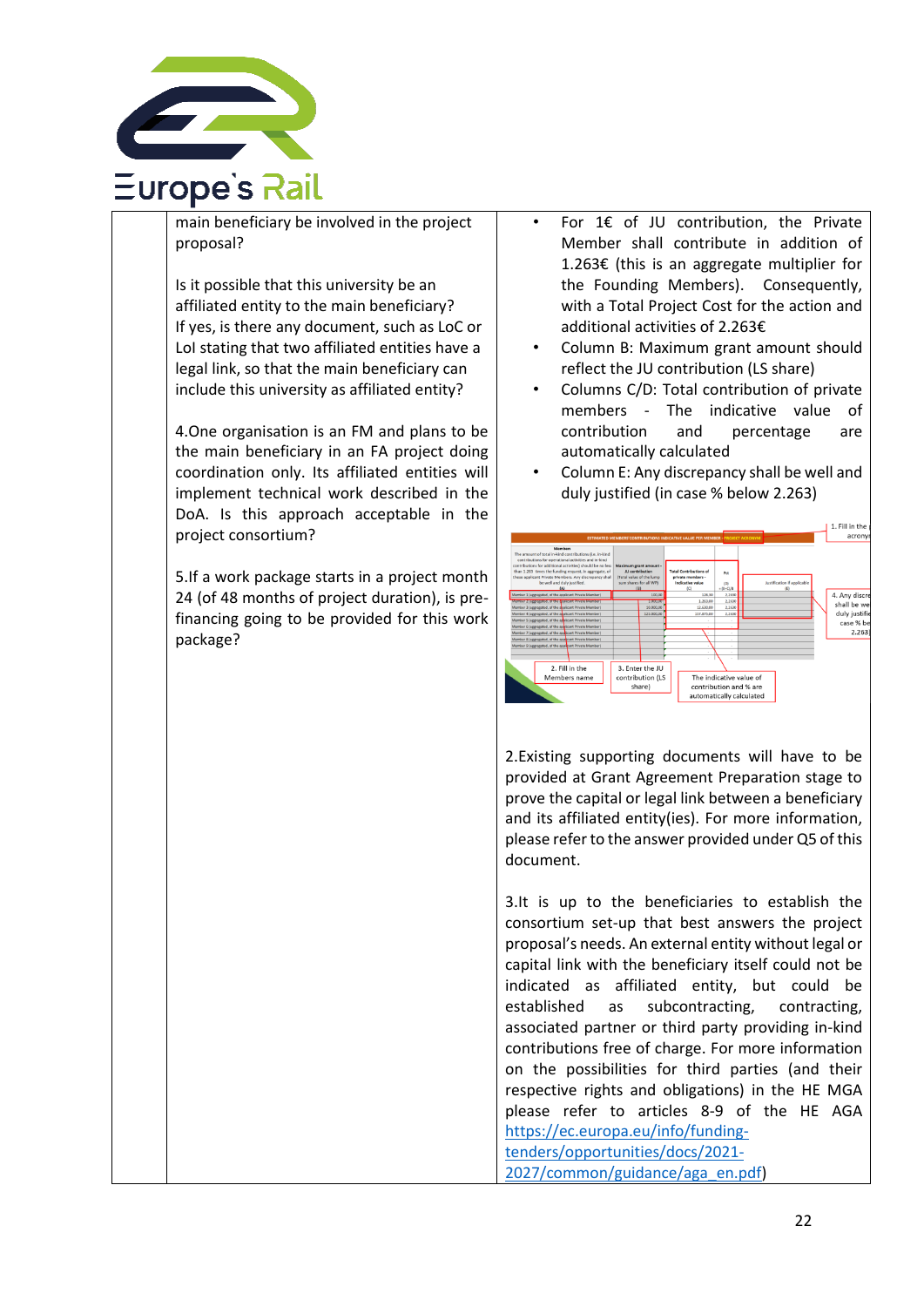| | main beneficiary be involved in the project proposal?<br><br>Is it possible that this university be an affiliated entity to the main beneficiary? If yes, is there any document, such as LoC or LoI stating that two affiliated entities have a legal link, so that the main beneficiary can include this university as affiliated entity?<br><br>4.One organisation is an FM and plans to be the main beneficiary in an FA project doing coordination only. Its affiliated entities will implement technical work described in the DoA. Is this approach acceptable in the project consortium?<br><br>5.If a work package starts in a project month 24 (of 48 months of project duration), is pre-financing going to be provided for this work package? | • For 1€ of JU contribution, the Private Member shall contribute in addition of 1.263€ (this is an aggregate multiplier for the Founding Members). Consequently, with a Total Project Cost for the action and additional activities of 2.263€<br>• Column B: Maximum grant amount should reflect the JU contribution (LS share)<br>• Columns C/D: Total contribution of private members - The indicative value of contribution and percentage are automatically calculated<br>• Column E: Any discrepancy shall be well and duly justified (in case % below 2.263)<br><br>2.Existing supporting documents will have to be provided at Grant Agreement Preparation stage to prove the capital or legal link between a beneficiary and its affiliated entity(ies). For more information, please refer to the answer provided under Q5 of this document.<br><br>3.It is up to the beneficiaries to establish the consortium set-up that best answers the project proposal's needs. An external entity without legal or capital link with the beneficiary itself could not be indicated as affiliated entity, but could be established as subcontracting, contracting, associated partner or third party providing in-kind contributions free of charge. For more information on the possibilities for third parties (and their respective rights and obligations) in the HE MGA please refer to articles 8-9 of the HE AGA https://ec.europa.eu/info/funding-tenders/opportunities/docs/2021-2027/common/guidance/aga_en.pdf) |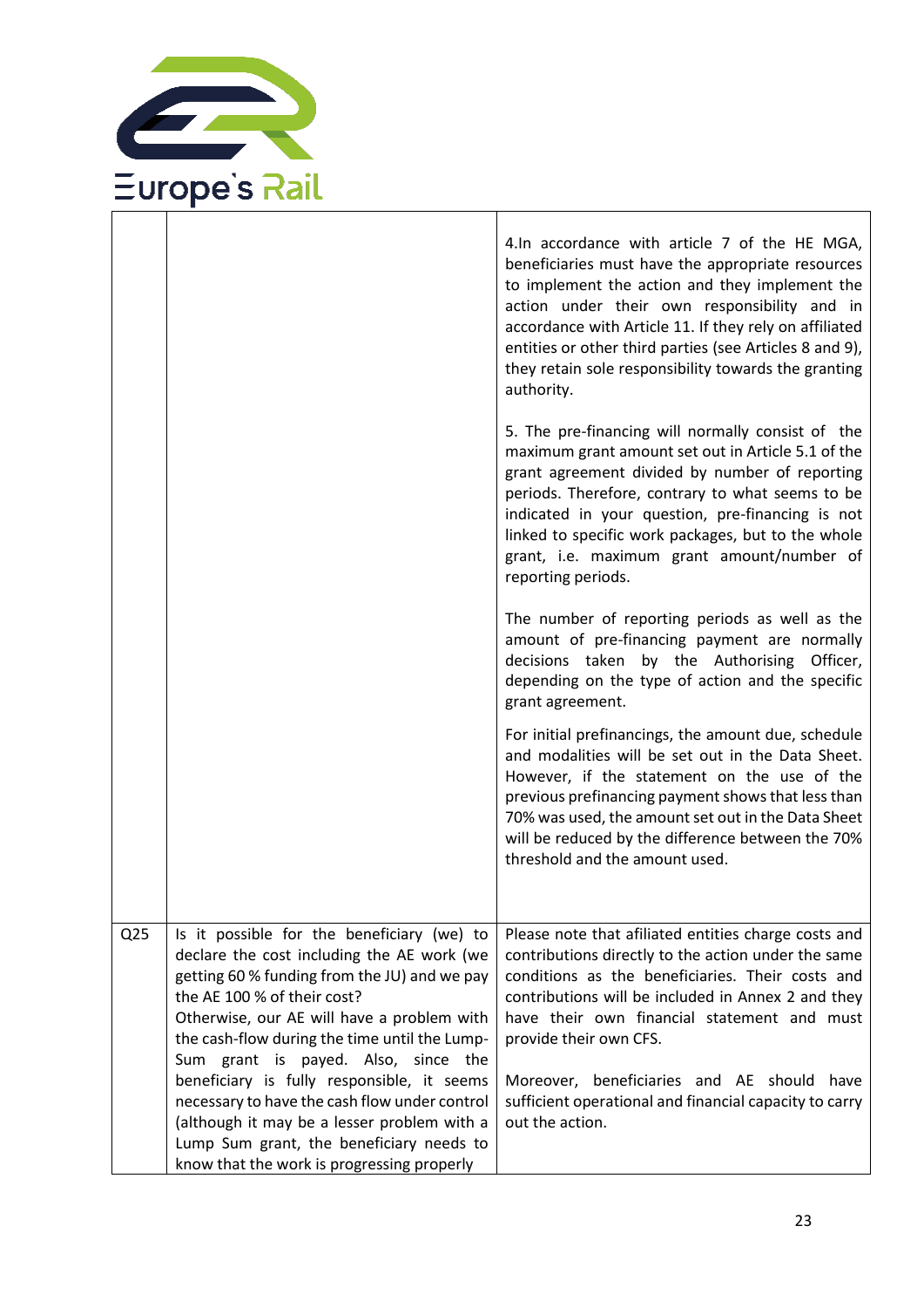| | | |
|---|---|---|
| | | 4.In accordance with article 7 of the HE MGA, beneficiaries must have the appropriate resources to implement the action and they implement the action under their own responsibility and in accordance with Article 11. If they rely on affiliated entities or other third parties (see Articles 8 and 9), they retain sole responsibility towards the granting authority.<br><br>5. The pre-financing will normally consist of the maximum grant amount set out in Article 5.1 of the grant agreement divided by number of reporting periods. Therefore, contrary to what seems to be indicated in your question, pre-financing is not linked to specific work packages, but to the whole grant, i.e. maximum grant amount/number of reporting periods.<br><br>The number of reporting periods as well as the amount of pre-financing payment are normally decisions taken by the Authorising Officer, depending on the type of action and the specific grant agreement.<br><br>For initial prefinancings, the amount due, schedule and modalities will be set out in the Data Sheet. However, if the statement on the use of the previous prefinancing payment shows that less than 70% was used, the amount set out in the Data Sheet will be reduced by the difference between the 70% threshold and the amount used. |
| Q25 | Is it possible for the beneficiary (we) to declare the cost including the AE work (we getting 60 % funding from the JU) and we pay the AE 100 % of their cost?<br>Otherwise, our AE will have a problem with the cash-flow during the time until the Lump-Sum grant is payed. Also, since the beneficiary is fully responsible, it seems necessary to have the cash flow under control (although it may be a lesser problem with a Lump Sum grant, the beneficiary needs to know that the work is progressing properly | Please note that afiliated entities charge costs and contributions directly to the action under the same conditions as the beneficiaries. Their costs and contributions will be included in Annex 2 and they have their own financial statement and must provide their own CFS.<br><br>Moreover, beneficiaries and AE should have sufficient operational and financial capacity to carry out the action. |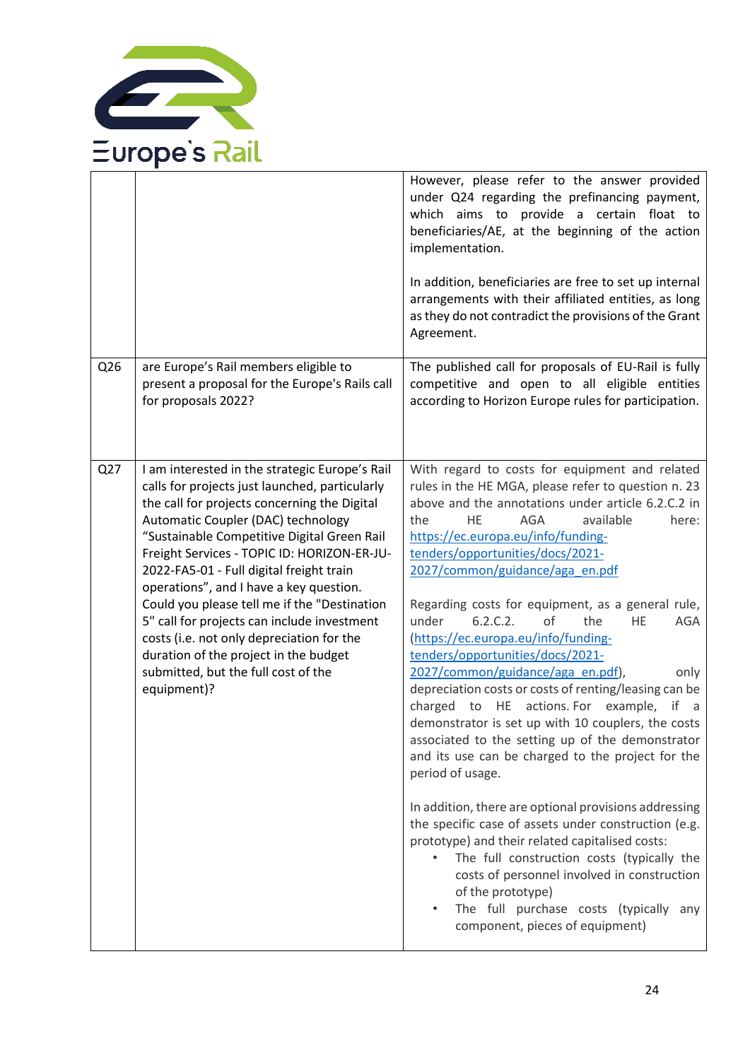| | | |
|---|---|---|
| | | However, please refer to the answer provided under Q24 regarding the prefinancing payment, which aims to provide a certain float to beneficiaries/AE, at the beginning of the action implementation.<br><br>In addition, beneficiaries are free to set up internal arrangements with their affiliated entities, as long as they do not contradict the provisions of the Grant Agreement. |
| Q26 | are Europe's Rail members eligible to present a proposal for the Europe's Rails call for proposals 2022? | The published call for proposals of EU-Rail is fully competitive and open to all eligible entities according to Horizon Europe rules for participation. |
| Q27 | I am interested in the strategic Europe's Rail calls for projects just launched, particularly the call for projects concerning the Digital Automatic Coupler (DAC) technology "Sustainable Competitive Digital Green Rail Freight Services - TOPIC ID: HORIZON-ER-JU-2022-FA5-01 - Full digital freight train operations", and I have a key question. Could you please tell me if the "Destination 5" call for projects can include investment costs (i.e. not only depreciation for the duration of the project in the budget submitted, but the full cost of the equipment)? | With regard to costs for equipment and related rules in the HE MGA, please refer to question n. 23 above and the annotations under article 6.2.C.2 in the HE AGA available here: https://ec.europa.eu/info/funding-tenders/opportunities/docs/2021-2027/common/guidance/aga_en.pdf<br><br>Regarding costs for equipment, as a general rule, under 6.2.C.2. of the HE AGA (https://ec.europa.eu/info/funding-tenders/opportunities/docs/2021-2027/common/guidance/aga_en.pdf), only depreciation costs or costs of renting/leasing can be charged to HE actions. For example, if a demonstrator is set up with 10 couplers, the costs associated to the setting up of the demonstrator and its use can be charged to the project for the period of usage.<br><br>In addition, there are optional provisions addressing the specific case of assets under construction (e.g. prototype) and their related capitalised costs:<br>• The full construction costs (typically the costs of personnel involved in construction of the prototype)<br>• The full purchase costs (typically any component, pieces of equipment) |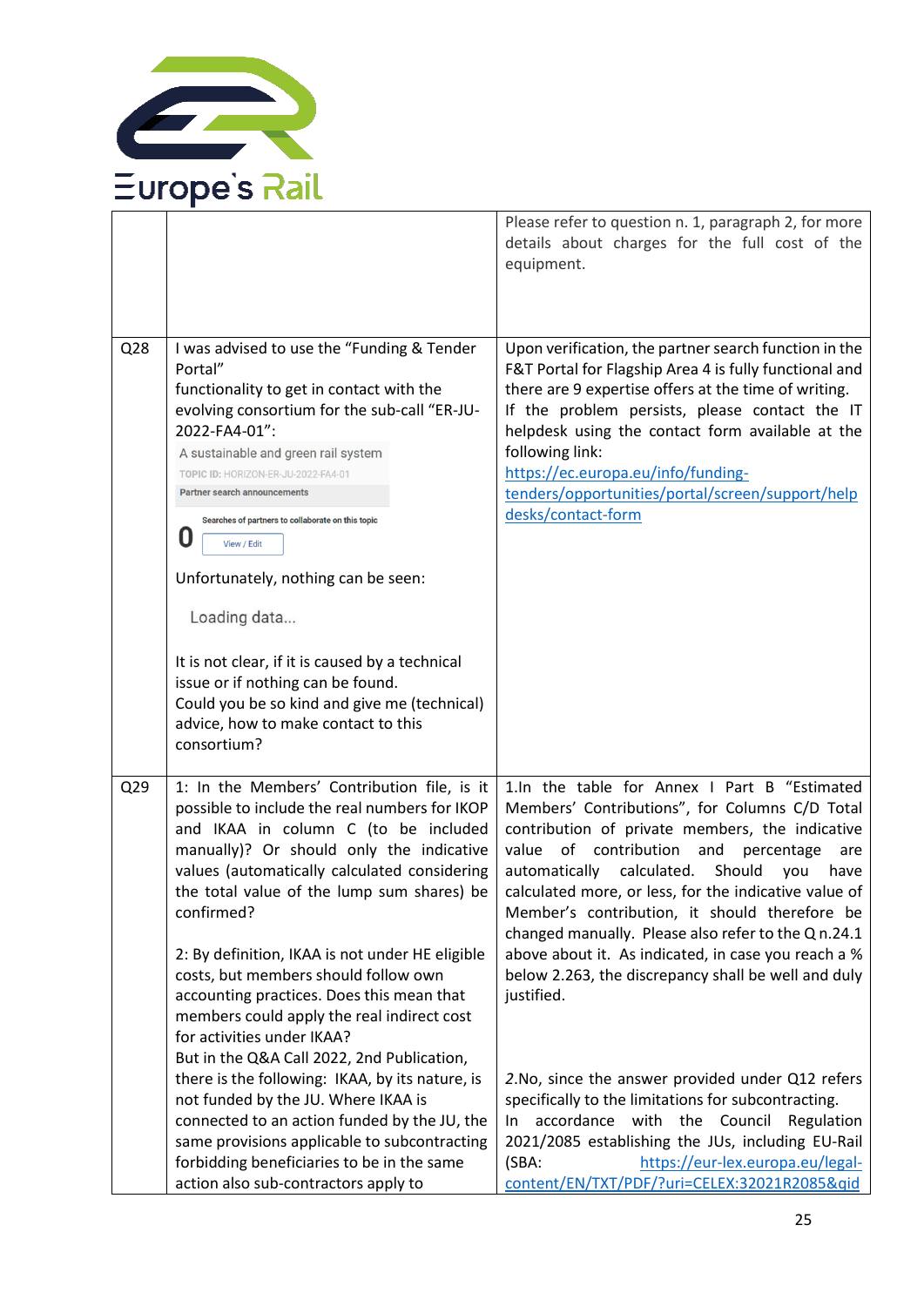| | | |
|---|---|---|
| | | Please refer to question n. 1, paragraph 2, for more details about charges for the full cost of the equipment. |
| Q28 | I was advised to use the “Funding & Tender Portal”<br>functionality to get in contact with the evolving consortium for the sub-call “ER-JU-2022-FA4-01”:<br>A sustainable and green rail system<br>TOPIC ID: HORIZON-ER-JU-2022-FA4-01<br>Partner search announcements<br>Searches of partners to collaborate on this topic<br>0 View / Edit<br>Unfortunately, nothing can be seen:<br>Loading data...<br>It is not clear, if it is caused by a technical issue or if nothing can be found.<br>Could you be so kind and give me (technical) advice, how to make contact to this consortium? | Upon verification, the partner search function in the F&T Portal for Flagship Area 4 is fully functional and there are 9 expertise offers at the time of writing. If the problem persists, please contact the IT helpdesk using the contact form available at the following link:<br>[https://ec.europa.eu/info/funding-tenders/opportunities/portal/screen/support/helpdesks/contact-form](https://ec.europa.eu/info/funding-tenders/opportunities/portal/screen/support/helpdesks/contact-form) |
| Q29 | 1: In the Members’ Contribution file, is it possible to include the real numbers for IKOP and IKAA in column C (to be included manually)? Or should only the indicative values (automatically calculated considering the total value of the lump sum shares) be confirmed?<br><br>2: By definition, IKAA is not under HE eligible costs, but members should follow own accounting practices. Does this mean that members could apply the real indirect cost for activities under IKAA?<br>But in the Q&A Call 2022, 2nd Publication, there is the following: IKAA, by its nature, is not funded by the JU. Where IKAA is connected to an action funded by the JU, the same provisions applicable to subcontracting forbidding beneficiaries to be in the same action also sub-contractors apply to | 1.In the table for Annex I Part B “Estimated Members’ Contributions”, for Columns C/D Total contribution of private members, the indicative value of contribution and percentage are automatically calculated. Should you have calculated more, or less, for the indicative value of Member’s contribution, it should therefore be changed manually. Please also refer to the Q n.24.1 above about it. As indicated, in case you reach a % below 2.263, the discrepancy shall be well and duly justified.<br><br>2.No, since the answer provided under Q12 refers specifically to the limitations for subcontracting. In accordance with the Council Regulation 2021/2085 establishing the JUs, including EU-Rail (SBA: [https://eur-lex.europa.eu/legal-content/EN/TXT/PDF/?uri=CELEX:32021R2085&qid](https://eur-lex.europa.eu/legal-content/EN/TXT/PDF/?uri=CELEX:32021R2085&qid) |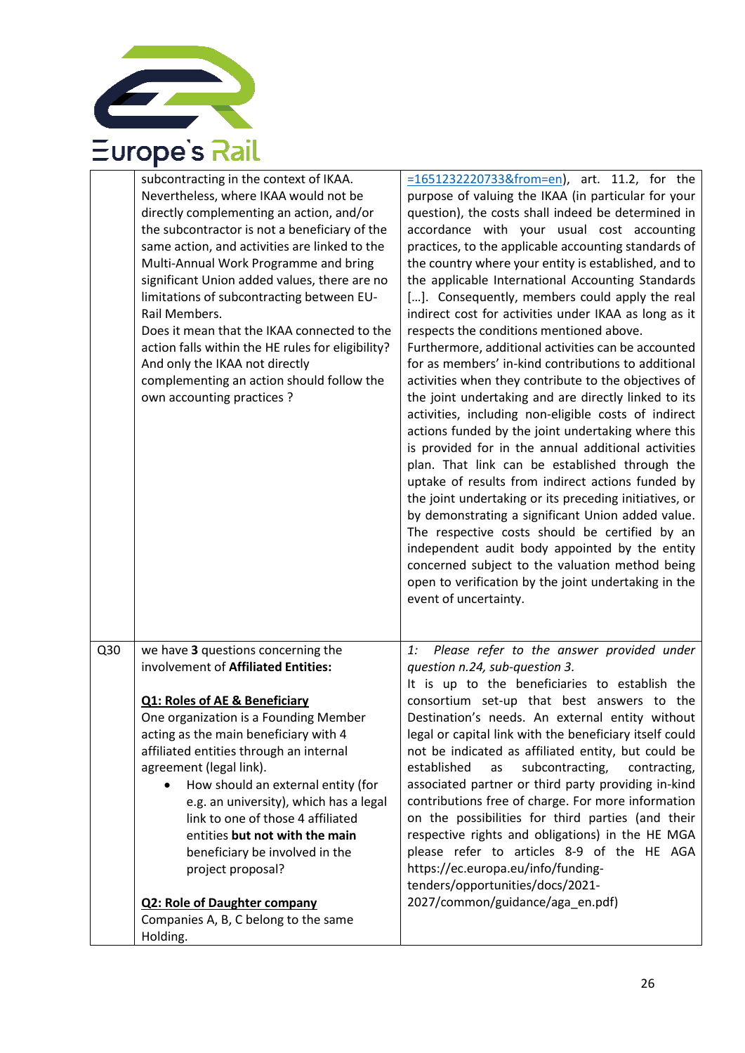| | | |
|---|---|---|
| | subcontracting in the context of IKAA. Nevertheless, where IKAA would not be directly complementing an action, and/or the subcontractor is not a beneficiary of the same action, and activities are linked to the Multi-Annual Work Programme and bring significant Union added values, there are no limitations of subcontracting between EU-Rail Members.<br>Does it mean that the IKAA connected to the action falls within the HE rules for eligibility? And only the IKAA not directly complementing an action should follow the own accounting practices ? | =1651232220733&from=en), art. 11.2, for the purpose of valuing the IKAA (in particular for your question), the costs shall indeed be determined in accordance with your usual cost accounting practices, to the applicable accounting standards of the country where your entity is established, and to the applicable International Accounting Standards […]. Consequently, members could apply the real indirect cost for activities under IKAA as long as it respects the conditions mentioned above.<br>Furthermore, additional activities can be accounted for as members' in-kind contributions to additional activities when they contribute to the objectives of the joint undertaking and are directly linked to its activities, including non-eligible costs of indirect actions funded by the joint undertaking where this is provided for in the annual additional activities plan. That link can be established through the uptake of results from indirect actions funded by the joint undertaking or its preceding initiatives, or by demonstrating a significant Union added value. The respective costs should be certified by an independent audit body appointed by the entity concerned subject to the valuation method being open to verification by the joint undertaking in the event of uncertainty. |
| Q30 | we have **3** questions concerning the involvement of **Affiliated Entities:**<br><br>**<u>Q1: Roles of AE & Beneficiary</u>**<br>One organization is a Founding Member acting as the main beneficiary with 4 affiliated entities through an internal agreement (legal link).<br>• How should an external entity (for e.g. an university), which has a legal link to one of those 4 affiliated entities **but not with the main** beneficiary be involved in the project proposal?<br><br>**<u>Q2: Role of Daughter company</u>**<br>Companies A, B, C belong to the same Holding. | *1: Please refer to the answer provided under question n.24, sub-question 3.*<br>It is up to the beneficiaries to establish the consortium set-up that best answers to the Destination's needs. An external entity without legal or capital link with the beneficiary itself could not be indicated as affiliated entity, but could be established as subcontracting, contracting, associated partner or third party providing in-kind contributions free of charge. For more information on the possibilities for third parties (and their respective rights and obligations) in the HE MGA please refer to articles 8-9 of the HE AGA https://ec.europa.eu/info/funding-tenders/opportunities/docs/2021-2027/common/guidance/aga_en.pdf) |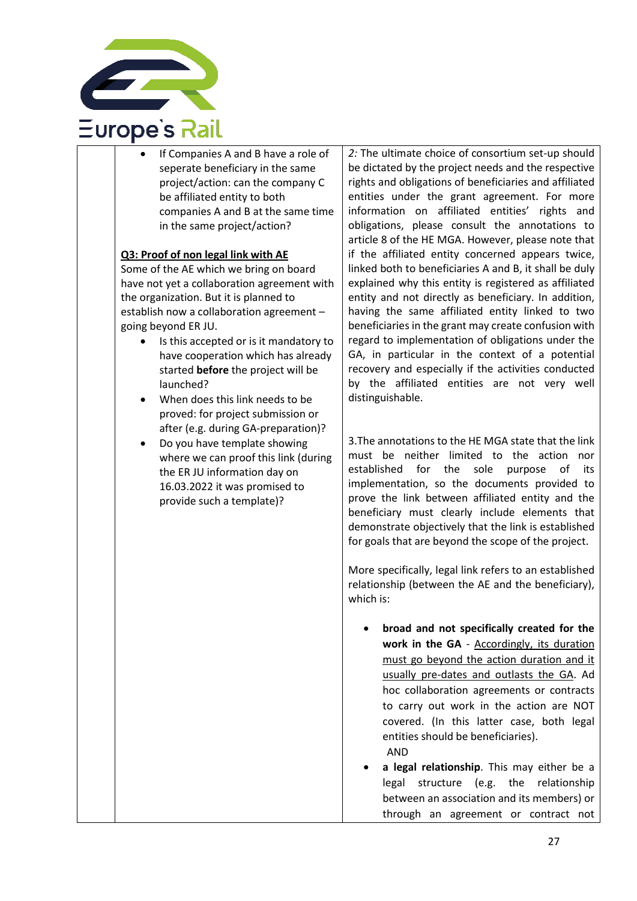| | Question | Answer |
|---|---|---|
| | • If Companies A and B have a role of seperate beneficiary in the same project/action: can the company C be affiliated entity to both companies A and B at the same time in the same project/action?<br><br>**Q3: Proof of non legal link with AE**<br>Some of the AE which we bring on board have not yet a collaboration agreement with the organization. But it is planned to establish now a collaboration agreement – going beyond ER JU.<br>• Is this accepted or is it mandatory to have cooperation which has already started **before** the project will be launched?<br>• When does this link needs to be proved: for project submission or after (e.g. during GA-preparation)?<br>• Do you have template showing where we can proof this link (during the ER JU information day on 16.03.2022 it was promised to provide such a template)? | *2:* The ultimate choice of consortium set-up should be dictated by the project needs and the respective rights and obligations of beneficiaries and affiliated entities under the grant agreement. For more information on affiliated entities' rights and obligations, please consult the annotations to article 8 of the HE MGA. However, please note that if the affiliated entity concerned appears twice, linked both to beneficiaries A and B, it shall be duly explained why this entity is registered as affiliated entity and not directly as beneficiary. In addition, having the same affiliated entity linked to two beneficiaries in the grant may create confusion with regard to implementation of obligations under the GA, in particular in the context of a potential recovery and especially if the activities conducted by the affiliated entities are not very well distinguishable.<br><br>3.The annotations to the HE MGA state that the link must be neither limited to the action nor established for the sole purpose of its implementation, so the documents provided to prove the link between affiliated entity and the beneficiary must clearly include elements that demonstrate objectively that the link is established for goals that are beyond the scope of the project.<br><br>More specifically, legal link refers to an established relationship (between the AE and the beneficiary), which is:<br><br>• **broad and not specifically created for the work in the GA** - <u>Accordingly, its duration must go beyond the action duration and it usually pre-dates and outlasts the GA</u>. Ad hoc collaboration agreements or contracts to carry out work in the action are NOT covered. (In this latter case, both legal entities should be beneficiaries).<br>AND<br>• **a legal relationship**. This may either be a legal structure (e.g. the relationship between an association and its members) or through an agreement or contract not |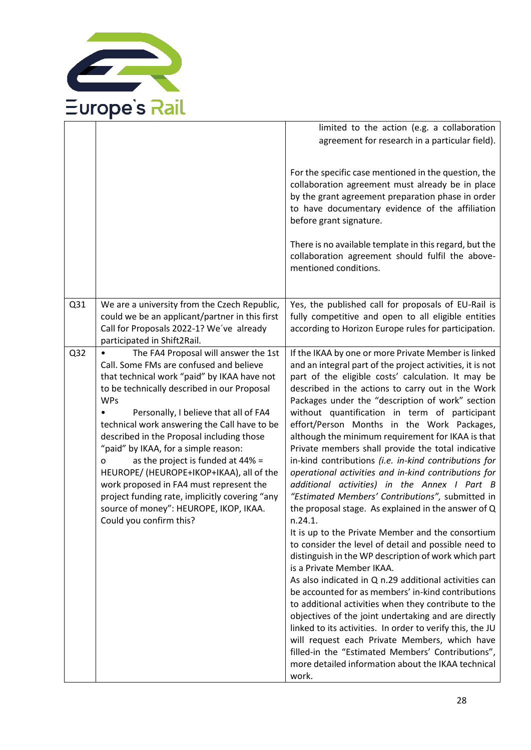| | | |
|---|---|---|
| | | limited to the action (e.g. a collaboration agreement for research in a particular field).<br><br>For the specific case mentioned in the question, the collaboration agreement must already be in place by the grant agreement preparation phase in order to have documentary evidence of the affiliation before grant signature.<br><br>There is no available template in this regard, but the collaboration agreement should fulfil the above-mentioned conditions. |
| Q31 | We are a university from the Czech Republic, could we be an applicant/partner in this first Call for Proposals 2022-1? We´ve already participated in Shift2Rail. | Yes, the published call for proposals of EU-Rail is fully competitive and open to all eligible entities according to Horizon Europe rules for participation. |
| Q32 | • The FA4 Proposal will answer the 1st Call. Some FMs are confused and believe that technical work "paid" by IKAA have not to be technically described in our Proposal WPs<br>• Personally, I believe that all of FA4 technical work answering the Call have to be described in the Proposal including those "paid" by IKAA, for a simple reason:<br>o as the project is funded at 44% = HEUROPE/ (HEUROPE+IKOP+IKAA), all of the work proposed in FA4 must represent the project funding rate, implicitly covering "any source of money": HEUROPE, IKOP, IKAA. Could you confirm this? | If the IKAA by one or more Private Member is linked and an integral part of the project activities, it is not part of the eligible costs' calculation. It may be described in the actions to carry out in the Work Packages under the "description of work" section without quantification in term of participant effort/Person Months in the Work Packages, although the minimum requirement for IKAA is that Private members shall provide the total indicative in-kind contributions *(i.e. in-kind contributions for operational activities and in-kind contributions for additional activities) in the Annex I Part B "Estimated Members' Contributions",* submitted in the proposal stage. As explained in the answer of Q n.24.1.<br>It is up to the Private Member and the consortium to consider the level of detail and possible need to distinguish in the WP description of work which part is a Private Member IKAA.<br>As also indicated in Q n.29 additional activities can be accounted for as members' in-kind contributions to additional activities when they contribute to the objectives of the joint undertaking and are directly linked to its activities. In order to verify this, the JU will request each Private Members, which have filled-in the "Estimated Members' Contributions", more detailed information about the IKAA technical work. |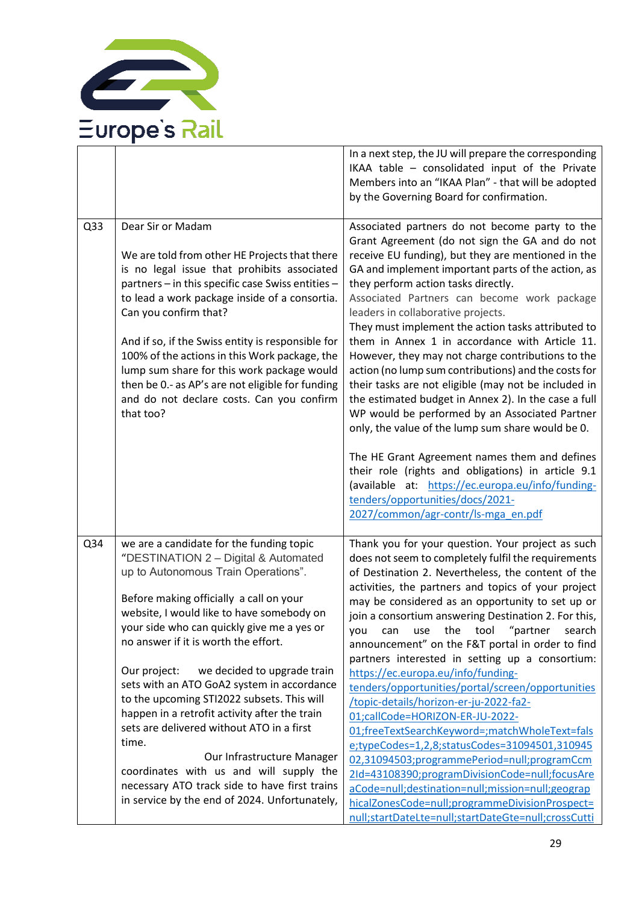| | | |
|---|---|---|
| | | In a next step, the JU will prepare the corresponding IKAA table – consolidated input of the Private Members into an "IKAA Plan" - that will be adopted by the Governing Board for confirmation. |
| Q33 | Dear Sir or Madam<br><br>We are told from other HE Projects that there is no legal issue that prohibits associated partners – in this specific case Swiss entities – to lead a work package inside of a consortia. Can you confirm that?<br><br>And if so, if the Swiss entity is responsible for 100% of the actions in this Work package, the lump sum share for this work package would then be 0.- as AP's are not eligible for funding and do not declare costs. Can you confirm that too? | Associated partners do not become party to the Grant Agreement (do not sign the GA and do not receive EU funding), but they are mentioned in the GA and implement important parts of the action, as they perform action tasks directly.<br>Associated Partners can become work package leaders in collaborative projects.<br>They must implement the action tasks attributed to them in Annex 1 in accordance with Article 11. However, they may not charge contributions to the action (no lump sum contributions) and the costs for their tasks are not eligible (may not be included in the estimated budget in Annex 2). In the case a full WP would be performed by an Associated Partner only, the value of the lump sum share would be 0.<br><br>The HE Grant Agreement names them and defines their role (rights and obligations) in article 9.1 (available at: https://ec.europa.eu/info/funding-tenders/opportunities/docs/2021-2027/common/agr-contr/ls-mga_en.pdf |
| Q34 | we are a candidate for the funding topic "DESTINATION 2 – Digital & Automated up to Autonomous Train Operations".<br><br>Before making officially a call on your website, I would like to have somebody on your side who can quickly give me a yes or no answer if it is worth the effort.<br><br>Our project: we decided to upgrade train sets with an ATO GoA2 system in accordance to the upcoming STI2022 subsets. This will happen in a retrofit activity after the train sets are delivered without ATO in a first time.<br>Our Infrastructure Manager coordinates with us and will supply the necessary ATO track side to have first trains in service by the end of 2024. Unfortunately, | Thank you for your question. Your project as such does not seem to completely fulfil the requirements of Destination 2. Nevertheless, the content of the activities, the partners and topics of your project may be considered as an opportunity to set up or join a consortium answering Destination 2. For this, you can use the tool "partner search announcement" on the F&T portal in order to find partners interested in setting up a consortium: https://ec.europa.eu/info/funding-tenders/opportunities/portal/screen/opportunities/topic-details/horizon-er-ju-2022-fa2-01;callCode=HORIZON-ER-JU-2022-01;freeTextSearchKeyword=;matchWholeText=false;typeCodes=1,2,8;statusCodes=31094501,31094502,31094503;programmePeriod=null;programCcm2Id=43108390;programDivisionCode=null;focusAreaCode=null;destination=null;mission=null;geographicalZonesCode=null;programmeDivisionProspect=null;startDateLte=null;startDateGte=null;crossCutti |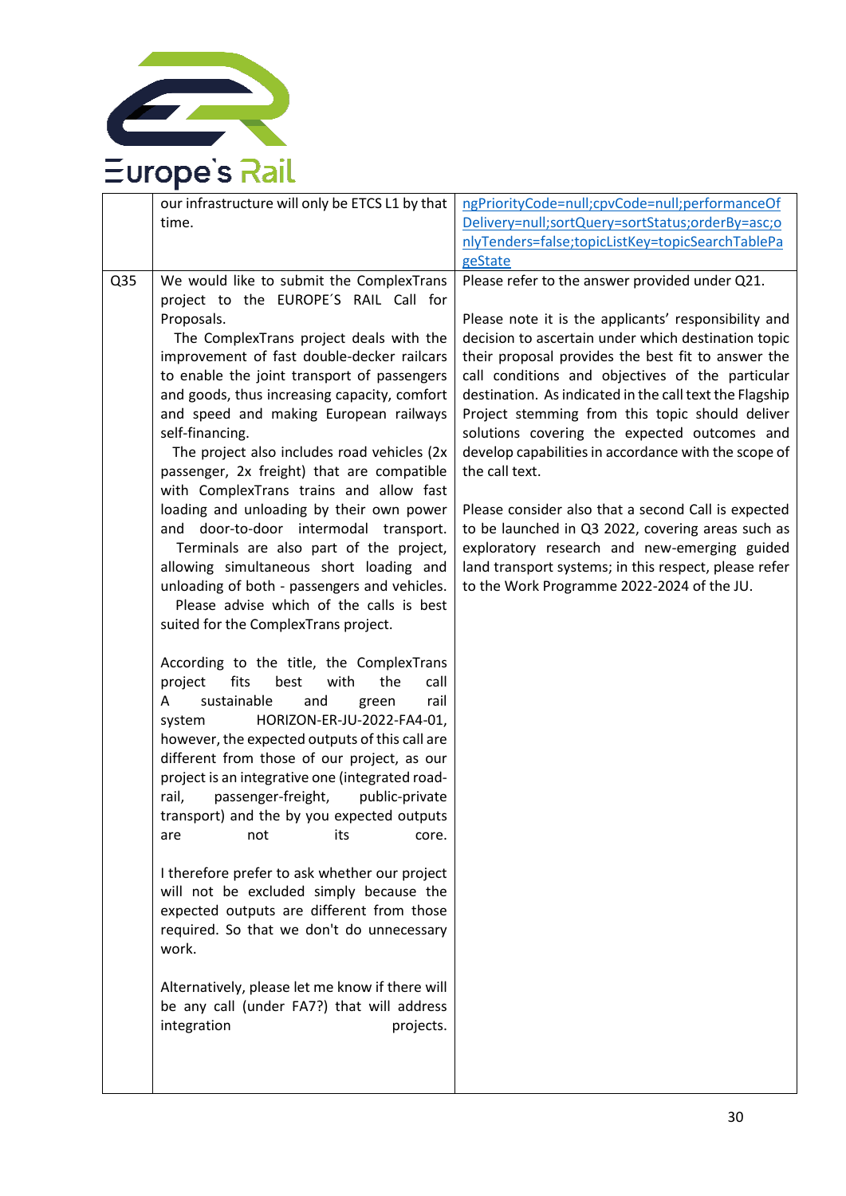| | | |
|---|---|---|
| | our infrastructure will only be ETCS L1 by that time. | ngPriorityCode=null;cpvCode=null;performanceOfDelivery=null;sortQuery=sortStatus;orderBy=asc;onlyTenders=false;topicListKey=topicSearchTablePageState |
| Q35 | We would like to submit the ComplexTrans project to the EUROPE´S RAIL Call for Proposals.<br>The ComplexTrans project deals with the improvement of fast double-decker railcars to enable the joint transport of passengers and goods, thus increasing capacity, comfort and speed and making European railways self-financing.<br>The project also includes road vehicles (2x passenger, 2x freight) that are compatible with ComplexTrans trains and allow fast loading and unloading by their own power and door-to-door intermodal transport.<br>Terminals are also part of the project, allowing simultaneous short loading and unloading of both - passengers and vehicles.<br>Please advise which of the calls is best suited for the ComplexTrans project.<br><br>According to the title, the ComplexTrans project fits best with the call A sustainable and green rail system HORIZON-ER-JU-2022-FA4-01, however, the expected outputs of this call are different from those of our project, as our project is an integrative one (integrated road-rail, passenger-freight, public-private transport) and the by you expected outputs are not its core.<br><br>I therefore prefer to ask whether our project will not be excluded simply because the expected outputs are different from those required. So that we don't do unnecessary work.<br><br>Alternatively, please let me know if there will be any call (under FA7?) that will address integration projects. | Please refer to the answer provided under Q21.<br><br>Please note it is the applicants' responsibility and decision to ascertain under which destination topic their proposal provides the best fit to answer the call conditions and objectives of the particular destination. As indicated in the call text the Flagship Project stemming from this topic should deliver solutions covering the expected outcomes and develop capabilities in accordance with the scope of the call text.<br><br>Please consider also that a second Call is expected to be launched in Q3 2022, covering areas such as exploratory research and new-emerging guided land transport systems; in this respect, please refer to the Work Programme 2022-2024 of the JU. |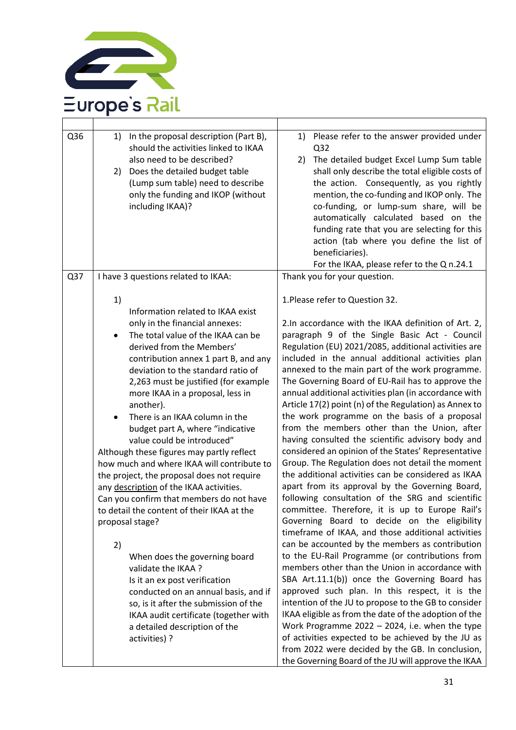| | | |
|---|---|---|
| Q36 | 1) In the proposal description (Part B), should the activities linked to IKAA also need to be described?<br>2) Does the detailed budget table (Lump sum table) need to describe only the funding and IKOP (without including IKAA)? | 1) Please refer to the answer provided under Q32<br>2) The detailed budget Excel Lump Sum table shall only describe the total eligible costs of the action. Consequently, as you rightly mention, the co-funding and IKOP only. The co-funding, or lump-sum share, will be automatically calculated based on the funding rate that you are selecting for this action (tab where you define the list of beneficiaries).<br>For the IKAA, please refer to the Q n.24.1 |
| Q37 | I have 3 questions related to IKAA:<br><br>1)<br>Information related to IKAA exist only in the financial annexes:<br>• The total value of the IKAA can be derived from the Members' contribution annex 1 part B, and any deviation to the standard ratio of 2,263 must be justified (for example more IKAA in a proposal, less in another).<br>• There is an IKAA column in the budget part A, where "indicative value could be introduced"<br>Although these figures may partly reflect how much and where IKAA will contribute to the project, the proposal does not require any <u>description</u> of the IKAA activities.<br>Can you confirm that members do not have to detail the content of their IKAA at the proposal stage?<br><br>2)<br>When does the governing board validate the IKAA ?<br>Is it an ex post verification conducted on an annual basis, and if so, is it after the submission of the IKAA audit certificate (together with a detailed description of the activities) ? | Thank you for your question.<br><br>1.Please refer to Question 32.<br><br>2.In accordance with the IKAA definition of Art. 2, paragraph 9 of the Single Basic Act - Council Regulation (EU) 2021/2085, additional activities are included in the annual additional activities plan annexed to the main part of the work programme. The Governing Board of EU-Rail has to approve the annual additional activities plan (in accordance with Article 17(2) point (n) of the Regulation) as Annex to the work programme on the basis of a proposal from the members other than the Union, after having consulted the scientific advisory body and considered an opinion of the States' Representative Group. The Regulation does not detail the moment the additional activities can be considered as IKAA apart from its approval by the Governing Board, following consultation of the SRG and scientific committee. Therefore, it is up to Europe Rail's Governing Board to decide on the eligibility timeframe of IKAA, and those additional activities can be accounted by the members as contribution to the EU-Rail Programme (or contributions from members other than the Union in accordance with SBA Art.11.1(b)) once the Governing Board has approved such plan. In this respect, it is the intention of the JU to propose to the GB to consider IKAA eligible as from the date of the adoption of the Work Programme 2022 – 2024, i.e. when the type of activities expected to be achieved by the JU as from 2022 were decided by the GB. In conclusion, the Governing Board of the JU will approve the IKAA |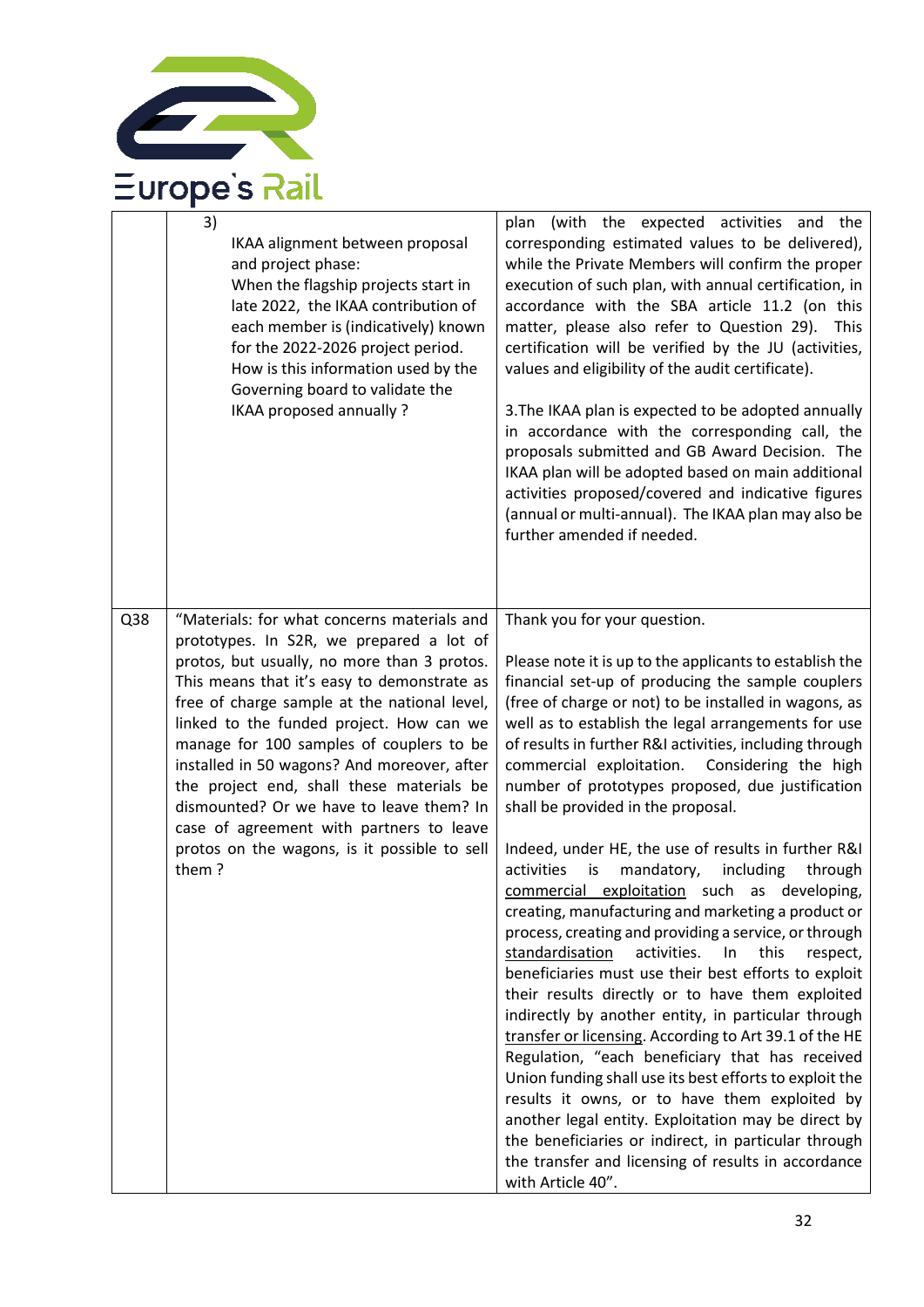| | | |
|---|---|---|
| | 3) IKAA alignment between proposal and project phase: When the flagship projects start in late 2022, the IKAA contribution of each member is (indicatively) known for the 2022-2026 project period. How is this information used by the Governing board to validate the IKAA proposed annually ? | plan (with the expected activities and the corresponding estimated values to be delivered), while the Private Members will confirm the proper execution of such plan, with annual certification, in accordance with the SBA article 11.2 (on this matter, please also refer to Question 29). This certification will be verified by the JU (activities, values and eligibility of the audit certificate).<br><br>3.The IKAA plan is expected to be adopted annually in accordance with the corresponding call, the proposals submitted and GB Award Decision. The IKAA plan will be adopted based on main additional activities proposed/covered and indicative figures (annual or multi-annual). The IKAA plan may also be further amended if needed. |
| Q38 | "Materials: for what concerns materials and prototypes. In S2R, we prepared a lot of protos, but usually, no more than 3 protos. This means that it's easy to demonstrate as free of charge sample at the national level, linked to the funded project. How can we manage for 100 samples of couplers to be installed in 50 wagons? And moreover, after the project end, shall these materials be dismounted? Or we have to leave them? In case of agreement with partners to leave protos on the wagons, is it possible to sell them ? | Thank you for your question.<br><br>Please note it is up to the applicants to establish the financial set-up of producing the sample couplers (free of charge or not) to be installed in wagons, as well as to establish the legal arrangements for use of results in further R&I activities, including through commercial exploitation. Considering the high number of prototypes proposed, due justification shall be provided in the proposal.<br><br>Indeed, under HE, the use of results in further R&I activities is mandatory, including through <u>commercial exploitation</u> such as developing, creating, manufacturing and marketing a product or process, creating and providing a service, or through <u>standardisation</u> activities. In this respect, beneficiaries must use their best efforts to exploit their results directly or to have them exploited indirectly by another entity, in particular through <u>transfer or licensing</u>. According to Art 39.1 of the HE Regulation, "each beneficiary that has received Union funding shall use its best efforts to exploit the results it owns, or to have them exploited by another legal entity. Exploitation may be direct by the beneficiaries or indirect, in particular through the transfer and licensing of results in accordance with Article 40". |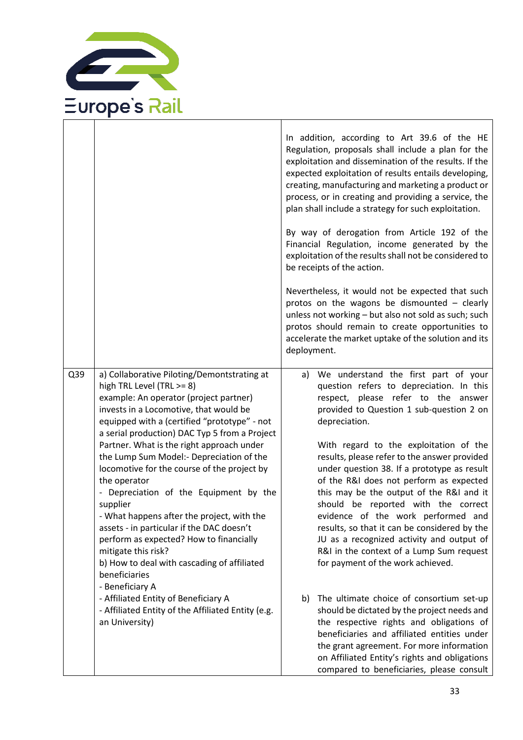| | | |
|---|---|---|
| | | In addition, according to Art 39.6 of the HE Regulation, proposals shall include a plan for the exploitation and dissemination of the results. If the expected exploitation of results entails developing, creating, manufacturing and marketing a product or process, or in creating and providing a service, the plan shall include a strategy for such exploitation.<br><br>By way of derogation from Article 192 of the Financial Regulation, income generated by the exploitation of the results shall not be considered to be receipts of the action.<br><br>Nevertheless, it would not be expected that such protos on the wagons be dismounted – clearly unless not working – but also not sold as such; such protos should remain to create opportunities to accelerate the market uptake of the solution and its deployment. |
| Q39 | a) Collaborative Piloting/Demontstrating at high TRL Level (TRL >= 8)<br>example: An operator (project partner) invests in a Locomotive, that would be equipped with a (certified "prototype" - not a serial production) DAC Typ 5 from a Project Partner. What is the right approach under the Lump Sum Model:- Depreciation of the locomotive for the course of the project by the operator<br>- Depreciation of the Equipment by the supplier<br>- What happens after the project, with the assets - in particular if the DAC doesn't perform as expected? How to financially mitigate this risk?<br>b) How to deal with cascading of affiliated beneficiaries<br>- Beneficiary A<br>- Affiliated Entity of Beneficiary A<br>- Affiliated Entity of the Affiliated Entity (e.g. an University) | a) We understand the first part of your question refers to depreciation. In this respect, please refer to the answer provided to Question 1 sub-question 2 on depreciation.<br><br>With regard to the exploitation of the results, please refer to the answer provided under question 38. If a prototype as result of the R&I does not perform as expected this may be the output of the R&I and it should be reported with the correct evidence of the work performed and results, so that it can be considered by the JU as a recognized activity and output of R&I in the context of a Lump Sum request for payment of the work achieved.<br><br>b) The ultimate choice of consortium set-up should be dictated by the project needs and the respective rights and obligations of beneficiaries and affiliated entities under the grant agreement. For more information on Affiliated Entity's rights and obligations compared to beneficiaries, please consult |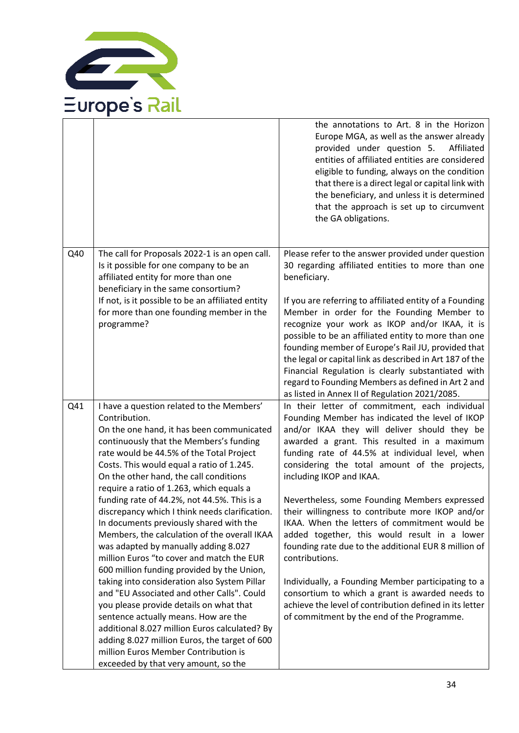| | | |
|---|---|---|
| | | the annotations to Art. 8 in the Horizon Europe MGA, as well as the answer already provided under question 5. Affiliated entities of affiliated entities are considered eligible to funding, always on the condition that there is a direct legal or capital link with the beneficiary, and unless it is determined that the approach is set up to circumvent the GA obligations. |
| Q40 | The call for Proposals 2022-1 is an open call. Is it possible for one company to be an affiliated entity for more than one beneficiary in the same consortium?<br>If not, is it possible to be an affiliated entity for more than one founding member in the programme? | Please refer to the answer provided under question 30 regarding affiliated entities to more than one beneficiary.<br><br>If you are referring to affiliated entity of a Founding Member in order for the Founding Member to recognize your work as IKOP and/or IKAA, it is possible to be an affiliated entity to more than one founding member of Europe's Rail JU, provided that the legal or capital link as described in Art 187 of the Financial Regulation is clearly substantiated with regard to Founding Members as defined in Art 2 and as listed in Annex II of Regulation 2021/2085. |
| Q41 | I have a question related to the Members' Contribution.<br>On the one hand, it has been communicated continuously that the Members's funding rate would be 44.5% of the Total Project Costs. This would equal a ratio of 1.245.<br>On the other hand, the call conditions require a ratio of 1.263, which equals a funding rate of 44.2%, not 44.5%. This is a discrepancy which I think needs clarification.<br>In documents previously shared with the Members, the calculation of the overall IKAA was adapted by manually adding 8.027 million Euros "to cover and match the EUR 600 million funding provided by the Union, taking into consideration also System Pillar and "EU Associated and other Calls". Could you please provide details on what that sentence actually means. How are the additional 8.027 million Euros calculated? By adding 8.027 million Euros, the target of 600 million Euros Member Contribution is exceeded by that very amount, so the | In their letter of commitment, each individual Founding Member has indicated the level of IKOP and/or IKAA they will deliver should they be awarded a grant. This resulted in a maximum funding rate of 44.5% at individual level, when considering the total amount of the projects, including IKOP and IKAA.<br><br>Nevertheless, some Founding Members expressed their willingness to contribute more IKOP and/or IKAA. When the letters of commitment would be added together, this would result in a lower founding rate due to the additional EUR 8 million of contributions.<br><br>Individually, a Founding Member participating to a consortium to which a grant is awarded needs to achieve the level of contribution defined in its letter of commitment by the end of the Programme. |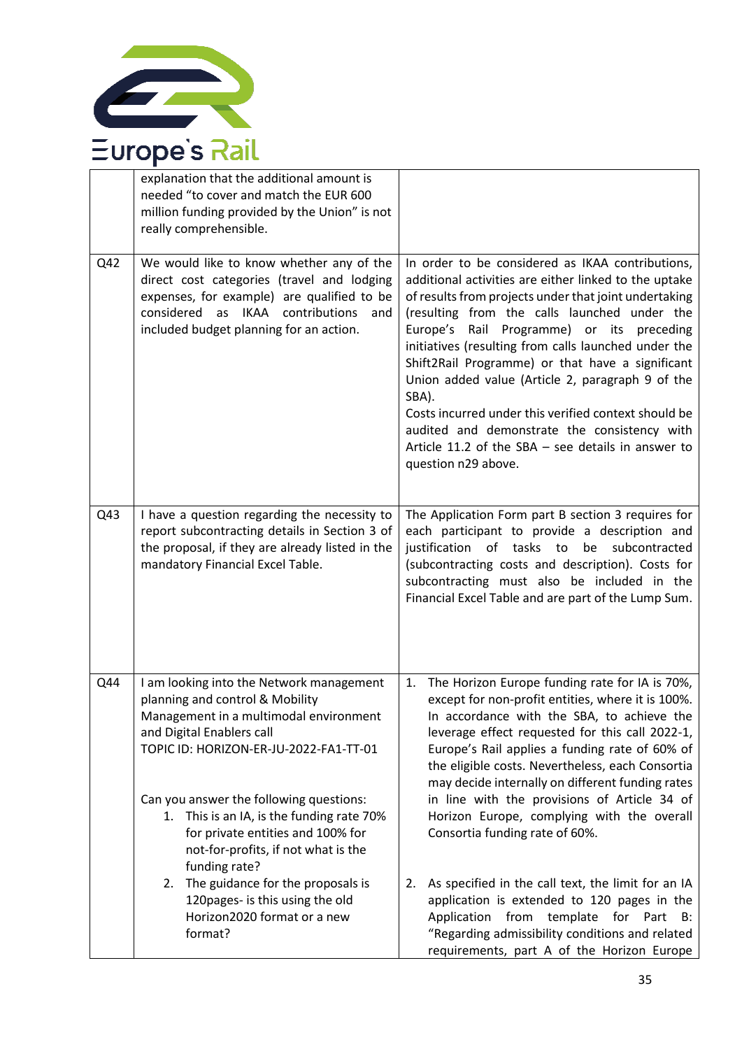| | | |
|---|---|---|
| | explanation that the additional amount is needed "to cover and match the EUR 600 million funding provided by the Union" is not really comprehensible. | |
| Q42 | We would like to know whether any of the direct cost categories (travel and lodging expenses, for example) are qualified to be considered as IKAA contributions and included budget planning for an action. | In order to be considered as IKAA contributions, additional activities are either linked to the uptake of results from projects under that joint undertaking (resulting from the calls launched under the Europe's Rail Programme) or its preceding initiatives (resulting from calls launched under the Shift2Rail Programme) or that have a significant Union added value (Article 2, paragraph 9 of the SBA).<br>Costs incurred under this verified context should be audited and demonstrate the consistency with Article 11.2 of the SBA – see details in answer to question n29 above. |
| Q43 | I have a question regarding the necessity to report subcontracting details in Section 3 of the proposal, if they are already listed in the mandatory Financial Excel Table. | The Application Form part B section 3 requires for each participant to provide a description and justification of tasks to be subcontracted (subcontracting costs and description). Costs for subcontracting must also be included in the Financial Excel Table and are part of the Lump Sum. |
| Q44 | I am looking into the Network management planning and control & Mobility Management in a multimodal environment and Digital Enablers call<br>TOPIC ID: HORIZON-ER-JU-2022-FA1-TT-01<br><br>Can you answer the following questions:<br>1. This is an IA, is the funding rate 70% for private entities and 100% for not-for-profits, if not what is the funding rate?<br>2. The guidance for the proposals is 120pages- is this using the old Horizon2020 format or a new format? | 1. The Horizon Europe funding rate for IA is 70%, except for non-profit entities, where it is 100%. In accordance with the SBA, to achieve the leverage effect requested for this call 2022-1, Europe's Rail applies a funding rate of 60% of the eligible costs. Nevertheless, each Consortia may decide internally on different funding rates in line with the provisions of Article 34 of Horizon Europe, complying with the overall Consortia funding rate of 60%.<br><br>2. As specified in the call text, the limit for an IA application is extended to 120 pages in the Application from template for Part B: "Regarding admissibility conditions and related requirements, part A of the Horizon Europe |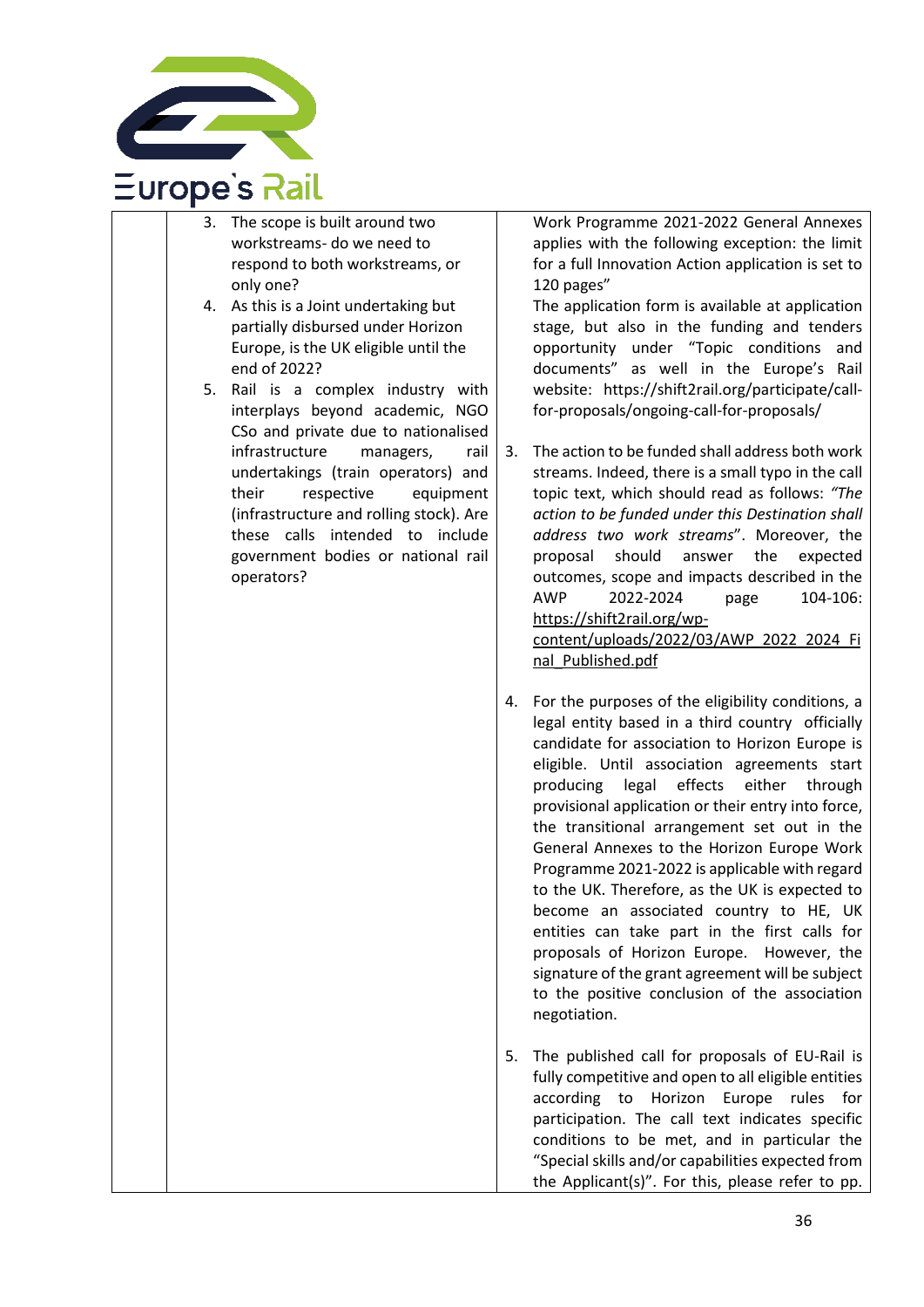| | | |
|---|---|---|
| | 3. The scope is built around two workstreams- do we need to respond to both workstreams, or only one?<br>4. As this is a Joint undertaking but partially disbursed under Horizon Europe, is the UK eligible until the end of 2022?<br>5. Rail is a complex industry with interplays beyond academic, NGO CSo and private due to nationalised infrastructure managers, rail undertakings (train operators) and their respective equipment (infrastructure and rolling stock). Are these calls intended to include government bodies or national rail operators? | Work Programme 2021-2022 General Annexes applies with the following exception: the limit for a full Innovation Action application is set to 120 pages"<br>The application form is available at application stage, but also in the funding and tenders opportunity under "Topic conditions and documents" as well in the Europe's Rail website: https://shift2rail.org/participate/call-for-proposals/ongoing-call-for-proposals/<br><br>3. The action to be funded shall address both work streams. Indeed, there is a small typo in the call topic text, which should read as follows: *"The action to be funded under this Destination shall address two work streams*". Moreover, the proposal should answer the expected outcomes, scope and impacts described in the AWP 2022-2024 page 104-106: https://shift2rail.org/wp-content/uploads/2022/03/AWP_2022_2024_Final_Published.pdf<br><br>4. For the purposes of the eligibility conditions, a legal entity based in a third country officially candidate for association to Horizon Europe is eligible. Until association agreements start producing legal effects either through provisional application or their entry into force, the transitional arrangement set out in the General Annexes to the Horizon Europe Work Programme 2021-2022 is applicable with regard to the UK. Therefore, as the UK is expected to become an associated country to HE, UK entities can take part in the first calls for proposals of Horizon Europe. However, the signature of the grant agreement will be subject to the positive conclusion of the association negotiation.<br><br>5. The published call for proposals of EU-Rail is fully competitive and open to all eligible entities according to Horizon Europe rules for participation. The call text indicates specific conditions to be met, and in particular the "Special skills and/or capabilities expected from the Applicant(s)". For this, please refer to pp. |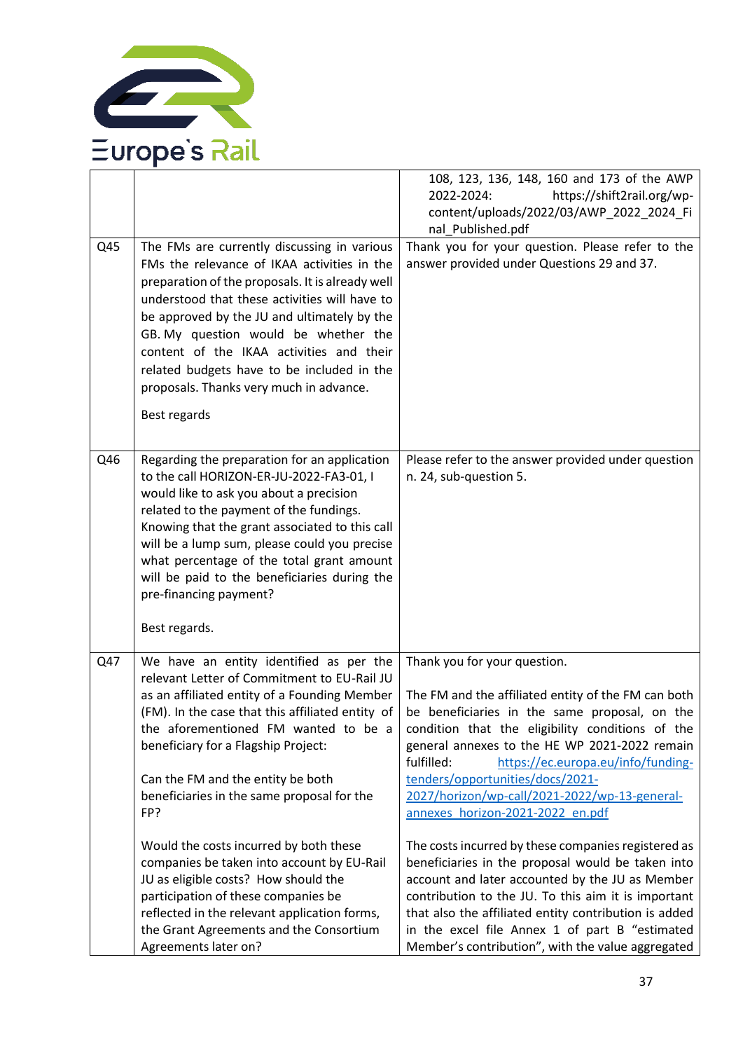| | | |
|---|---|---|
| | | 108, 123, 136, 148, 160 and 173 of the AWP 2022-2024: https://shift2rail.org/wp-content/uploads/2022/03/AWP_2022_2024_Final_Published.pdf |
| Q45 | The FMs are currently discussing in various FMs the relevance of IKAA activities in the preparation of the proposals. It is already well understood that these activities will have to be approved by the JU and ultimately by the GB. My question would be whether the content of the IKAA activities and their related budgets have to be included in the proposals. Thanks very much in advance.<br><br>Best regards | Thank you for your question. Please refer to the answer provided under Questions 29 and 37. |
| Q46 | Regarding the preparation for an application to the call HORIZON-ER-JU-2022-FA3-01, I would like to ask you about a precision related to the payment of the fundings. Knowing that the grant associated to this call will be a lump sum, please could you precise what percentage of the total grant amount will be paid to the beneficiaries during the pre-financing payment?<br><br>Best regards. | Please refer to the answer provided under question n. 24, sub-question 5. |
| Q47 | We have an entity identified as per the relevant Letter of Commitment to EU-Rail JU as an affiliated entity of a Founding Member (FM). In the case that this affiliated entity of the aforementioned FM wanted to be a beneficiary for a Flagship Project:<br><br>Can the FM and the entity be both beneficiaries in the same proposal for the FP?<br><br>Would the costs incurred by both these companies be taken into account by EU-Rail JU as eligible costs? How should the participation of these companies be reflected in the relevant application forms, the Grant Agreements and the Consortium Agreements later on? | Thank you for your question.<br><br>The FM and the affiliated entity of the FM can both be beneficiaries in the same proposal, on the condition that the eligibility conditions of the general annexes to the HE WP 2021-2022 remain fulfilled: [https://ec.europa.eu/info/funding-tenders/opportunities/docs/2021-2027/horizon/wp-call/2021-2022/wp-13-general-annexes_horizon-2021-2022_en.pdf](https://ec.europa.eu/info/funding-tenders/opportunities/docs/2021-2027/horizon/wp-call/2021-2022/wp-13-general-annexes_horizon-2021-2022_en.pdf)<br><br>The costs incurred by these companies registered as beneficiaries in the proposal would be taken into account and later accounted by the JU as Member contribution to the JU. To this aim it is important that also the affiliated entity contribution is added in the excel file Annex 1 of part B "estimated Member's contribution", with the value aggregated |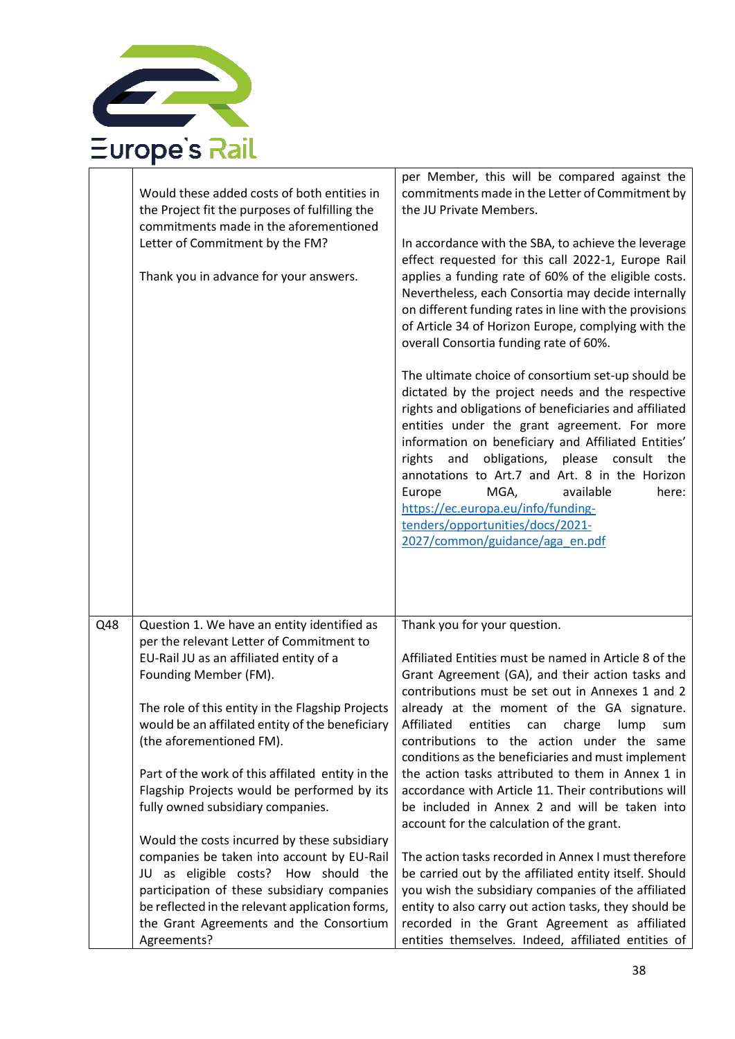| | | |
|---|---|---|
| | Would these added costs of both entities in the Project fit the purposes of fulfilling the commitments made in the aforementioned Letter of Commitment by the FM?<br><br>Thank you in advance for your answers. | per Member, this will be compared against the commitments made in the Letter of Commitment by the JU Private Members.<br><br>In accordance with the SBA, to achieve the leverage effect requested for this call 2022-1, Europe Rail applies a funding rate of 60% of the eligible costs. Nevertheless, each Consortia may decide internally on different funding rates in line with the provisions of Article 34 of Horizon Europe, complying with the overall Consortia funding rate of 60%.<br><br>The ultimate choice of consortium set-up should be dictated by the project needs and the respective rights and obligations of beneficiaries and affiliated entities under the grant agreement. For more information on beneficiary and Affiliated Entities' rights and obligations, please consult the annotations to Art.7 and Art. 8 in the Horizon Europe MGA, available here: https://ec.europa.eu/info/funding-tenders/opportunities/docs/2021-2027/common/guidance/aga_en.pdf |
| Q48 | Question 1. We have an entity identified as per the relevant Letter of Commitment to EU-Rail JU as an affiliated entity of a Founding Member (FM).<br><br>The role of this entity in the Flagship Projects would be an affilated entity of the beneficiary (the aforementioned FM).<br><br>Part of the work of this affilated entity in the Flagship Projects would be performed by its fully owned subsidiary companies.<br><br>Would the costs incurred by these subsidiary companies be taken into account by EU-Rail JU as eligible costs? How should the participation of these subsidiary companies be reflected in the relevant application forms, the Grant Agreements and the Consortium Agreements? | Thank you for your question.<br><br>Affiliated Entities must be named in Article 8 of the Grant Agreement (GA), and their action tasks and contributions must be set out in Annexes 1 and 2 already at the moment of the GA signature. Affiliated entities can charge lump sum contributions to the action under the same conditions as the beneficiaries and must implement the action tasks attributed to them in Annex 1 in accordance with Article 11. Their contributions will be included in Annex 2 and will be taken into account for the calculation of the grant.<br><br>The action tasks recorded in Annex I must therefore be carried out by the affiliated entity itself. Should you wish the subsidiary companies of the affiliated entity to also carry out action tasks, they should be recorded in the Grant Agreement as affiliated entities themselves. Indeed, affiliated entities of |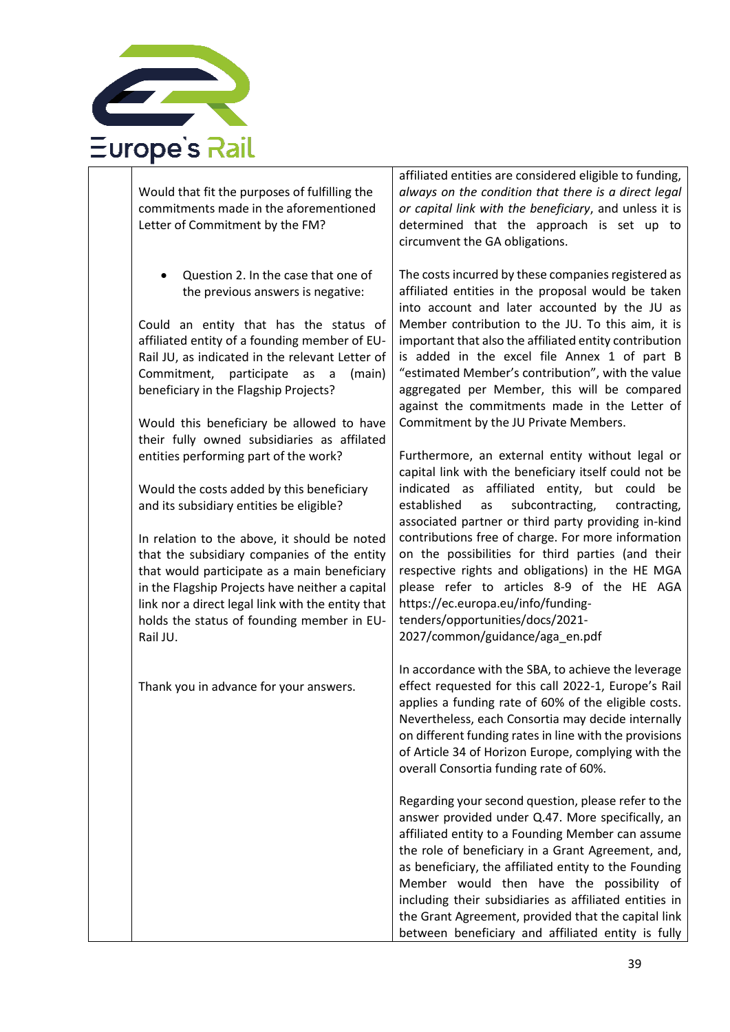| | | |
|---|---|---|
| | Would that fit the purposes of fulfilling the commitments made in the aforementioned Letter of Commitment by the FM?<br><br>- Question 2. In the case that one of the previous answers is negative:<br><br>Could an entity that has the status of affiliated entity of a founding member of EU-Rail JU, as indicated in the relevant Letter of Commitment, participate as a (main) beneficiary in the Flagship Projects?<br><br>Would this beneficiary be allowed to have their fully owned subsidiaries as affilated entities performing part of the work?<br><br>Would the costs added by this beneficiary and its subsidiary entities be eligible?<br><br>In relation to the above, it should be noted that the subsidiary companies of the entity that would participate as a main beneficiary in the Flagship Projects have neither a capital link nor a direct legal link with the entity that holds the status of founding member in EU-Rail JU.<br><br>Thank you in advance for your answers. | affiliated entities are considered eligible to funding, *always on the condition that there is a direct legal or capital link with the beneficiary*, and unless it is determined that the approach is set up to circumvent the GA obligations.<br><br>The costs incurred by these companies registered as affiliated entities in the proposal would be taken into account and later accounted by the JU as Member contribution to the JU. To this aim, it is important that also the affiliated entity contribution is added in the excel file Annex 1 of part B "estimated Member's contribution", with the value aggregated per Member, this will be compared against the commitments made in the Letter of Commitment by the JU Private Members.<br><br>Furthermore, an external entity without legal or capital link with the beneficiary itself could not be indicated as affiliated entity, but could be established as subcontracting, contracting, associated partner or third party providing in-kind contributions free of charge. For more information on the possibilities for third parties (and their respective rights and obligations) in the HE MGA please refer to articles 8-9 of the HE AGA https://ec.europa.eu/info/funding-tenders/opportunities/docs/2021-2027/common/guidance/aga_en.pdf<br><br>In accordance with the SBA, to achieve the leverage effect requested for this call 2022-1, Europe's Rail applies a funding rate of 60% of the eligible costs. Nevertheless, each Consortia may decide internally on different funding rates in line with the provisions of Article 34 of Horizon Europe, complying with the overall Consortia funding rate of 60%.<br><br>Regarding your second question, please refer to the answer provided under Q.47. More specifically, an affiliated entity to a Founding Member can assume the role of beneficiary in a Grant Agreement, and, as beneficiary, the affiliated entity to the Founding Member would then have the possibility of including their subsidiaries as affiliated entities in the Grant Agreement, provided that the capital link between beneficiary and affiliated entity is fully |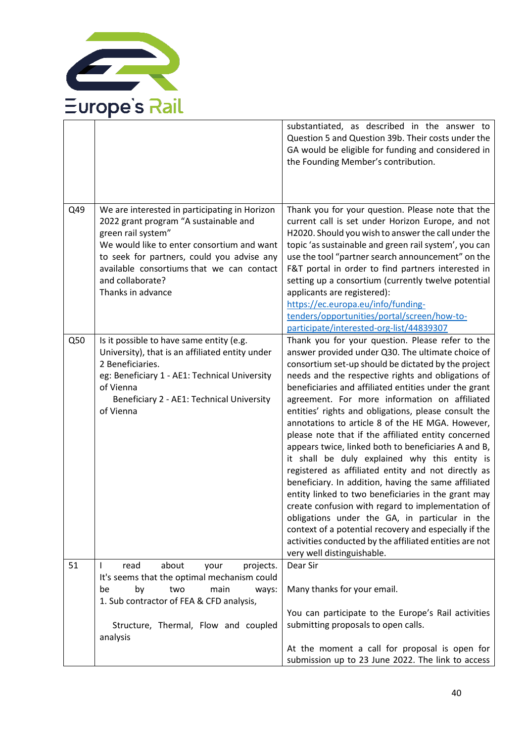| | | |
|---|---|---|
| | | substantiated, as described in the answer to Question 5 and Question 39b. Their costs under the GA would be eligible for funding and considered in the Founding Member's contribution. |
| Q49 | We are interested in participating in Horizon 2022 grant program "A sustainable and green rail system"<br>We would like to enter consortium and want to seek for partners, could you advise any available consortiums that we can contact and collaborate?<br>Thanks in advance | Thank you for your question. Please note that the current call is set under Horizon Europe, and not H2020. Should you wish to answer the call under the topic 'as sustainable and green rail system', you can use the tool "partner search announcement" on the F&T portal in order to find partners interested in setting up a consortium (currently twelve potential applicants are registered):<br>https://ec.europa.eu/info/funding-tenders/opportunities/portal/screen/how-to-participate/interested-org-list/44839307 |
| Q50 | Is it possible to have same entity (e.g. University), that is an affiliated entity under 2 Beneficiaries.<br>eg: Beneficiary 1 - AE1: Technical University of Vienna<br>Beneficiary 2 - AE1: Technical University of Vienna | Thank you for your question. Please refer to the answer provided under Q30. The ultimate choice of consortium set-up should be dictated by the project needs and the respective rights and obligations of beneficiaries and affiliated entities under the grant agreement. For more information on affiliated entities' rights and obligations, please consult the annotations to article 8 of the HE MGA. However, please note that if the affiliated entity concerned appears twice, linked both to beneficiaries A and B, it shall be duly explained why this entity is registered as affiliated entity and not directly as beneficiary. In addition, having the same affiliated entity linked to two beneficiaries in the grant may create confusion with regard to implementation of obligations under the GA, in particular in the context of a potential recovery and especially if the activities conducted by the affiliated entities are not very well distinguishable. |
| 51 | I read about your projects. It's seems that the optimal mechanism could be by two main ways:<br>1. Sub contractor of FEA & CFD analysis,<br><br>Structure, Thermal, Flow and coupled analysis | Dear Sir<br><br>Many thanks for your email.<br><br>You can participate to the Europe's Rail activities submitting proposals to open calls.<br><br>At the moment a call for proposal is open for submission up to 23 June 2022. The link to access |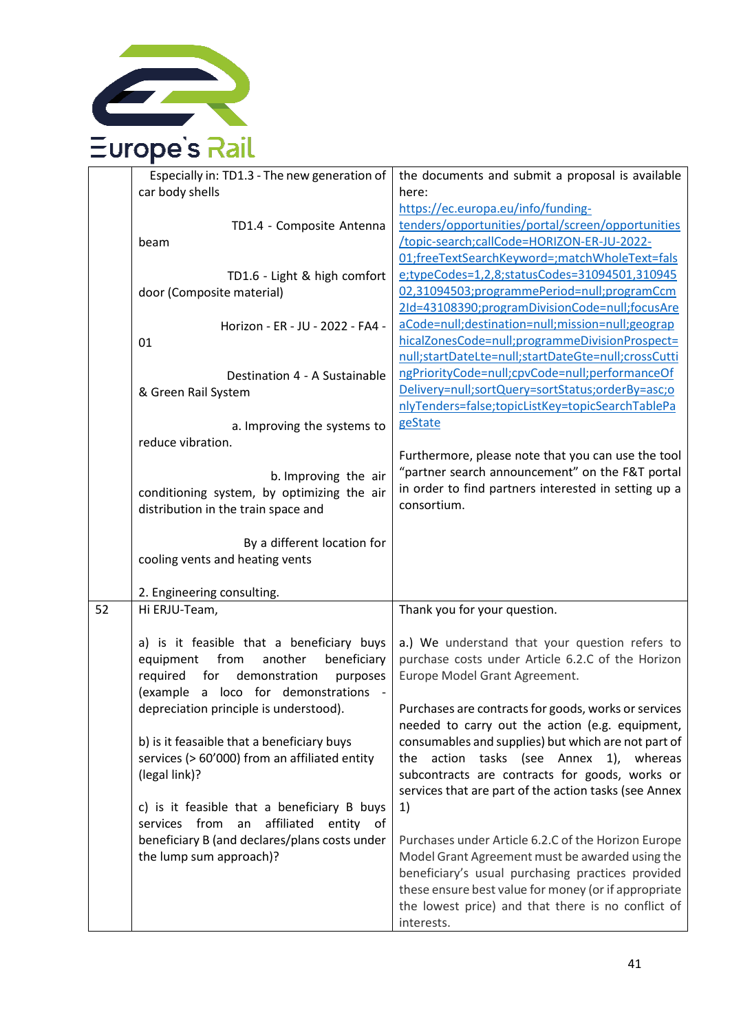| | | |
|---|---|---|
| | Especially in: TD1.3 - The new generation of car body shells<br><br>TD1.4 - Composite Antenna beam<br><br>TD1.6 - Light & high comfort door (Composite material)<br><br>Horizon - ER - JU - 2022 - FA4 - 01<br><br>Destination 4 - A Sustainable & Green Rail System<br><br>a. Improving the systems to reduce vibration.<br><br>b. Improving the air conditioning system, by optimizing the air distribution in the train space and<br><br>By a different location for cooling vents and heating vents<br><br>2. Engineering consulting. | the documents and submit a proposal is available here:<br>https://ec.europa.eu/info/funding-tenders/opportunities/portal/screen/opportunities/topic-search;callCode=HORIZON-ER-JU-2022-01;freeTextSearchKeyword=;matchWholeText=false;typeCodes=1,2,8;statusCodes=31094501,31094502,31094503;programmePeriod=null;programCcm2Id=43108390;programDivisionCode=null;focusAreaCode=null;destination=null;mission=null;geographicalZonesCode=null;programmeDivisionProspect=null;startDateLte=null;startDateGte=null;crossCuttingPriorityCode=null;cpvCode=null;performanceOfDelivery=null;sortQuery=sortStatus;orderBy=asc;onlyTenders=false;topicListKey=topicSearchTablePageState<br><br>Furthermore, please note that you can use the tool "partner search announcement" on the F&T portal in order to find partners interested in setting up a consortium. |
| 52 | Hi ERJU-Team,<br><br>a) is it feasible that a beneficiary buys equipment from another beneficiary required for demonstration purposes (example a loco for demonstrations - depreciation principle is understood).<br><br>b) is it feasaible that a beneficiary buys services (> 60'000) from an affiliated entity (legal link)?<br><br>c) is it feasible that a beneficiary B buys services from an affiliated entity of beneficiary B (and declares/plans costs under the lump sum approach)? | Thank you for your question.<br><br>a.) We understand that your question refers to purchase costs under Article 6.2.C of the Horizon Europe Model Grant Agreement.<br><br>Purchases are contracts for goods, works or services needed to carry out the action (e.g. equipment, consumables and supplies) but which are not part of the action tasks (see Annex 1), whereas subcontracts are contracts for goods, works or services that are part of the action tasks (see Annex 1)<br><br>Purchases under Article 6.2.C of the Horizon Europe Model Grant Agreement must be awarded using the beneficiary's usual purchasing practices provided these ensure best value for money (or if appropriate the lowest price) and that there is no conflict of interests. |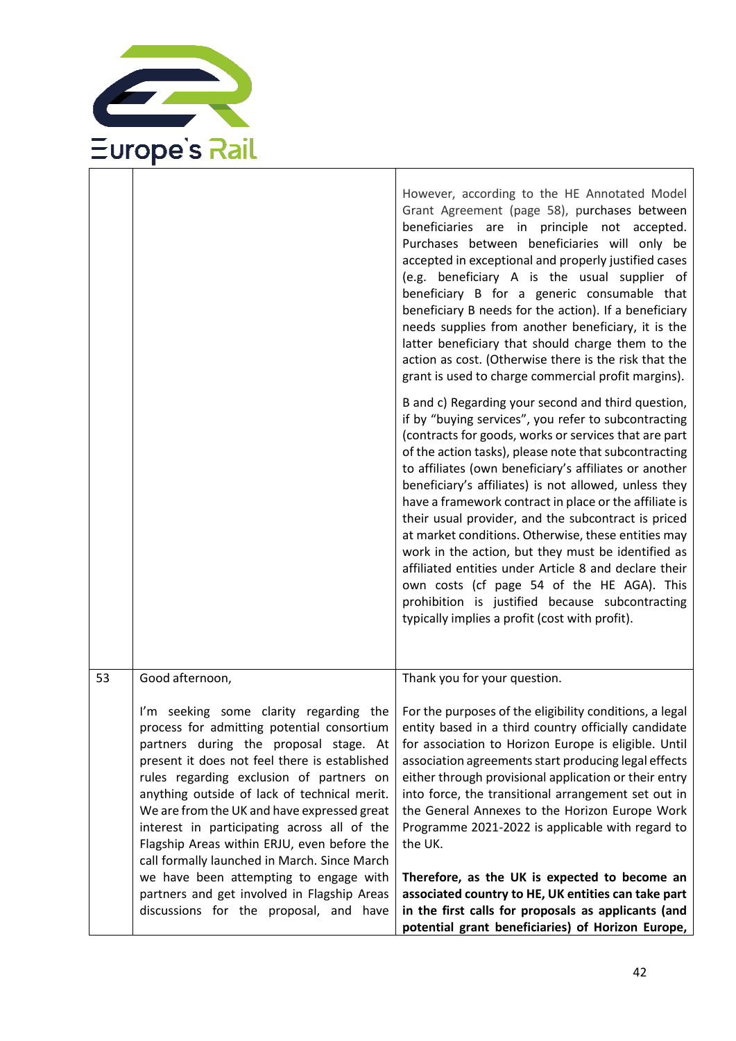| | | |
|---|---|---|
| | | However, according to the HE Annotated Model Grant Agreement (page 58), purchases between beneficiaries are in principle not accepted. Purchases between beneficiaries will only be accepted in exceptional and properly justified cases (e.g. beneficiary A is the usual supplier of beneficiary B for a generic consumable that beneficiary B needs for the action). If a beneficiary needs supplies from another beneficiary, it is the latter beneficiary that should charge them to the action as cost. (Otherwise there is the risk that the grant is used to charge commercial profit margins).<br><br>B and c) Regarding your second and third question, if by "buying services", you refer to subcontracting (contracts for goods, works or services that are part of the action tasks), please note that subcontracting to affiliates (own beneficiary's affiliates or another beneficiary's affiliates) is not allowed, unless they have a framework contract in place or the affiliate is their usual provider, and the subcontract is priced at market conditions. Otherwise, these entities may work in the action, but they must be identified as affiliated entities under Article 8 and declare their own costs (cf page 54 of the HE AGA). This prohibition is justified because subcontracting typically implies a profit (cost with profit). |
| 53 | Good afternoon,<br><br>I'm seeking some clarity regarding the process for admitting potential consortium partners during the proposal stage. At present it does not feel there is established rules regarding exclusion of partners on anything outside of lack of technical merit. We are from the UK and have expressed great interest in participating across all of the Flagship Areas within ERJU, even before the call formally launched in March. Since March we have been attempting to engage with partners and get involved in Flagship Areas discussions for the proposal, and have | Thank you for your question.<br><br>For the purposes of the eligibility conditions, a legal entity based in a third country officially candidate for association to Horizon Europe is eligible. Until association agreements start producing legal effects either through provisional application or their entry into force, the transitional arrangement set out in the General Annexes to the Horizon Europe Work Programme 2021-2022 is applicable with regard to the UK.<br><br>**Therefore, as the UK is expected to become an associated country to HE, UK entities can take part in the first calls for proposals as applicants (and potential grant beneficiaries) of Horizon Europe,** |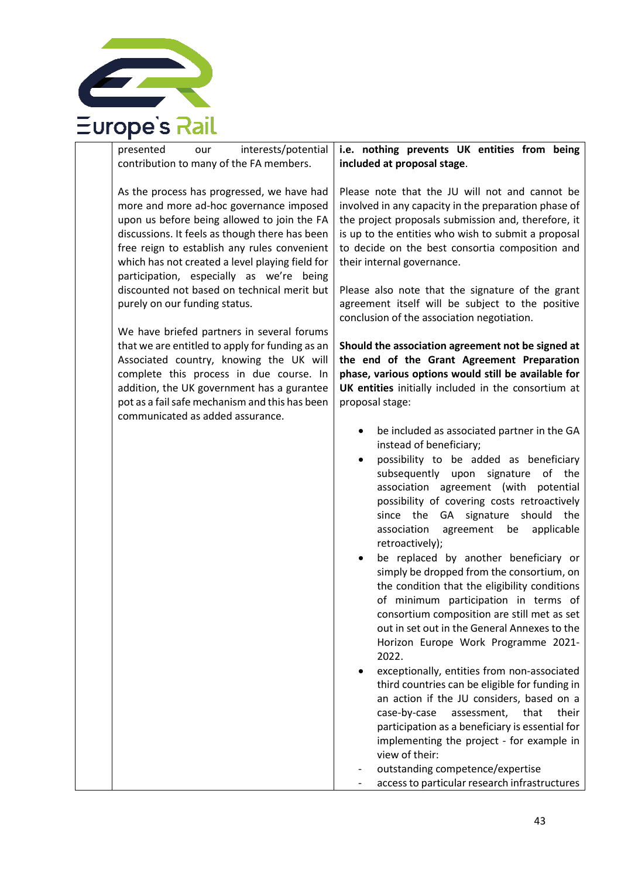| | presented our interests/potential contribution to many of the FA members.<br><br>As the process has progressed, we have had more and more ad-hoc governance imposed upon us before being allowed to join the FA discussions. It feels as though there has been free reign to establish any rules convenient which has not created a level playing field for participation, especially as we're being discounted not based on technical merit but purely on our funding status.<br><br>We have briefed partners in several forums that we are entitled to apply for funding as an Associated country, knowing the UK will complete this process in due course. In addition, the UK government has a gurantee pot as a fail safe mechanism and this has been communicated as added assurance. | **i.e. nothing prevents UK entities from being included at proposal stage**.<br><br>Please note that the JU will not and cannot be involved in any capacity in the preparation phase of the project proposals submission and, therefore, it is up to the entities who wish to submit a proposal to decide on the best consortia composition and their internal governance.<br><br>Please also note that the signature of the grant agreement itself will be subject to the positive conclusion of the association negotiation.<br><br>**Should the association agreement not be signed at the end of the Grant Agreement Preparation phase, various options would still be available for UK entities** initially included in the consortium at proposal stage:<br><br>• be included as associated partner in the GA instead of beneficiary;<br>• possibility to be added as beneficiary subsequently upon signature of the association agreement (with potential possibility of covering costs retroactively since the GA signature should the association agreement be applicable retroactively);<br>• be replaced by another beneficiary or simply be dropped from the consortium, on the condition that the eligibility conditions of minimum participation in terms of consortium composition are still met as set out in set out in the General Annexes to the Horizon Europe Work Programme 2021-2022.<br>• exceptionally, entities from non-associated third countries can be eligible for funding in an action if the JU considers, based on a case-by-case assessment, that their participation as a beneficiary is essential for implementing the project - for example in view of their:<br>- outstanding competence/expertise<br>- access to particular research infrastructures |
|---|---|---|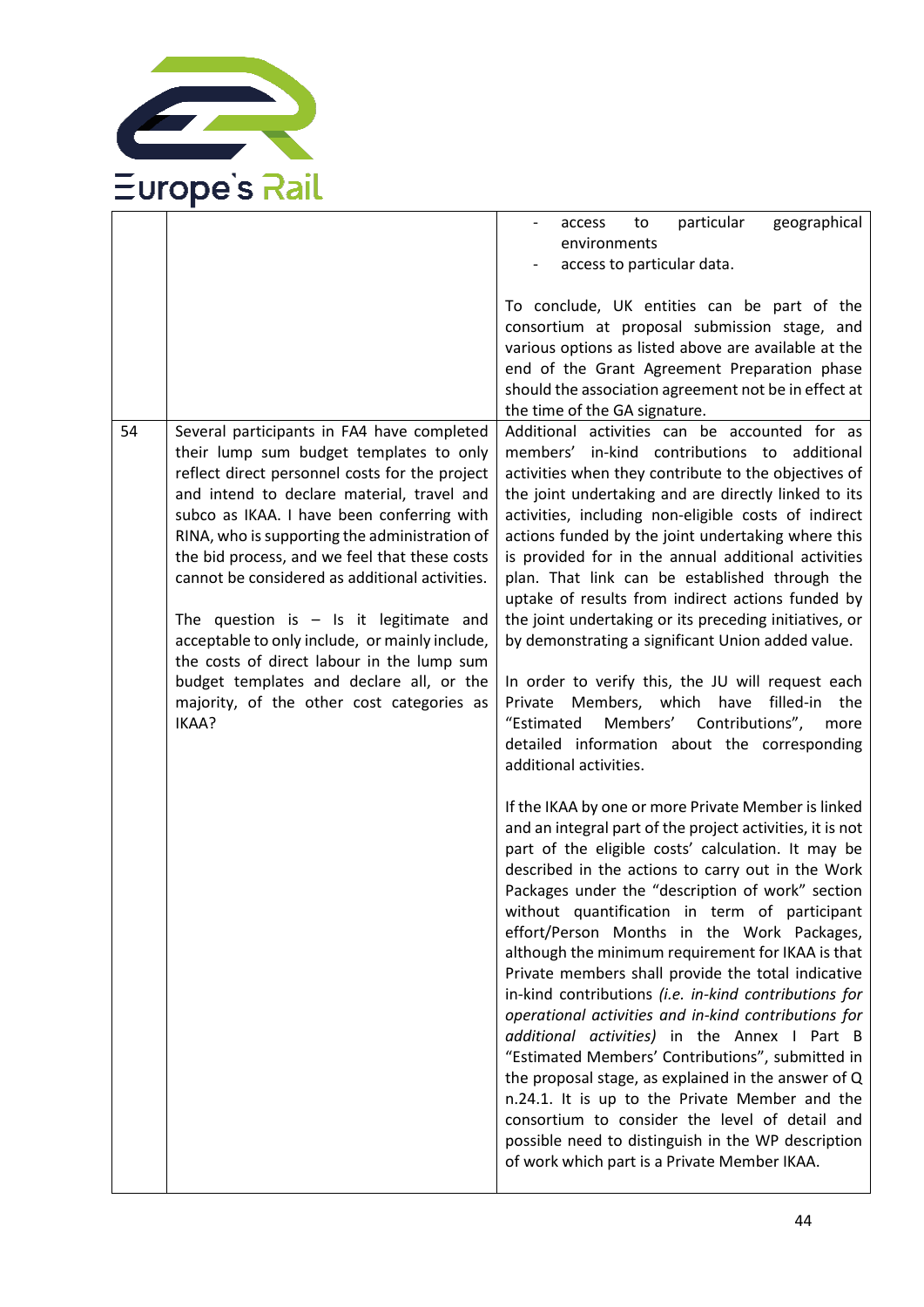| | | |
|---|---|---|
| | | - access to particular geographical environments<br>- access to particular data.<br><br>To conclude, UK entities can be part of the consortium at proposal submission stage, and various options as listed above are available at the end of the Grant Agreement Preparation phase should the association agreement not be in effect at the time of the GA signature. |
| 54 | Several participants in FA4 have completed their lump sum budget templates to only reflect direct personnel costs for the project and intend to declare material, travel and subco as IKAA. I have been conferring with RINA, who is supporting the administration of the bid process, and we feel that these costs cannot be considered as additional activities.<br><br>The question is – Is it legitimate and acceptable to only include, or mainly include, the costs of direct labour in the lump sum budget templates and declare all, or the majority, of the other cost categories as IKAA? | Additional activities can be accounted for as members' in-kind contributions to additional activities when they contribute to the objectives of the joint undertaking and are directly linked to its activities, including non-eligible costs of indirect actions funded by the joint undertaking where this is provided for in the annual additional activities plan. That link can be established through the uptake of results from indirect actions funded by the joint undertaking or its preceding initiatives, or by demonstrating a significant Union added value.<br><br>In order to verify this, the JU will request each Private Members, which have filled-in the "Estimated Members' Contributions", more detailed information about the corresponding additional activities.<br><br>If the IKAA by one or more Private Member is linked and an integral part of the project activities, it is not part of the eligible costs' calculation. It may be described in the actions to carry out in the Work Packages under the "description of work" section without quantification in term of participant effort/Person Months in the Work Packages, although the minimum requirement for IKAA is that Private members shall provide the total indicative in-kind contributions *(i.e. in-kind contributions for operational activities and in-kind contributions for additional activities)* in the Annex I Part B "Estimated Members' Contributions", submitted in the proposal stage, as explained in the answer of Q n.24.1. It is up to the Private Member and the consortium to consider the level of detail and possible need to distinguish in the WP description of work which part is a Private Member IKAA. |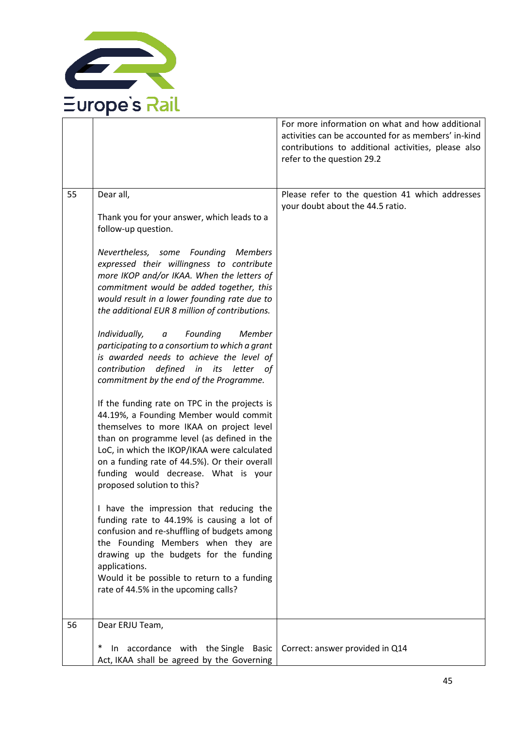| | | |
|---|---|---|
| | | For more information on what and how additional activities can be accounted for as members' in-kind contributions to additional activities, please also refer to the question 29.2 |
| 55 | Dear all,<br><br>Thank you for your answer, which leads to a follow-up question.<br><br>*Nevertheless, some Founding Members expressed their willingness to contribute more IKOP and/or IKAA. When the letters of commitment would be added together, this would result in a lower founding rate due to the additional EUR 8 million of contributions.*<br><br>*Individually, a Founding Member participating to a consortium to which a grant is awarded needs to achieve the level of contribution defined in its letter of commitment by the end of the Programme.*<br><br>If the funding rate on TPC in the projects is 44.19%, a Founding Member would commit themselves to more IKAA on project level than on programme level (as defined in the LoC, in which the IKOP/IKAA were calculated on a funding rate of 44.5%). Or their overall funding would decrease. What is your proposed solution to this?<br><br>I have the impression that reducing the funding rate to 44.19% is causing a lot of confusion and re-shuffling of budgets among the Founding Members when they are drawing up the budgets for the funding applications.<br>Would it be possible to return to a funding rate of 44.5% in the upcoming calls? | Please refer to the question 41 which addresses your doubt about the 44.5 ratio. |
| 56 | Dear ERJU Team,<br><br>* In accordance with the Single Basic Act, IKAA shall be agreed by the Governing | <br><br>Correct: answer provided in Q14 |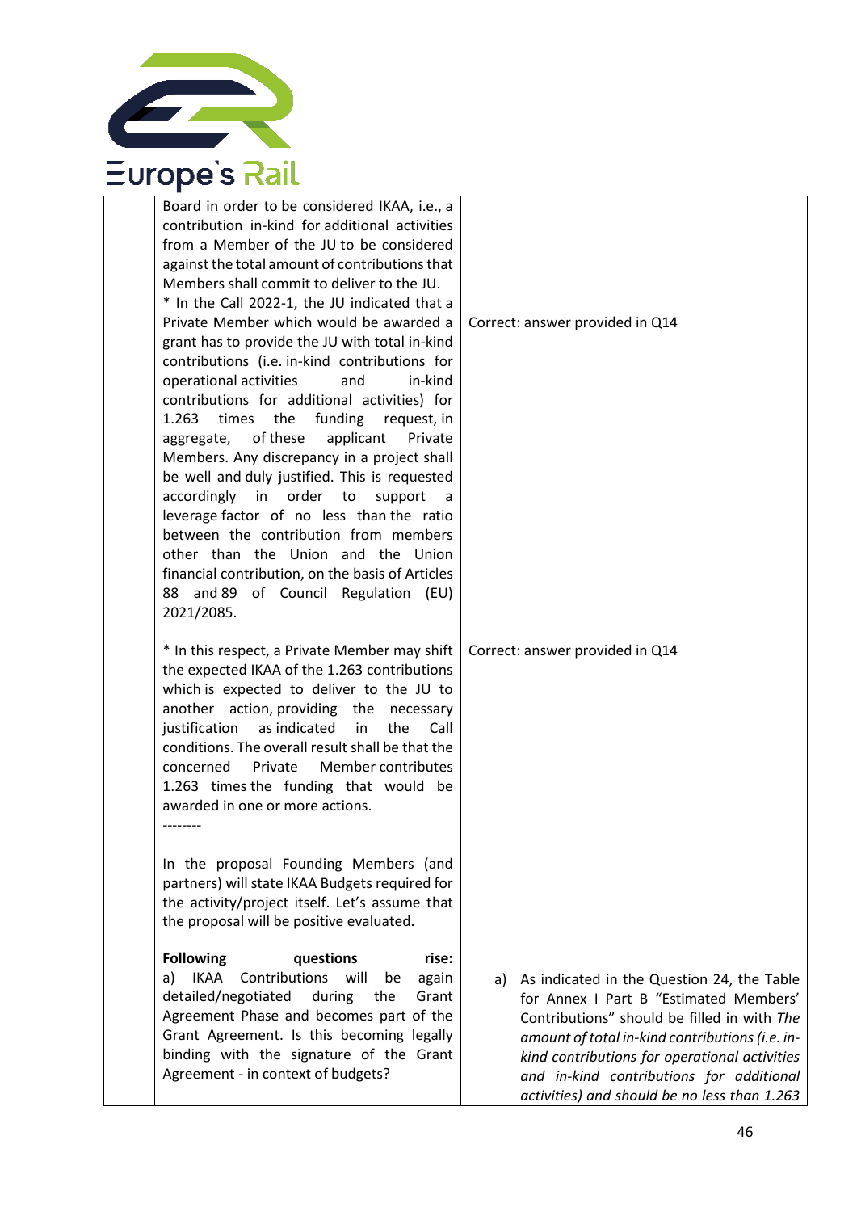| | | |
|---|---|---|
| | Board in order to be considered IKAA, i.e., a contribution in-kind for additional activities from a Member of the JU to be considered against the total amount of contributions that Members shall commit to deliver to the JU.<br>* In the Call 2022-1, the JU indicated that a Private Member which would be awarded a grant has to provide the JU with total in-kind contributions (i.e. in-kind contributions for operational activities and in-kind contributions for additional activities) for 1.263 times the funding request, in aggregate, of these applicant Private Members. Any discrepancy in a project shall be well and duly justified. This is requested accordingly in order to support a leverage factor of no less than the ratio between the contribution from members other than the Union and the Union financial contribution, on the basis of Articles 88 and 89 of Council Regulation (EU) 2021/2085. | Correct: answer provided in Q14 |
| | * In this respect, a Private Member may shift the expected IKAA of the 1.263 contributions which is expected to deliver to the JU to another action, providing the necessary justification as indicated in the Call conditions. The overall result shall be that the concerned Private Member contributes 1.263 times the funding that would be awarded in one or more actions.<br>--------<br><br>In the proposal Founding Members (and partners) will state IKAA Budgets required for the activity/project itself. Let's assume that the proposal will be positive evaluated. | Correct: answer provided in Q14 |
| | **Following questions rise:**<br>a) IKAA Contributions will be again detailed/negotiated during the Grant Agreement Phase and becomes part of the Grant Agreement. Is this becoming legally binding with the signature of the Grant Agreement - in context of budgets? | a) As indicated in the Question 24, the Table for Annex I Part B "Estimated Members' Contributions" should be filled in with *The amount of total in-kind contributions (i.e. in-kind contributions for operational activities and in-kind contributions for additional activities) and should be no less than 1.263* |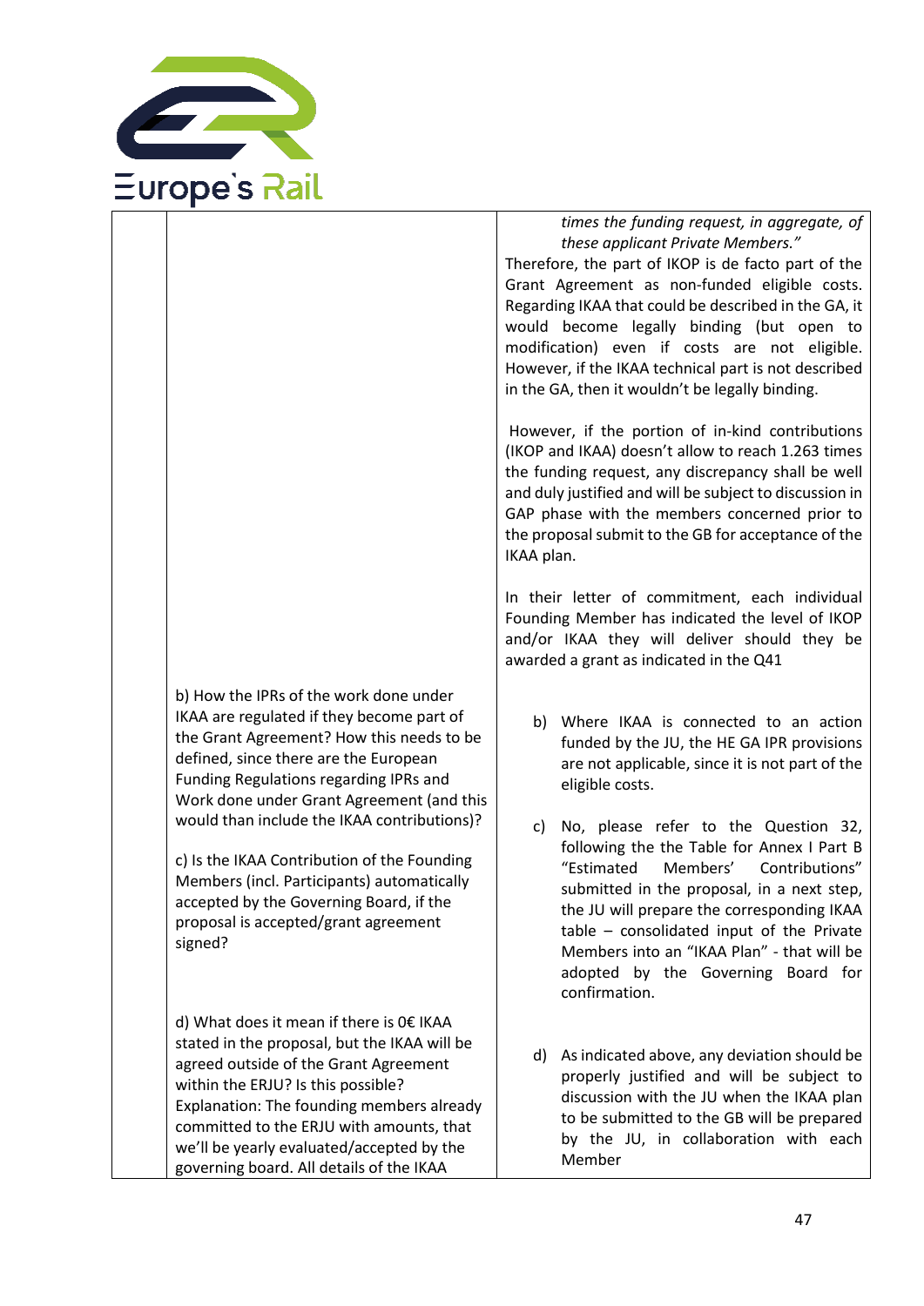| | | |
|---|---|---|
| | | *times the funding request, in aggregate, of these applicant Private Members."*<br>Therefore, the part of IKOP is de facto part of the Grant Agreement as non-funded eligible costs. Regarding IKAA that could be described in the GA, it would become legally binding (but open to modification) even if costs are not eligible. However, if the IKAA technical part is not described in the GA, then it wouldn't be legally binding.<br><br>However, if the portion of in-kind contributions (IKOP and IKAA) doesn't allow to reach 1.263 times the funding request, any discrepancy shall be well and duly justified and will be subject to discussion in GAP phase with the members concerned prior to the proposal submit to the GB for acceptance of the IKAA plan.<br><br>In their letter of commitment, each individual Founding Member has indicated the level of IKOP and/or IKAA they will deliver should they be awarded a grant as indicated in the Q41 |
| | b) How the IPRs of the work done under IKAA are regulated if they become part of the Grant Agreement? How this needs to be defined, since there are the European Funding Regulations regarding IPRs and Work done under Grant Agreement (and this would than include the IKAA contributions)?<br><br>c) Is the IKAA Contribution of the Founding Members (incl. Participants) automatically accepted by the Governing Board, if the proposal is accepted/grant agreement signed?<br><br>d) What does it mean if there is 0€ IKAA stated in the proposal, but the IKAA will be agreed outside of the Grant Agreement within the ERJU? Is this possible? Explanation: The founding members already committed to the ERJU with amounts, that we'll be yearly evaluated/accepted by the governing board. All details of the IKAA | b) Where IKAA is connected to an action funded by the JU, the HE GA IPR provisions are not applicable, since it is not part of the eligible costs.<br><br>c) No, please refer to the Question 32, following the the Table for Annex I Part B "Estimated Members' Contributions" submitted in the proposal, in a next step, the JU will prepare the corresponding IKAA table – consolidated input of the Private Members into an "IKAA Plan" - that will be adopted by the Governing Board for confirmation.<br><br>d) As indicated above, any deviation should be properly justified and will be subject to discussion with the JU when the IKAA plan to be submitted to the GB will be prepared by the JU, in collaboration with each Member |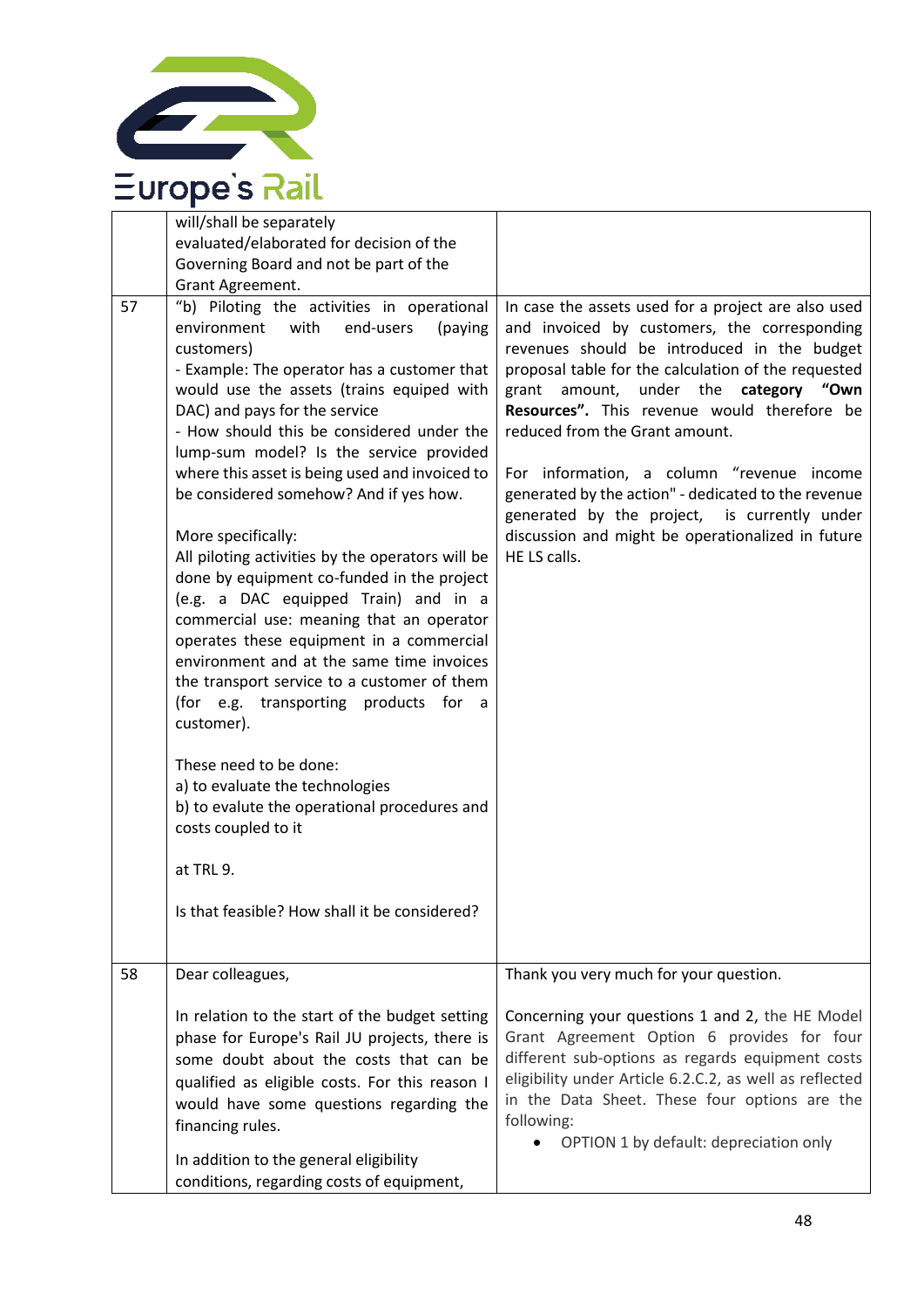| | | |
|---|---|---|
| | will/shall be separately evaluated/elaborated for decision of the Governing Board and not be part of the Grant Agreement. | |
| 57 | "b) Piloting the activities in operational environment with end-users (paying customers)<br>- Example: The operator has a customer that would use the assets (trains equiped with DAC) and pays for the service<br>- How should this be considered under the lump-sum model? Is the service provided where this asset is being used and invoiced to be considered somehow? And if yes how.<br><br>More specifically:<br>All piloting activities by the operators will be done by equipment co-funded in the project (e.g. a DAC equipped Train) and in a commercial use: meaning that an operator operates these equipment in a commercial environment and at the same time invoices the transport service to a customer of them (for e.g. transporting products for a customer).<br><br>These need to be done:<br>a) to evaluate the technologies<br>b) to evalute the operational procedures and costs coupled to it<br><br>at TRL 9.<br><br>Is that feasible? How shall it be considered? | In case the assets used for a project are also used and invoiced by customers, the corresponding revenues should be introduced in the budget proposal table for the calculation of the requested grant amount, under the **category "Own Resources".** This revenue would therefore be reduced from the Grant amount.<br><br>For information, a column "revenue income generated by the action" - dedicated to the revenue generated by the project, is currently under discussion and might be operationalized in future HE LS calls. |
| 58 | Dear colleagues,<br><br>In relation to the start of the budget setting phase for Europe's Rail JU projects, there is some doubt about the costs that can be qualified as eligible costs. For this reason I would have some questions regarding the financing rules.<br><br>In addition to the general eligibility conditions, regarding costs of equipment, | Thank you very much for your question.<br><br>Concerning your questions 1 and 2, the HE Model Grant Agreement Option 6 provides for four different sub-options as regards equipment costs eligibility under Article 6.2.C.2, as well as reflected in the Data Sheet. These four options are the following:<br><br>• OPTION 1 by default: depreciation only |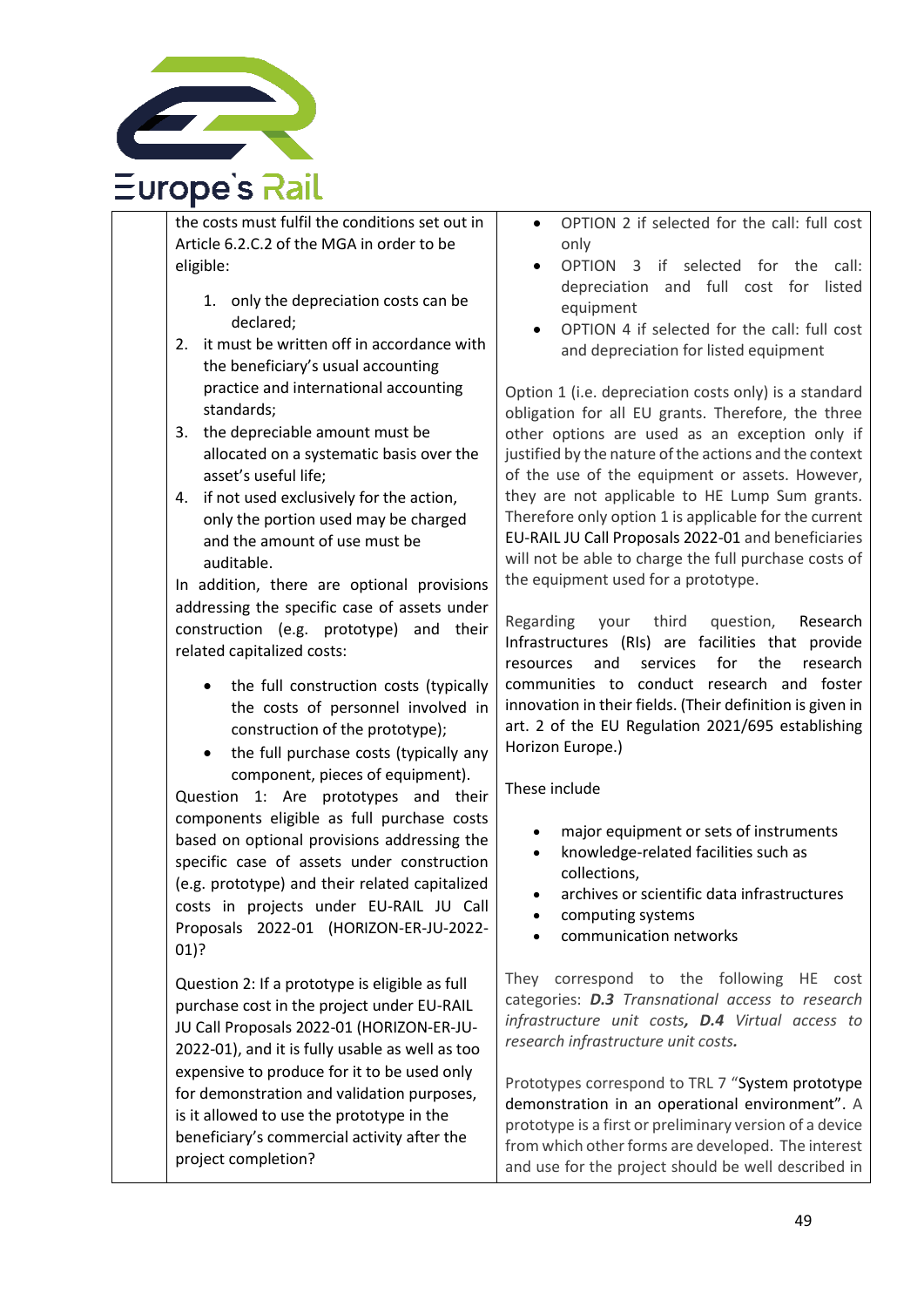|  | the costs must fulfil the conditions set out in Article 6.2.C.2 of the MGA in order to be eligible:<br><br>1. only the depreciation costs can be declared;<br>2. it must be written off in accordance with the beneficiary's usual accounting practice and international accounting standards;<br>3. the depreciable amount must be allocated on a systematic basis over the asset's useful life;<br>4. if not used exclusively for the action, only the portion used may be charged and the amount of use must be auditable.<br><br>In addition, there are optional provisions addressing the specific case of assets under construction (e.g. prototype) and their related capitalized costs:<br><br>• the full construction costs (typically the costs of personnel involved in construction of the prototype);<br>• the full purchase costs (typically any component, pieces of equipment).<br><br>Question 1: Are prototypes and their components eligible as full purchase costs based on optional provisions addressing the specific case of assets under construction (e.g. prototype) and their related capitalized costs in projects under EU-RAIL JU Call Proposals 2022-01 (HORIZON-ER-JU-2022-01)?<br><br>Question 2: If a prototype is eligible as full purchase cost in the project under EU-RAIL JU Call Proposals 2022-01 (HORIZON-ER-JU-2022-01), and it is fully usable as well as too expensive to produce for it to be used only for demonstration and validation purposes, is it allowed to use the prototype in the beneficiary's commercial activity after the project completion? | • OPTION 2 if selected for the call: full cost only<br>• OPTION 3 if selected for the call: depreciation and full cost for listed equipment<br>• OPTION 4 if selected for the call: full cost and depreciation for listed equipment<br><br>Option 1 (i.e. depreciation costs only) is a standard obligation for all EU grants. Therefore, the three other options are used as an exception only if justified by the nature of the actions and the context of the use of the equipment or assets. However, they are not applicable to HE Lump Sum grants. Therefore only option 1 is applicable for the current EU-RAIL JU Call Proposals 2022-01 and beneficiaries will not be able to charge the full purchase costs of the equipment used for a prototype.<br><br>Regarding your third question, Research Infrastructures (RIs) are facilities that provide resources and services for the research communities to conduct research and foster innovation in their fields. (Their definition is given in art. 2 of the EU Regulation 2021/695 establishing Horizon Europe.)<br><br>These include<br><br>• major equipment or sets of instruments<br>• knowledge-related facilities such as collections,<br>• archives or scientific data infrastructures<br>• computing systems<br>• communication networks<br><br>They correspond to the following HE cost categories: ***D.3*** *Transnational access to research infrastructure unit costs*, ***D.4*** *Virtual access to research infrastructure unit costs.*<br><br>Prototypes correspond to TRL 7 "System prototype demonstration in an operational environment". A prototype is a first or preliminary version of a device from which other forms are developed. The interest and use for the project should be well described in |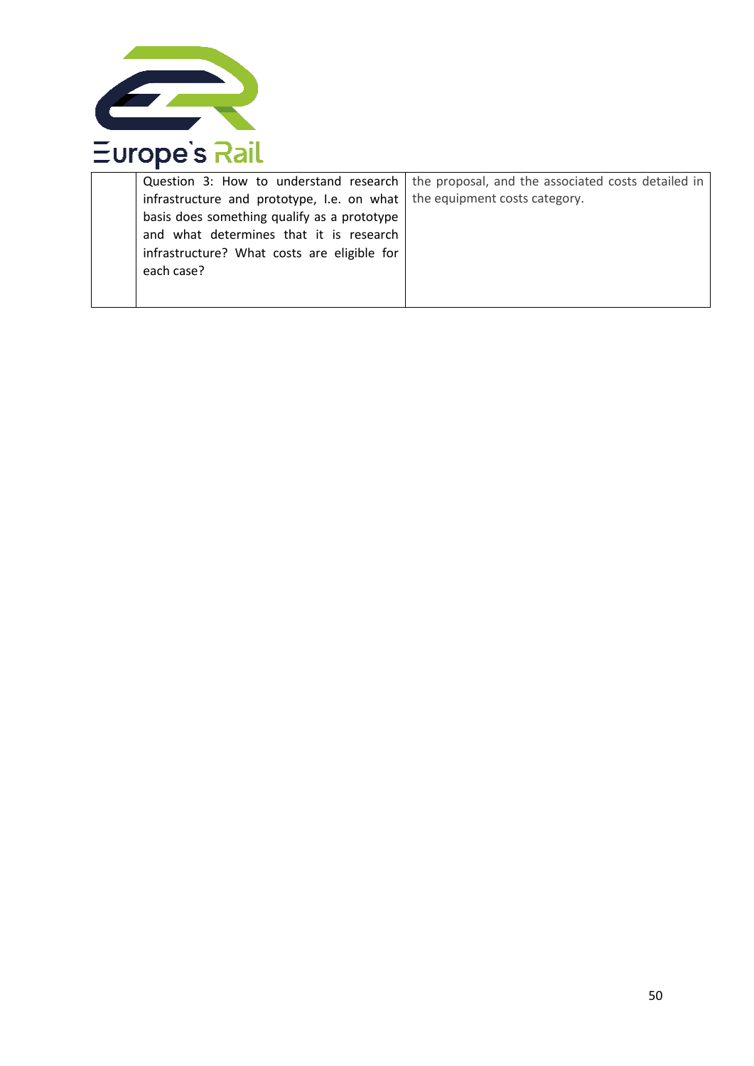| | | |
|---|---|---|
| | Question 3: How to understand research infrastructure and prototype, I.e. on what basis does something qualify as a prototype and what determines that it is research infrastructure? What costs are eligible for each case? | the proposal, and the associated costs detailed in the equipment costs category. |